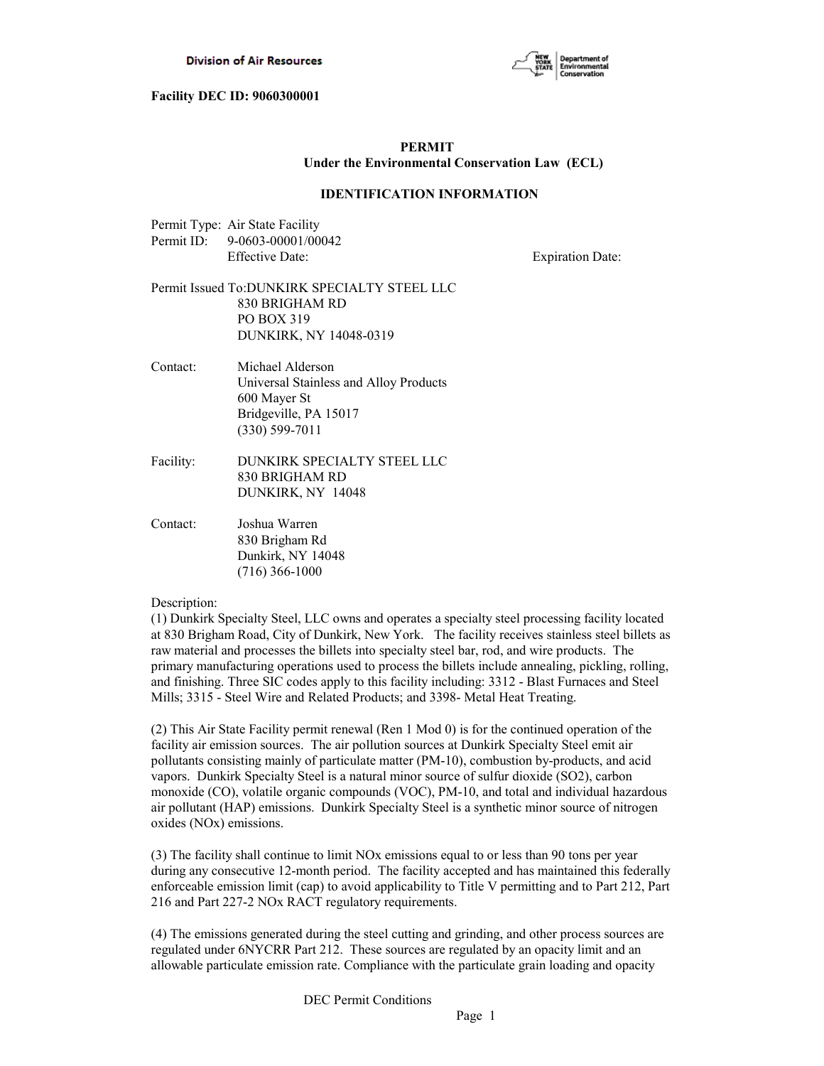Division of Air Resources

**Facility DEC ID: 9060300001**

**PERMIT**
**Under the Environmental Conservation Law (ECL)**

**IDENTIFICATION INFORMATION**

Permit Type: Air State Facility
Permit ID: 9-0603-00001/00042
Effective Date: Expiration Date:

Permit Issued To: DUNKIRK SPECIALTY STEEL LLC
830 BRIGHAM RD
PO BOX 319
DUNKIRK, NY 14048-0319

Contact: Michael Alderson
Universal Stainless and Alloy Products
600 Mayer St
Bridgeville, PA 15017
(330) 599-7011

Facility: DUNKIRK SPECIALTY STEEL LLC
830 BRIGHAM RD
DUNKIRK, NY 14048

Contact: Joshua Warren
830 Brigham Rd
Dunkirk, NY 14048
(716) 366-1000

Description:

(1) Dunkirk Specialty Steel, LLC owns and operates a specialty steel processing facility located at 830 Brigham Road, City of Dunkirk, New York. The facility receives stainless steel billets as raw material and processes the billets into specialty steel bar, rod, and wire products. The primary manufacturing operations used to process the billets include annealing, pickling, rolling, and finishing. Three SIC codes apply to this facility including: 3312 - Blast Furnaces and Steel Mills; 3315 - Steel Wire and Related Products; and 3398- Metal Heat Treating.

(2) This Air State Facility permit renewal (Ren 1 Mod 0) is for the continued operation of the facility air emission sources. The air pollution sources at Dunkirk Specialty Steel emit air pollutants consisting mainly of particulate matter (PM-10), combustion by-products, and acid vapors. Dunkirk Specialty Steel is a natural minor source of sulfur dioxide ($SO_2$), carbon monoxide (CO), volatile organic compounds (VOC), PM-10, and total and individual hazardous air pollutant (HAP) emissions. Dunkirk Specialty Steel is a synthetic minor source of nitrogen oxides ($NO_x$) emissions.

(3) The facility shall continue to limit $NO_x$ emissions equal to or less than 90 tons per year during any consecutive 12-month period. The facility accepted and has maintained this federally enforceable emission limit (cap) to avoid applicability to Title V permitting and to Part 212, Part 216 and Part 227-2 $NO_x$ RACT regulatory requirements.

(4) The emissions generated during the steel cutting and grinding, and other process sources are regulated under 6NYCRR Part 212. These sources are regulated by an opacity limit and an allowable particulate emission rate. Compliance with the particulate grain loading and opacity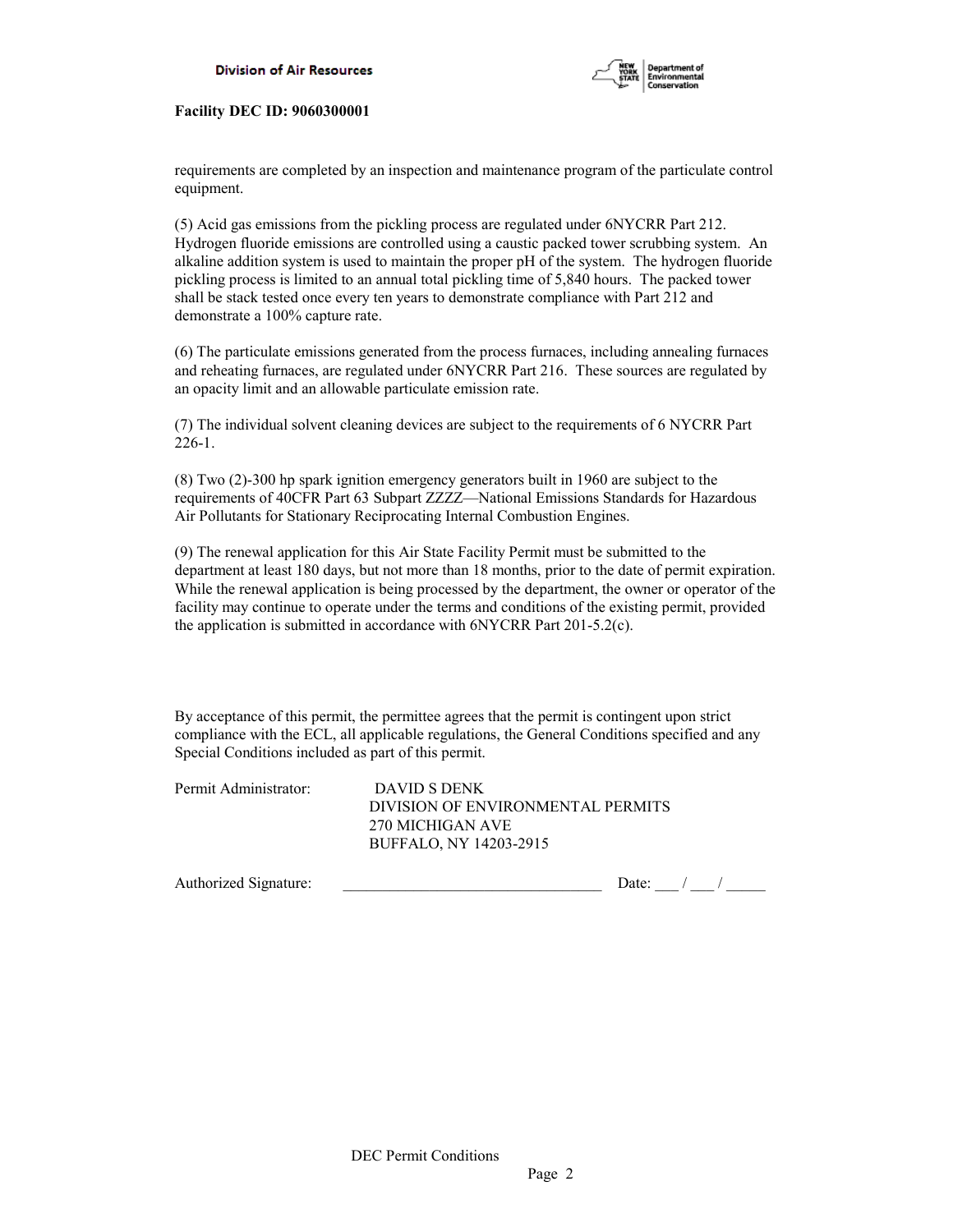requirements are completed by an inspection and maintenance program of the particulate control equipment.

(5) Acid gas emissions from the pickling process are regulated under 6NYCRR Part 212. Hydrogen fluoride emissions are controlled using a caustic packed tower scrubbing system. An alkaline addition system is used to maintain the proper pH of the system. The hydrogen fluoride pickling process is limited to an annual total pickling time of 5,840 hours. The packed tower shall be stack tested once every ten years to demonstrate compliance with Part 212 and demonstrate a 100% capture rate.

(6) The particulate emissions generated from the process furnaces, including annealing furnaces and reheating furnaces, are regulated under 6NYCRR Part 216. These sources are regulated by an opacity limit and an allowable particulate emission rate.

(7) The individual solvent cleaning devices are subject to the requirements of 6 NYCRR Part 226-1.

(8) Two (2)-300 hp spark ignition emergency generators built in 1960 are subject to the requirements of 40CFR Part 63 Subpart ZZZZ—National Emissions Standards for Hazardous Air Pollutants for Stationary Reciprocating Internal Combustion Engines.

(9) The renewal application for this Air State Facility Permit must be submitted to the department at least 180 days, but not more than 18 months, prior to the date of permit expiration. While the renewal application is being processed by the department, the owner or operator of the facility may continue to operate under the terms and conditions of the existing permit, provided the application is submitted in accordance with 6NYCRR Part 201-5.2(c).

By acceptance of this permit, the permittee agrees that the permit is contingent upon strict compliance with the ECL, all applicable regulations, the General Conditions specified and any Special Conditions included as part of this permit.

Permit Administrator: DAVID S DENK
DIVISION OF ENVIRONMENTAL PERMITS
270 MICHIGAN AVE
BUFFALO, NY 14203-2915

Authorized Signature: _________________________________ Date: ___ / ___ / _____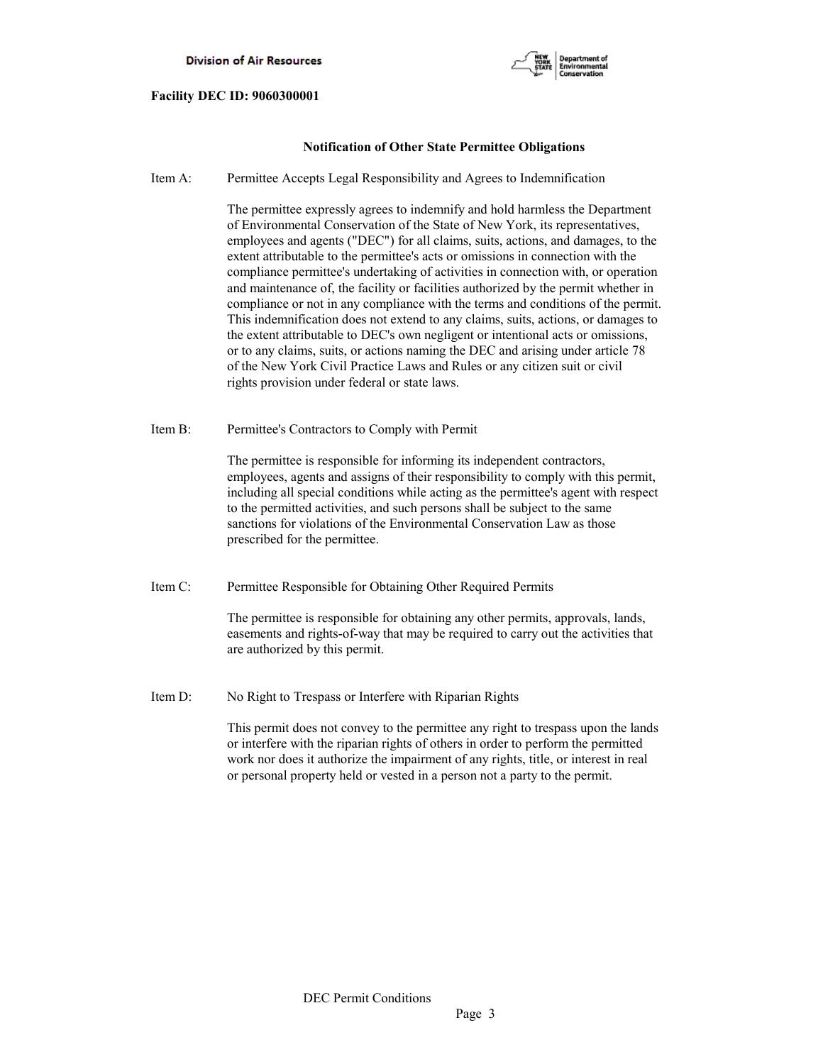Facility DEC ID: 9060300001

## Notification of Other State Permittee Obligations

Item A: Permittee Accepts Legal Responsibility and Agrees to Indemnification

The permittee expressly agrees to indemnify and hold harmless the Department of Environmental Conservation of the State of New York, its representatives, employees and agents ("DEC") for all claims, suits, actions, and damages, to the extent attributable to the permittee's acts or omissions in connection with the compliance permittee's undertaking of activities in connection with, or operation and maintenance of, the facility or facilities authorized by the permit whether in compliance or not in any compliance with the terms and conditions of the permit. This indemnification does not extend to any claims, suits, actions, or damages to the extent attributable to DEC's own negligent or intentional acts or omissions, or to any claims, suits, or actions naming the DEC and arising under article 78 of the New York Civil Practice Laws and Rules or any citizen suit or civil rights provision under federal or state laws.

Item B: Permittee's Contractors to Comply with Permit

The permittee is responsible for informing its independent contractors, employees, agents and assigns of their responsibility to comply with this permit, including all special conditions while acting as the permittee's agent with respect to the permitted activities, and such persons shall be subject to the same sanctions for violations of the Environmental Conservation Law as those prescribed for the permittee.

Item C: Permittee Responsible for Obtaining Other Required Permits

The permittee is responsible for obtaining any other permits, approvals, lands, easements and rights-of-way that may be required to carry out the activities that are authorized by this permit.

Item D: No Right to Trespass or Interfere with Riparian Rights

This permit does not convey to the permittee any right to trespass upon the lands or interfere with the riparian rights of others in order to perform the permitted work nor does it authorize the impairment of any rights, title, or interest in real or personal property held or vested in a person not a party to the permit.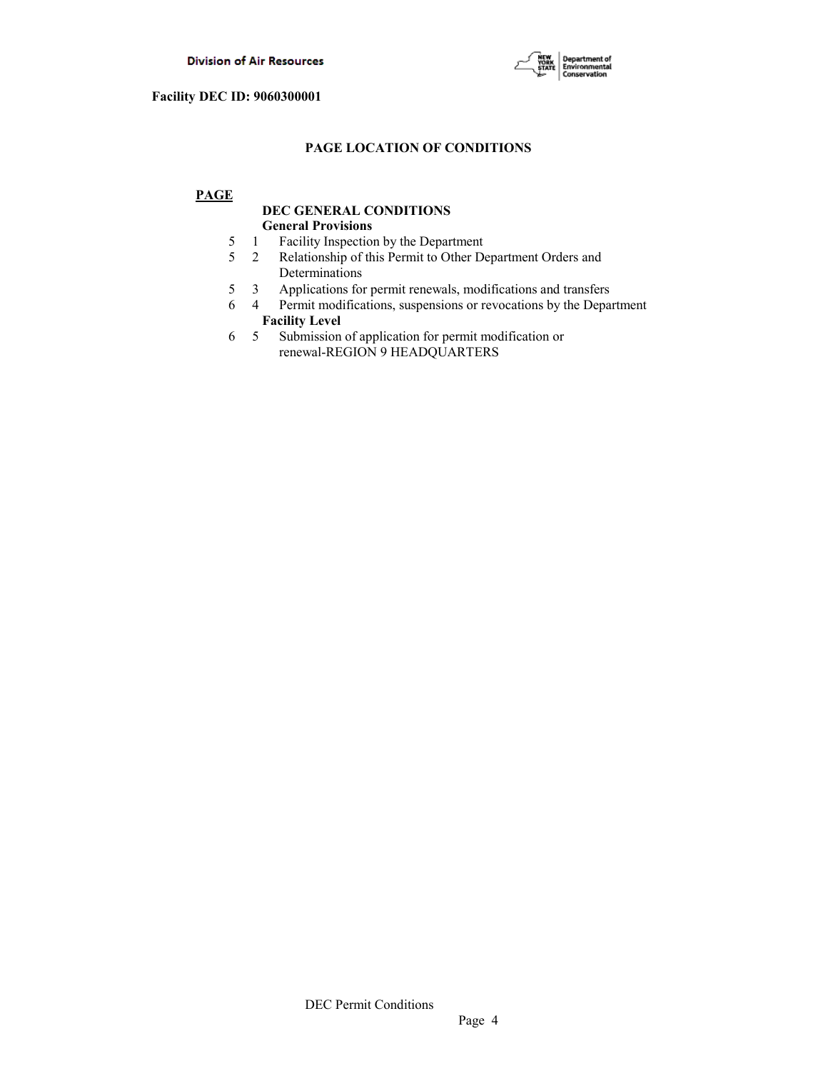Facility DEC ID: 9060300001

## PAGE LOCATION OF CONDITIONS

**PAGE**

**DEC GENERAL CONDITIONS**

**General Provisions**

| PAGE | | |
|---|---|---|
| 5 | 1 | Facility Inspection by the Department |
| 5 | 2 | Relationship of this Permit to Other Department Orders and Determinations |
| 5 | 3 | Applications for permit renewals, modifications and transfers |
| 6 | 4 | Permit modifications, suspensions or revocations by the Department |
| | | **Facility Level** |
| 6 | 5 | Submission of application for permit modification or renewal-REGION 9 HEADQUARTERS |

DEC Permit Conditions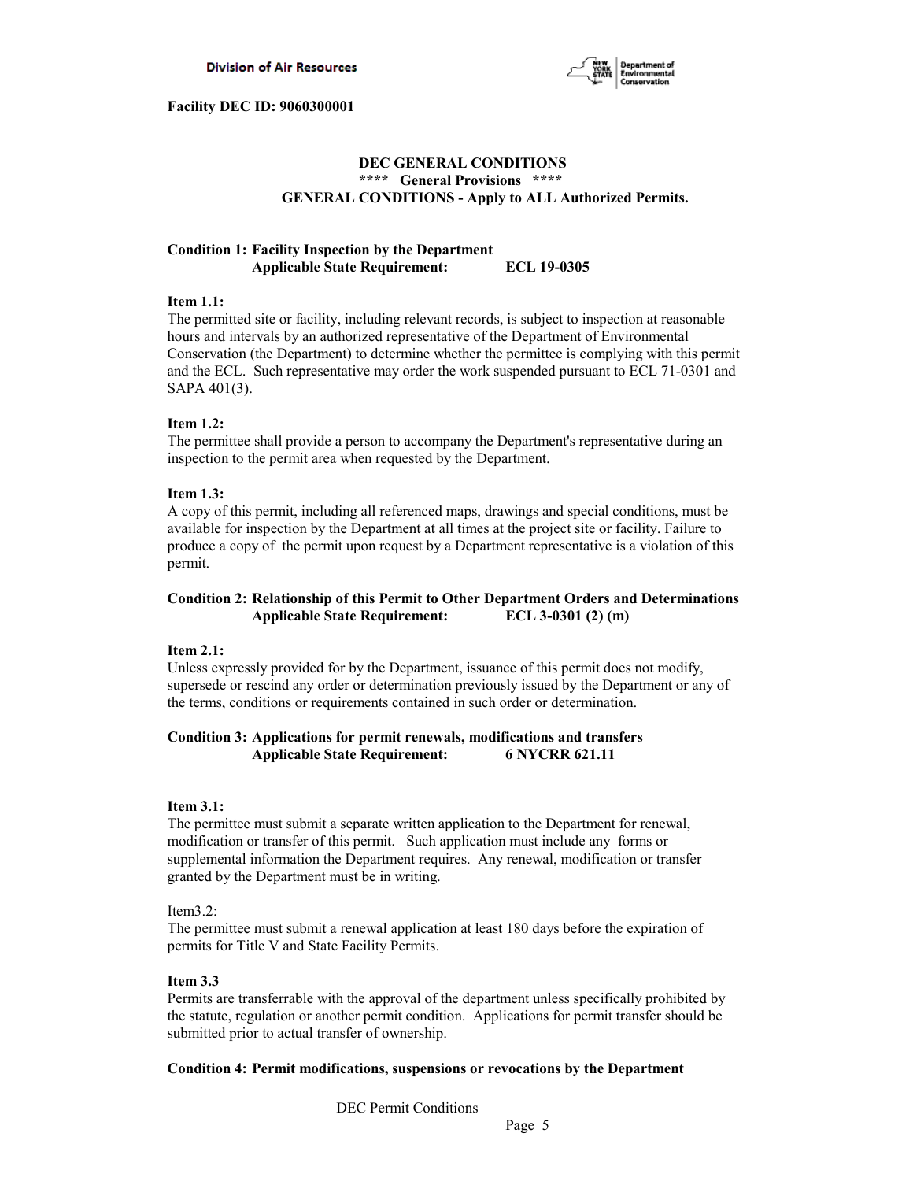**Facility DEC ID: 9060300001**

## DEC GENERAL CONDITIONS
### **** General Provisions ****
### GENERAL CONDITIONS - Apply to ALL Authorized Permits.

**Condition 1: Facility Inspection by the Department**
**Applicable State Requirement: ECL 19-0305**

**Item 1.1:**
The permitted site or facility, including relevant records, is subject to inspection at reasonable hours and intervals by an authorized representative of the Department of Environmental Conservation (the Department) to determine whether the permittee is complying with this permit and the ECL. Such representative may order the work suspended pursuant to ECL 71-0301 and SAPA 401(3).

**Item 1.2:**
The permittee shall provide a person to accompany the Department's representative during an inspection to the permit area when requested by the Department.

**Item 1.3:**
A copy of this permit, including all referenced maps, drawings and special conditions, must be available for inspection by the Department at all times at the project site or facility. Failure to produce a copy of the permit upon request by a Department representative is a violation of this permit.

**Condition 2: Relationship of this Permit to Other Department Orders and Determinations**
**Applicable State Requirement: ECL 3-0301 (2) (m)**

**Item 2.1:**
Unless expressly provided for by the Department, issuance of this permit does not modify, supersede or rescind any order or determination previously issued by the Department or any of the terms, conditions or requirements contained in such order or determination.

**Condition 3: Applications for permit renewals, modifications and transfers**
**Applicable State Requirement: 6 NYCRR 621.11**

**Item 3.1:**
The permittee must submit a separate written application to the Department for renewal, modification or transfer of this permit. Such application must include any forms or supplemental information the Department requires. Any renewal, modification or transfer granted by the Department must be in writing.

Item3.2:
The permittee must submit a renewal application at least 180 days before the expiration of permits for Title V and State Facility Permits.

**Item 3.3**
Permits are transferrable with the approval of the department unless specifically prohibited by the statute, regulation or another permit condition. Applications for permit transfer should be submitted prior to actual transfer of ownership.

**Condition 4: Permit modifications, suspensions or revocations by the Department**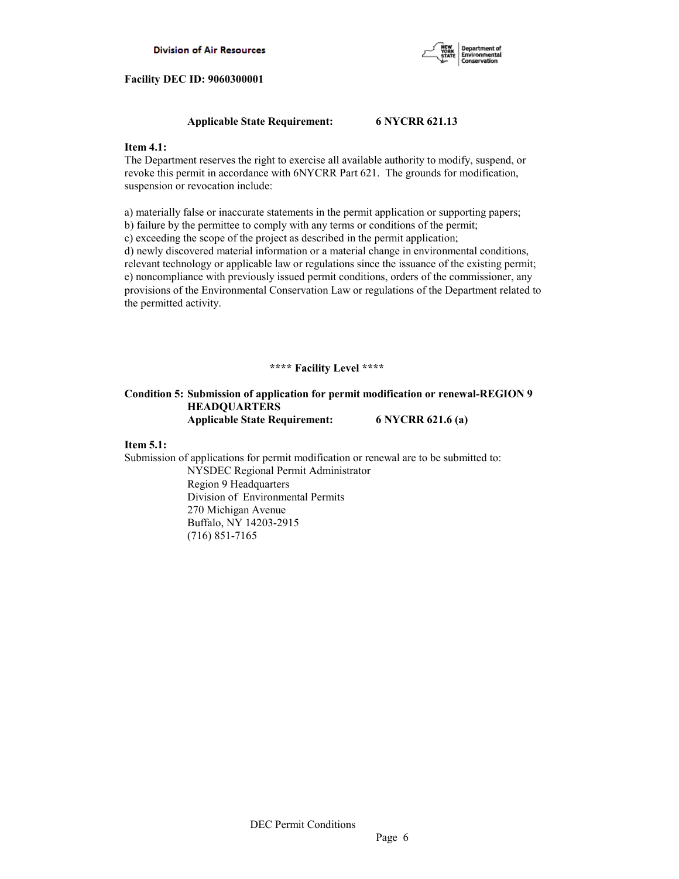**Facility DEC ID: 9060300001**

**Applicable State Requirement: 6 NYCRR 621.13**

**Item 4.1:**
The Department reserves the right to exercise all available authority to modify, suspend, or revoke this permit in accordance with 6NYCRR Part 621. The grounds for modification, suspension or revocation include:

a) materially false or inaccurate statements in the permit application or supporting papers;
b) failure by the permittee to comply with any terms or conditions of the permit;
c) exceeding the scope of the project as described in the permit application;
d) newly discovered material information or a material change in environmental conditions, relevant technology or applicable law or regulations since the issuance of the existing permit;
e) noncompliance with previously issued permit conditions, orders of the commissioner, any provisions of the Environmental Conservation Law or regulations of the Department related to the permitted activity.

**\*\*\*\* Facility Level \*\*\*\***

**Condition 5: Submission of application for permit modification or renewal-REGION 9 HEADQUARTERS**
**Applicable State Requirement: 6 NYCRR 621.6 (a)**

**Item 5.1:**
Submission of applications for permit modification or renewal are to be submitted to:

NYSDEC Regional Permit Administrator
Region 9 Headquarters
Division of Environmental Permits
270 Michigan Avenue
Buffalo, NY 14203-2915
(716) 851-7165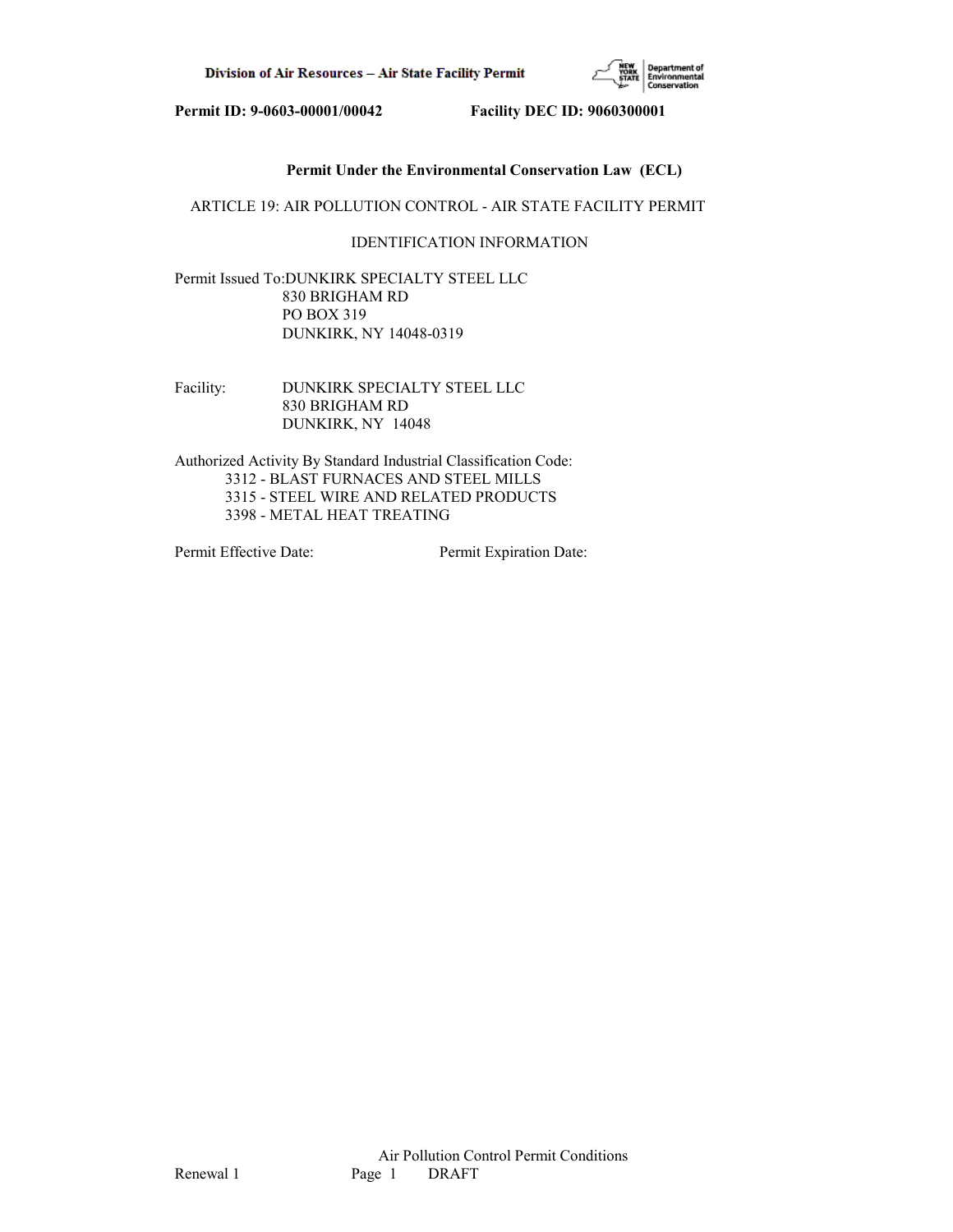Permit ID: 9-0603-00001/00042 Facility DEC ID: 9060300001

**Permit Under the Environmental Conservation Law (ECL)**

ARTICLE 19: AIR POLLUTION CONTROL - AIR STATE FACILITY PERMIT

IDENTIFICATION INFORMATION

Permit Issued To: DUNKIRK SPECIALTY STEEL LLC
830 BRIGHAM RD
PO BOX 319
DUNKIRK, NY 14048-0319

Facility: DUNKIRK SPECIALTY STEEL LLC
830 BRIGHAM RD
DUNKIRK, NY 14048

Authorized Activity By Standard Industrial Classification Code:
- 3312 - BLAST FURNACES AND STEEL MILLS
- 3315 - STEEL WIRE AND RELATED PRODUCTS
- 3398 - METAL HEAT TREATING

Permit Effective Date: Permit Expiration Date: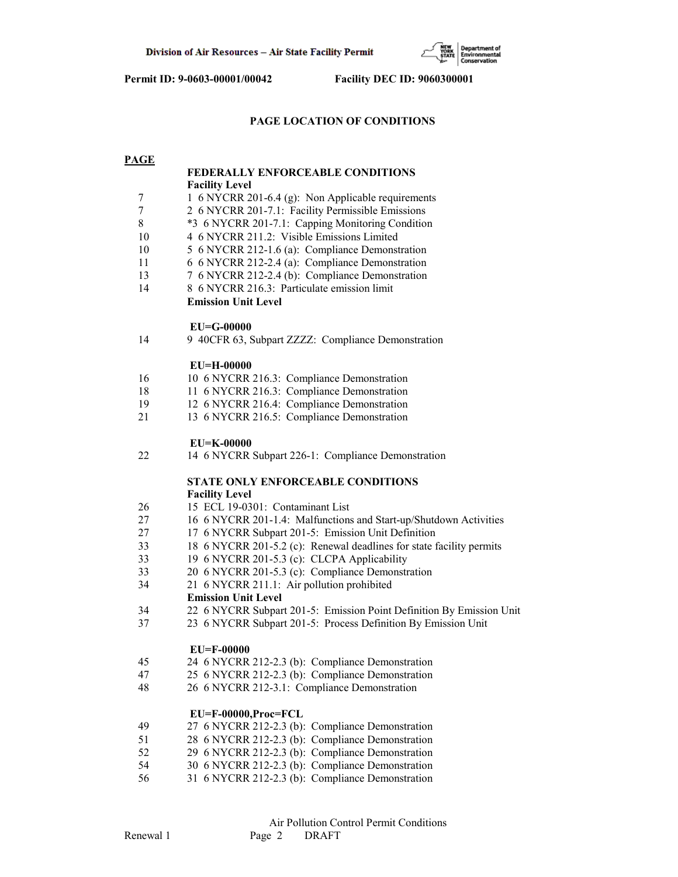Permit ID: 9-0603-00001/00042 Facility DEC ID: 9060300001

## PAGE LOCATION OF CONDITIONS

| PAGE | |
|---|---|
| | **FEDERALLY ENFORCEABLE CONDITIONS** |
| | **Facility Level** |
| 7 | 1 6 NYCRR 201-6.4 (g): Non Applicable requirements |
| 7 | 2 6 NYCRR 201-7.1: Facility Permissible Emissions |
| 8 | *3 6 NYCRR 201-7.1: Capping Monitoring Condition |
| 10 | 4 6 NYCRR 211.2: Visible Emissions Limited |
| 10 | 5 6 NYCRR 212-1.6 (a): Compliance Demonstration |
| 11 | 6 6 NYCRR 212-2.4 (a): Compliance Demonstration |
| 13 | 7 6 NYCRR 212-2.4 (b): Compliance Demonstration |
| 14 | 8 6 NYCRR 216.3: Particulate emission limit |
| | **Emission Unit Level** |
| | **EU=G-00000** |
| 14 | 9 40CFR 63, Subpart ZZZZ: Compliance Demonstration |
| | **EU=H-00000** |
| 16 | 10 6 NYCRR 216.3: Compliance Demonstration |
| 18 | 11 6 NYCRR 216.3: Compliance Demonstration |
| 19 | 12 6 NYCRR 216.4: Compliance Demonstration |
| 21 | 13 6 NYCRR 216.5: Compliance Demonstration |
| | **EU=K-00000** |
| 22 | 14 6 NYCRR Subpart 226-1: Compliance Demonstration |
| | **STATE ONLY ENFORCEABLE CONDITIONS** |
| | **Facility Level** |
| 26 | 15 ECL 19-0301: Contaminant List |
| 27 | 16 6 NYCRR 201-1.4: Malfunctions and Start-up/Shutdown Activities |
| 27 | 17 6 NYCRR Subpart 201-5: Emission Unit Definition |
| 33 | 18 6 NYCRR 201-5.2 (c): Renewal deadlines for state facility permits |
| 33 | 19 6 NYCRR 201-5.3 (c): CLCPA Applicability |
| 33 | 20 6 NYCRR 201-5.3 (c): Compliance Demonstration |
| 34 | 21 6 NYCRR 211.1: Air pollution prohibited |
| | **Emission Unit Level** |
| 34 | 22 6 NYCRR Subpart 201-5: Emission Point Definition By Emission Unit |
| 37 | 23 6 NYCRR Subpart 201-5: Process Definition By Emission Unit |
| | **EU=F-00000** |
| 45 | 24 6 NYCRR 212-2.3 (b): Compliance Demonstration |
| 47 | 25 6 NYCRR 212-2.3 (b): Compliance Demonstration |
| 48 | 26 6 NYCRR 212-3.1: Compliance Demonstration |
| | **EU=F-00000,Proc=FCL** |
| 49 | 27 6 NYCRR 212-2.3 (b): Compliance Demonstration |
| 51 | 28 6 NYCRR 212-2.3 (b): Compliance Demonstration |
| 52 | 29 6 NYCRR 212-2.3 (b): Compliance Demonstration |
| 54 | 30 6 NYCRR 212-2.3 (b): Compliance Demonstration |
| 56 | 31 6 NYCRR 212-2.3 (b): Compliance Demonstration |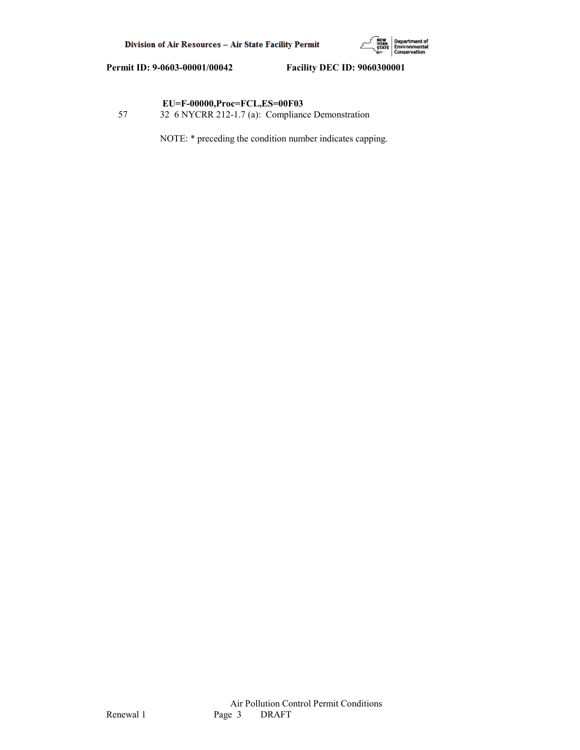**EU=F-00000,Proc=FCL,ES=00F03**

57    32 6 NYCRR 212-1.7 (a): Compliance Demonstration

NOTE: * preceding the condition number indicates capping.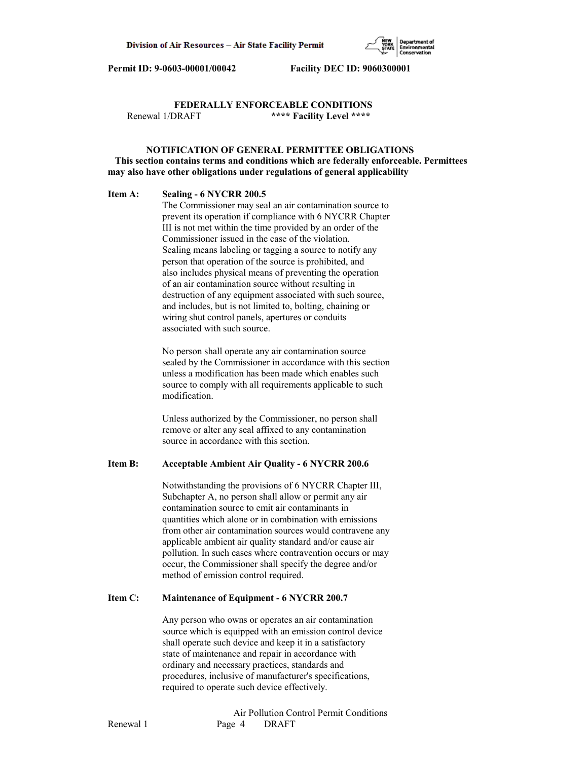**Permit ID: 9-0603-00001/00042 Facility DEC ID: 9060300001**

## FEDERALLY ENFORCEABLE CONDITIONS

Renewal 1/DRAFT **** Facility Level ****

### NOTIFICATION OF GENERAL PERMITTEE OBLIGATIONS

**This section contains terms and conditions which are federally enforceable. Permittees may also have other obligations under regulations of general applicability**

**Item A: Sealing - 6 NYCRR 200.5**

The Commissioner may seal an air contamination source to prevent its operation if compliance with 6 NYCRR Chapter III is not met within the time provided by an order of the Commissioner issued in the case of the violation. Sealing means labeling or tagging a source to notify any person that operation of the source is prohibited, and also includes physical means of preventing the operation of an air contamination source without resulting in destruction of any equipment associated with such source, and includes, but is not limited to, bolting, chaining or wiring shut control panels, apertures or conduits associated with such source.

No person shall operate any air contamination source sealed by the Commissioner in accordance with this section unless a modification has been made which enables such source to comply with all requirements applicable to such modification.

Unless authorized by the Commissioner, no person shall remove or alter any seal affixed to any contamination source in accordance with this section.

**Item B: Acceptable Ambient Air Quality - 6 NYCRR 200.6**

Notwithstanding the provisions of 6 NYCRR Chapter III, Subchapter A, no person shall allow or permit any air contamination source to emit air contaminants in quantities which alone or in combination with emissions from other air contamination sources would contravene any applicable ambient air quality standard and/or cause air pollution. In such cases where contravention occurs or may occur, the Commissioner shall specify the degree and/or method of emission control required.

**Item C: Maintenance of Equipment - 6 NYCRR 200.7**

Any person who owns or operates an air contamination source which is equipped with an emission control device shall operate such device and keep it in a satisfactory state of maintenance and repair in accordance with ordinary and necessary practices, standards and procedures, inclusive of manufacturer's specifications, required to operate such device effectively.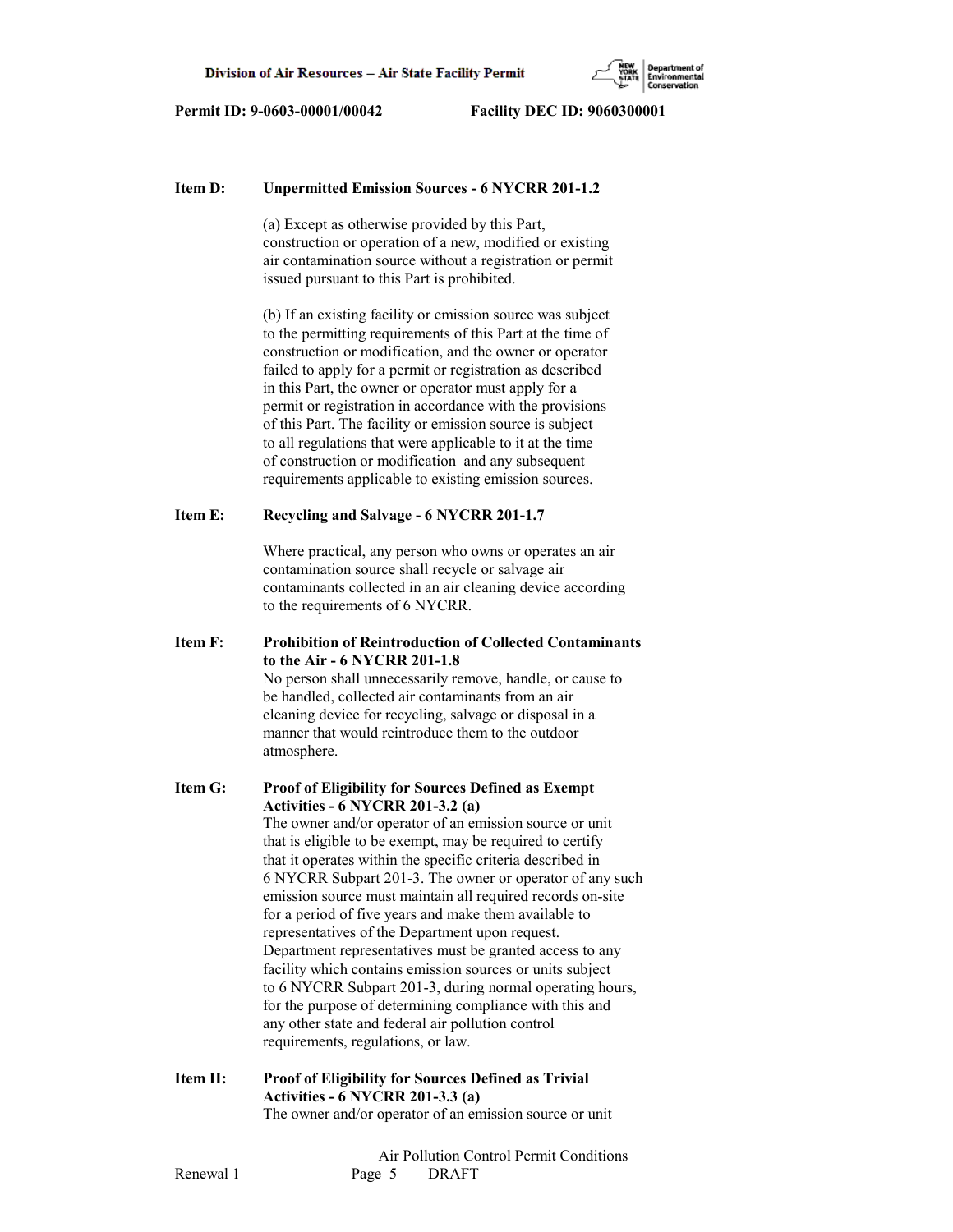**Item D: Unpermitted Emission Sources - 6 NYCRR 201-1.2**

(a) Except as otherwise provided by this Part, construction or operation of a new, modified or existing air contamination source without a registration or permit issued pursuant to this Part is prohibited.

(b) If an existing facility or emission source was subject to the permitting requirements of this Part at the time of construction or modification, and the owner or operator failed to apply for a permit or registration as described in this Part, the owner or operator must apply for a permit or registration in accordance with the provisions of this Part. The facility or emission source is subject to all regulations that were applicable to it at the time of construction or modification and any subsequent requirements applicable to existing emission sources.

**Item E: Recycling and Salvage - 6 NYCRR 201-1.7**

Where practical, any person who owns or operates an air contamination source shall recycle or salvage air contaminants collected in an air cleaning device according to the requirements of 6 NYCRR.

**Item F: Prohibition of Reintroduction of Collected Contaminants to the Air - 6 NYCRR 201-1.8**

No person shall unnecessarily remove, handle, or cause to be handled, collected air contaminants from an air cleaning device for recycling, salvage or disposal in a manner that would reintroduce them to the outdoor atmosphere.

**Item G: Proof of Eligibility for Sources Defined as Exempt Activities - 6 NYCRR 201-3.2 (a)**

The owner and/or operator of an emission source or unit that is eligible to be exempt, may be required to certify that it operates within the specific criteria described in 6 NYCRR Subpart 201-3. The owner or operator of any such emission source must maintain all required records on-site for a period of five years and make them available to representatives of the Department upon request. Department representatives must be granted access to any facility which contains emission sources or units subject to 6 NYCRR Subpart 201-3, during normal operating hours, for the purpose of determining compliance with this and any other state and federal air pollution control requirements, regulations, or law.

**Item H: Proof of Eligibility for Sources Defined as Trivial Activities - 6 NYCRR 201-3.3 (a)**

The owner and/or operator of an emission source or unit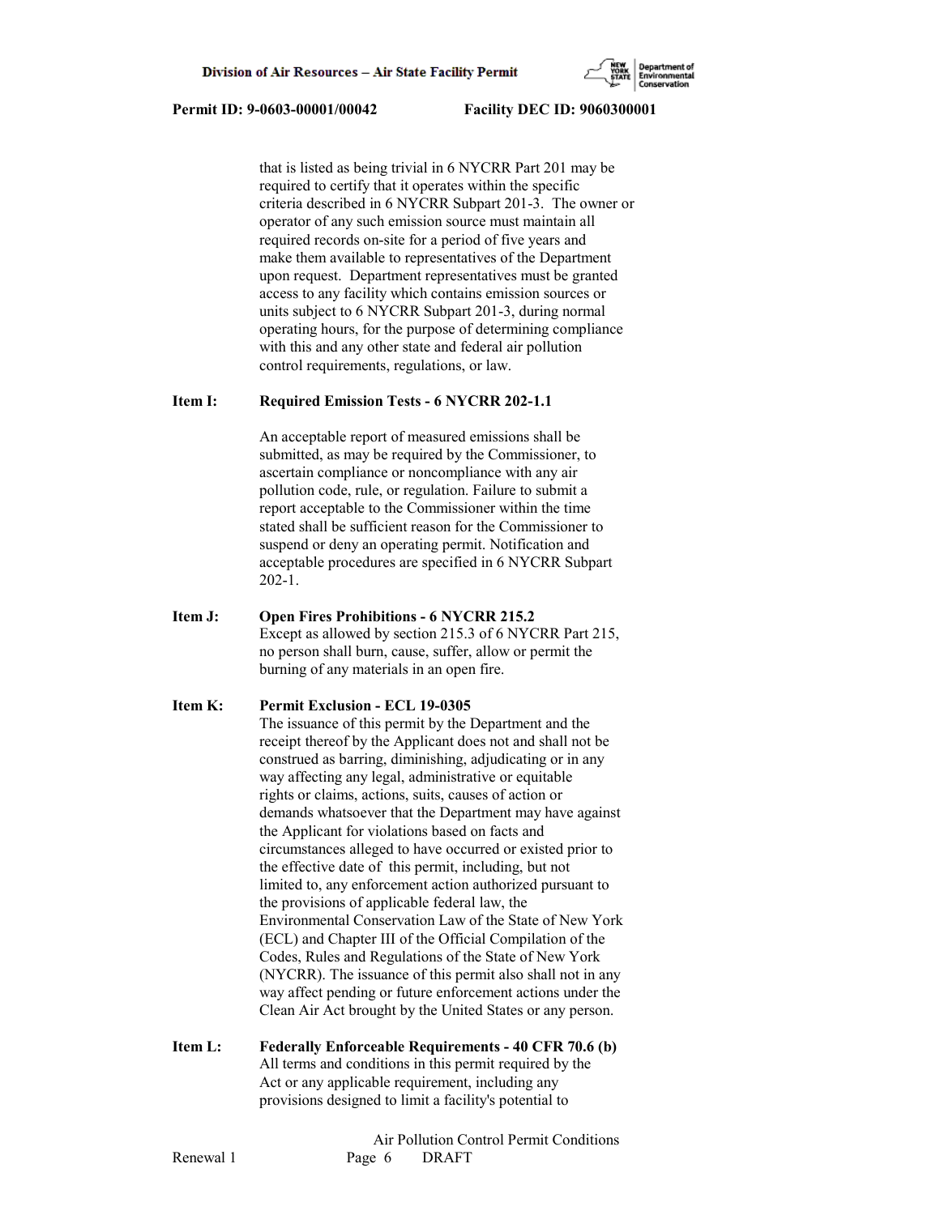that is listed as being trivial in 6 NYCRR Part 201 may be required to certify that it operates within the specific criteria described in 6 NYCRR Subpart 201-3. The owner or operator of any such emission source must maintain all required records on-site for a period of five years and make them available to representatives of the Department upon request. Department representatives must be granted access to any facility which contains emission sources or units subject to 6 NYCRR Subpart 201-3, during normal operating hours, for the purpose of determining compliance with this and any other state and federal air pollution control requirements, regulations, or law.

**Item I: Required Emission Tests - 6 NYCRR 202-1.1**

An acceptable report of measured emissions shall be submitted, as may be required by the Commissioner, to ascertain compliance or noncompliance with any air pollution code, rule, or regulation. Failure to submit a report acceptable to the Commissioner within the time stated shall be sufficient reason for the Commissioner to suspend or deny an operating permit. Notification and acceptable procedures are specified in 6 NYCRR Subpart 202-1.

**Item J: Open Fires Prohibitions - 6 NYCRR 215.2**

Except as allowed by section 215.3 of 6 NYCRR Part 215, no person shall burn, cause, suffer, allow or permit the burning of any materials in an open fire.

**Item K: Permit Exclusion - ECL 19-0305**

The issuance of this permit by the Department and the receipt thereof by the Applicant does not and shall not be construed as barring, diminishing, adjudicating or in any way affecting any legal, administrative or equitable rights or claims, actions, suits, causes of action or demands whatsoever that the Department may have against the Applicant for violations based on facts and circumstances alleged to have occurred or existed prior to the effective date of this permit, including, but not limited to, any enforcement action authorized pursuant to the provisions of applicable federal law, the Environmental Conservation Law of the State of New York (ECL) and Chapter III of the Official Compilation of the Codes, Rules and Regulations of the State of New York (NYCRR). The issuance of this permit also shall not in any way affect pending or future enforcement actions under the Clean Air Act brought by the United States or any person.

**Item L: Federally Enforceable Requirements - 40 CFR 70.6 (b)**

All terms and conditions in this permit required by the Act or any applicable requirement, including any provisions designed to limit a facility's potential to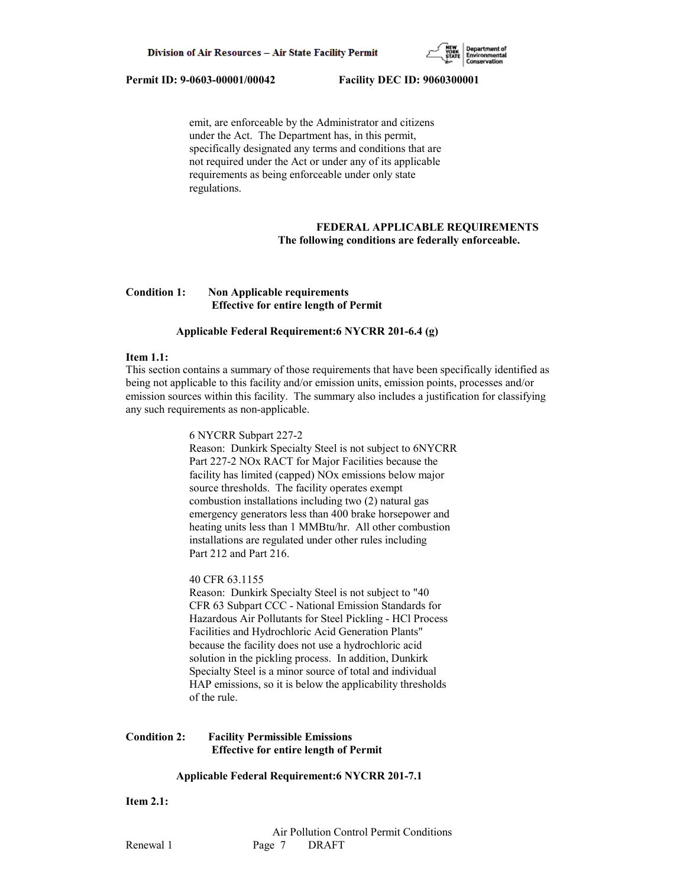emit, are enforceable by the Administrator and citizens under the Act. The Department has, in this permit, specifically designated any terms and conditions that are not required under the Act or under any of its applicable requirements as being enforceable under only state regulations.

**FEDERAL APPLICABLE REQUIREMENTS**
**The following conditions are federally enforceable.**

**Condition 1: Non Applicable requirements**
**Effective for entire length of Permit**

**Applicable Federal Requirement:6 NYCRR 201-6.4 (g)**

**Item 1.1:**
This section contains a summary of those requirements that have been specifically identified as being not applicable to this facility and/or emission units, emission points, processes and/or emission sources within this facility. The summary also includes a justification for classifying any such requirements as non-applicable.

6 NYCRR Subpart 227-2
Reason: Dunkirk Specialty Steel is not subject to 6NYCRR Part 227-2 NOx RACT for Major Facilities because the facility has limited (capped) NOx emissions below major source thresholds. The facility operates exempt combustion installations including two (2) natural gas emergency generators less than 400 brake horsepower and heating units less than 1 MMBtu/hr. All other combustion installations are regulated under other rules including Part 212 and Part 216.

40 CFR 63.1155
Reason: Dunkirk Specialty Steel is not subject to "40 CFR 63 Subpart CCC - National Emission Standards for Hazardous Air Pollutants for Steel Pickling - HCl Process Facilities and Hydrochloric Acid Generation Plants" because the facility does not use a hydrochloric acid solution in the pickling process. In addition, Dunkirk Specialty Steel is a minor source of total and individual HAP emissions, so it is below the applicability thresholds of the rule.

**Condition 2: Facility Permissible Emissions**
**Effective for entire length of Permit**

**Applicable Federal Requirement:6 NYCRR 201-7.1**

**Item 2.1:**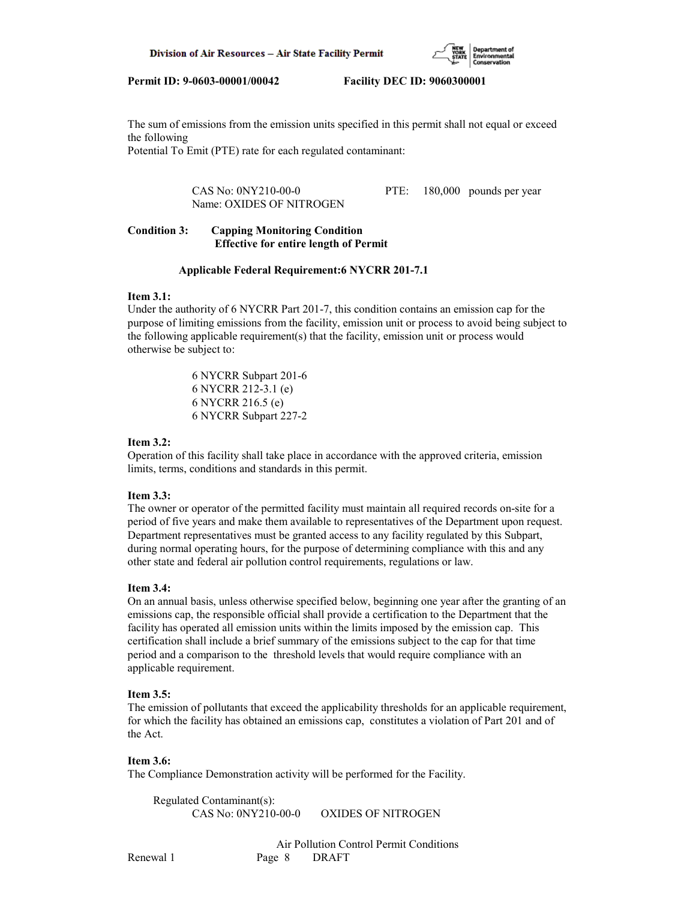The sum of emissions from the emission units specified in this permit shall not equal or exceed the following
Potential To Emit (PTE) rate for each regulated contaminant:

CAS No: 0NY210-00-0 PTE: 180,000 pounds per year
Name: OXIDES OF NITROGEN

**Condition 3: Capping Monitoring Condition**
**Effective for entire length of Permit**

**Applicable Federal Requirement:6 NYCRR 201-7.1**

**Item 3.1:**
Under the authority of 6 NYCRR Part 201-7, this condition contains an emission cap for the purpose of limiting emissions from the facility, emission unit or process to avoid being subject to the following applicable requirement(s) that the facility, emission unit or process would otherwise be subject to:

6 NYCRR Subpart 201-6
6 NYCRR 212-3.1 (e)
6 NYCRR 216.5 (e)
6 NYCRR Subpart 227-2

**Item 3.2:**
Operation of this facility shall take place in accordance with the approved criteria, emission limits, terms, conditions and standards in this permit.

**Item 3.3:**
The owner or operator of the permitted facility must maintain all required records on-site for a period of five years and make them available to representatives of the Department upon request. Department representatives must be granted access to any facility regulated by this Subpart, during normal operating hours, for the purpose of determining compliance with this and any other state and federal air pollution control requirements, regulations or law.

**Item 3.4:**
On an annual basis, unless otherwise specified below, beginning one year after the granting of an emissions cap, the responsible official shall provide a certification to the Department that the facility has operated all emission units within the limits imposed by the emission cap. This certification shall include a brief summary of the emissions subject to the cap for that time period and a comparison to the threshold levels that would require compliance with an applicable requirement.

**Item 3.5:**
The emission of pollutants that exceed the applicability thresholds for an applicable requirement, for which the facility has obtained an emissions cap, constitutes a violation of Part 201 and of the Act.

**Item 3.6:**
The Compliance Demonstration activity will be performed for the Facility.

Regulated Contaminant(s):
CAS No: 0NY210-00-0 OXIDES OF NITROGEN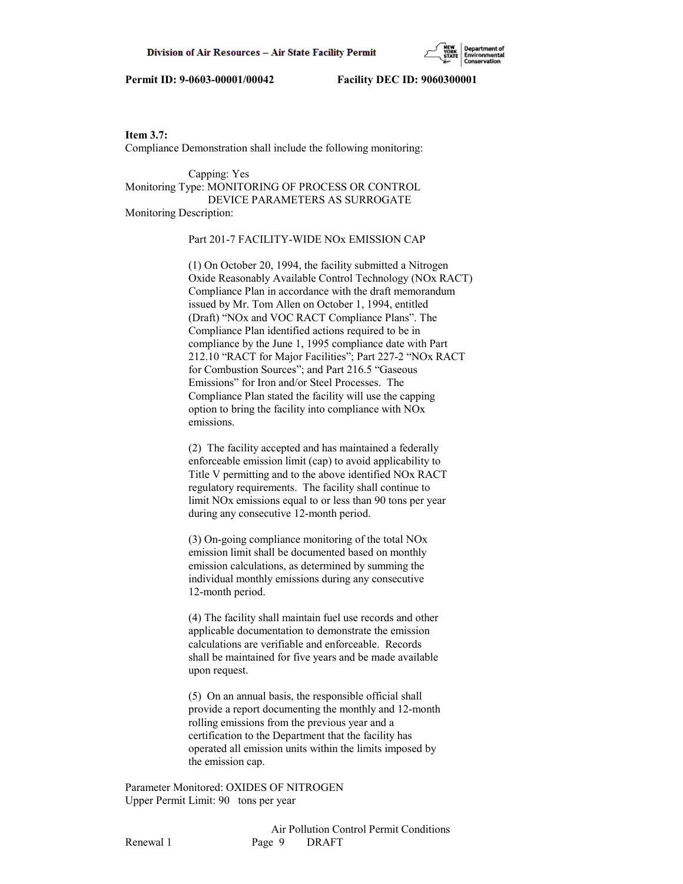**Item 3.7:**
Compliance Demonstration shall include the following monitoring:

Capping: Yes
Monitoring Type: MONITORING OF PROCESS OR CONTROL DEVICE PARAMETERS AS SURROGATE
Monitoring Description:

Part 201-7 FACILITY-WIDE NOx EMISSION CAP

(1) On October 20, 1994, the facility submitted a Nitrogen Oxide Reasonably Available Control Technology (NOx RACT) Compliance Plan in accordance with the draft memorandum issued by Mr. Tom Allen on October 1, 1994, entitled (Draft) "NOx and VOC RACT Compliance Plans". The Compliance Plan identified actions required to be in compliance by the June 1, 1995 compliance date with Part 212.10 "RACT for Major Facilities"; Part 227-2 "NOx RACT for Combustion Sources"; and Part 216.5 "Gaseous Emissions" for Iron and/or Steel Processes. The Compliance Plan stated the facility will use the capping option to bring the facility into compliance with NOx emissions.

(2) The facility accepted and has maintained a federally enforceable emission limit (cap) to avoid applicability to Title V permitting and to the above identified NOx RACT regulatory requirements. The facility shall continue to limit NOx emissions equal to or less than 90 tons per year during any consecutive 12-month period.

(3) On-going compliance monitoring of the total NOx emission limit shall be documented based on monthly emission calculations, as determined by summing the individual monthly emissions during any consecutive 12-month period.

(4) The facility shall maintain fuel use records and other applicable documentation to demonstrate the emission calculations are verifiable and enforceable. Records shall be maintained for five years and be made available upon request.

(5) On an annual basis, the responsible official shall provide a report documenting the monthly and 12-month rolling emissions from the previous year and a certification to the Department that the facility has operated all emission units within the limits imposed by the emission cap.

Parameter Monitored: OXIDES OF NITROGEN
Upper Permit Limit: 90 tons per year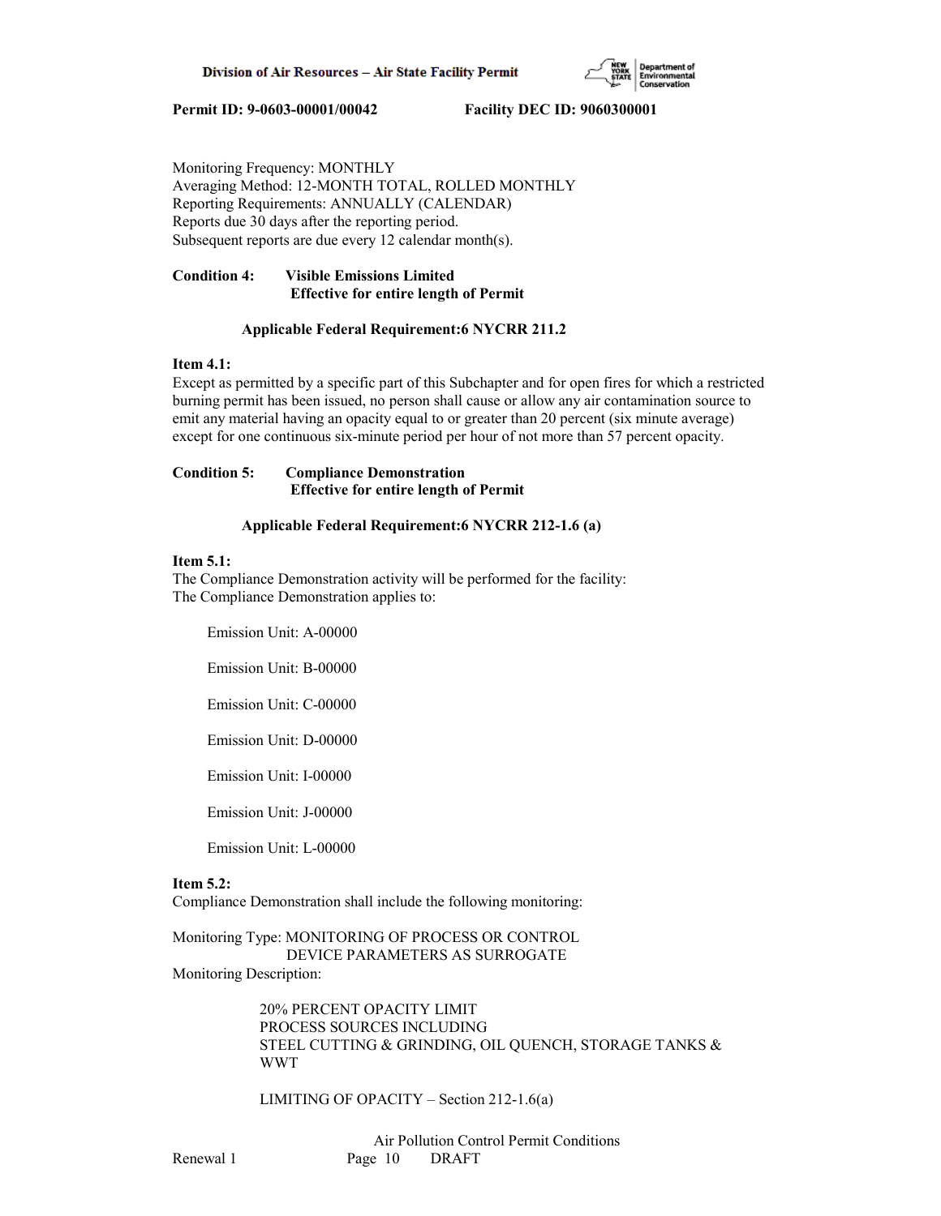Monitoring Frequency: MONTHLY
Averaging Method: 12-MONTH TOTAL, ROLLED MONTHLY
Reporting Requirements: ANNUALLY (CALENDAR)
Reports due 30 days after the reporting period.
Subsequent reports are due every 12 calendar month(s).

**Condition 4: Visible Emissions Limited**
**Effective for entire length of Permit**

**Applicable Federal Requirement:6 NYCRR 211.2**

**Item 4.1:**
Except as permitted by a specific part of this Subchapter and for open fires for which a restricted burning permit has been issued, no person shall cause or allow any air contamination source to emit any material having an opacity equal to or greater than 20 percent (six minute average) except for one continuous six-minute period per hour of not more than 57 percent opacity.

**Condition 5: Compliance Demonstration**
**Effective for entire length of Permit**

**Applicable Federal Requirement:6 NYCRR 212-1.6 (a)**

**Item 5.1:**
The Compliance Demonstration activity will be performed for the facility:
The Compliance Demonstration applies to:

Emission Unit: A-00000

Emission Unit: B-00000

Emission Unit: C-00000

Emission Unit: D-00000

Emission Unit: I-00000

Emission Unit: J-00000

Emission Unit: L-00000

**Item 5.2:**
Compliance Demonstration shall include the following monitoring:

Monitoring Type: MONITORING OF PROCESS OR CONTROL DEVICE PARAMETERS AS SURROGATE
Monitoring Description:

20% PERCENT OPACITY LIMIT
PROCESS SOURCES INCLUDING
STEEL CUTTING & GRINDING, OIL QUENCH, STORAGE TANKS & WWT

LIMITING OF OPACITY – Section 212-1.6(a)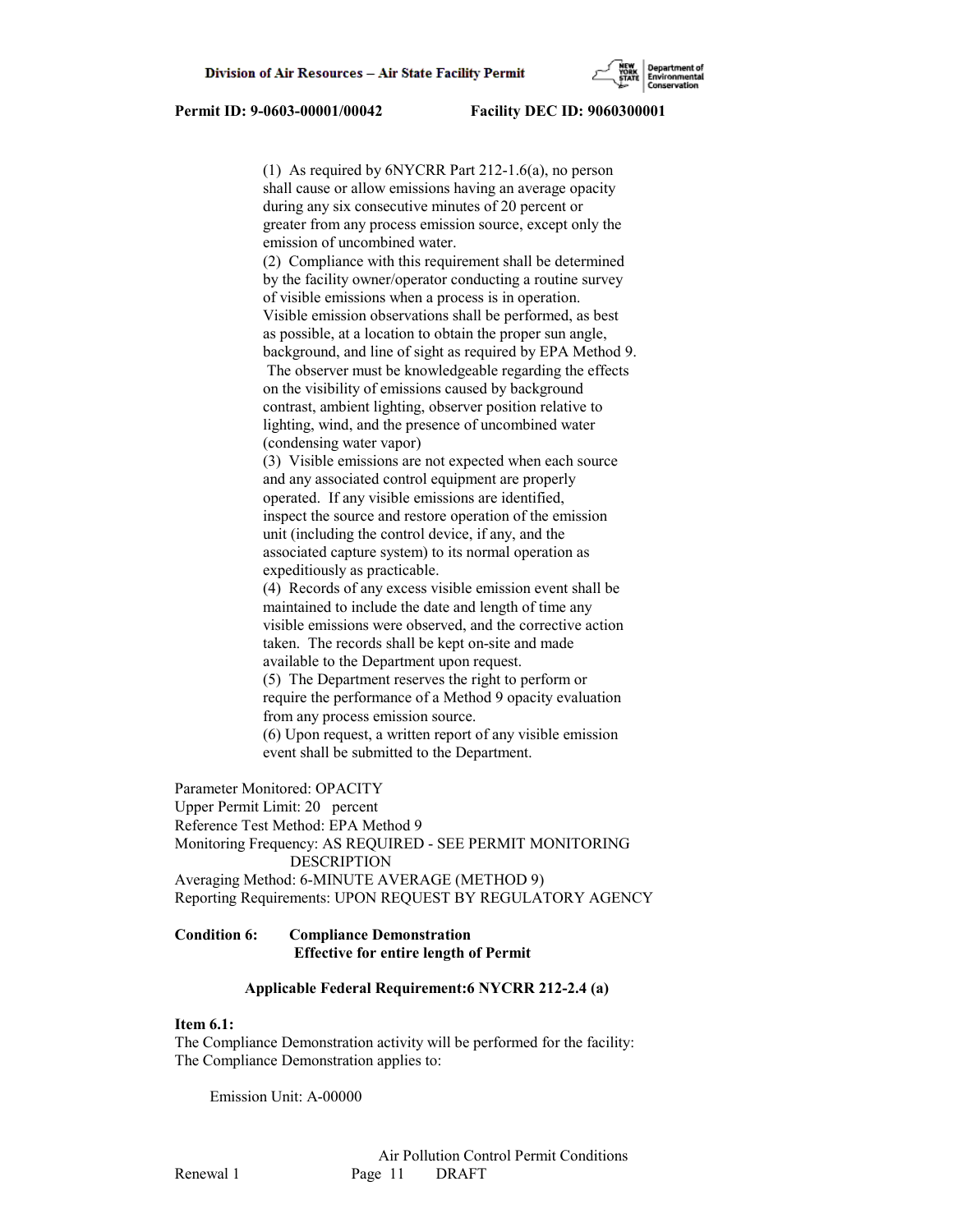(1) As required by 6NYCRR Part 212-1.6(a), no person shall cause or allow emissions having an average opacity during any six consecutive minutes of 20 percent or greater from any process emission source, except only the emission of uncombined water.

(2) Compliance with this requirement shall be determined by the facility owner/operator conducting a routine survey of visible emissions when a process is in operation. Visible emission observations shall be performed, as best as possible, at a location to obtain the proper sun angle, background, and line of sight as required by EPA Method 9. The observer must be knowledgeable regarding the effects on the visibility of emissions caused by background contrast, ambient lighting, observer position relative to lighting, wind, and the presence of uncombined water (condensing water vapor)

(3) Visible emissions are not expected when each source and any associated control equipment are properly operated. If any visible emissions are identified, inspect the source and restore operation of the emission unit (including the control device, if any, and the associated capture system) to its normal operation as expeditiously as practicable.

(4) Records of any excess visible emission event shall be maintained to include the date and length of time any visible emissions were observed, and the corrective action taken. The records shall be kept on-site and made available to the Department upon request.

(5) The Department reserves the right to perform or require the performance of a Method 9 opacity evaluation from any process emission source.

(6) Upon request, a written report of any visible emission event shall be submitted to the Department.

Parameter Monitored: OPACITY
Upper Permit Limit: 20 percent
Reference Test Method: EPA Method 9
Monitoring Frequency: AS REQUIRED - SEE PERMIT MONITORING DESCRIPTION
Averaging Method: 6-MINUTE AVERAGE (METHOD 9)
Reporting Requirements: UPON REQUEST BY REGULATORY AGENCY

**Condition 6: Compliance Demonstration**
**Effective for entire length of Permit**

**Applicable Federal Requirement:6 NYCRR 212-2.4 (a)**

**Item 6.1:**
The Compliance Demonstration activity will be performed for the facility:
The Compliance Demonstration applies to:

Emission Unit: A-00000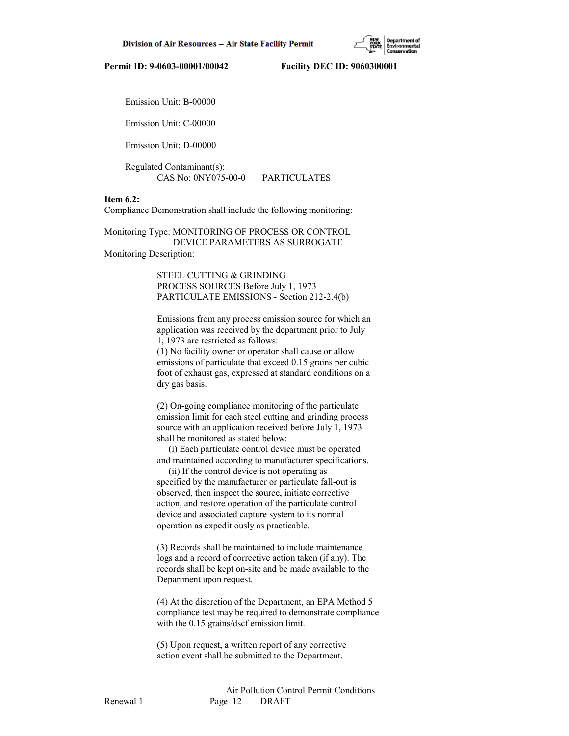Emission Unit: B-00000

Emission Unit: C-00000

Emission Unit: D-00000

Regulated Contaminant(s):
CAS No: 0NY075-00-0 PARTICULATES

**Item 6.2:**
Compliance Demonstration shall include the following monitoring:

Monitoring Type: MONITORING OF PROCESS OR CONTROL DEVICE PARAMETERS AS SURROGATE
Monitoring Description:

STEEL CUTTING & GRINDING
PROCESS SOURCES Before July 1, 1973
PARTICULATE EMISSIONS - Section 212-2.4(b)

Emissions from any process emission source for which an application was received by the department prior to July 1, 1973 are restricted as follows:
(1) No facility owner or operator shall cause or allow emissions of particulate that exceed 0.15 grains per cubic foot of exhaust gas, expressed at standard conditions on a dry gas basis.

(2) On-going compliance monitoring of the particulate emission limit for each steel cutting and grinding process source with an application received before July 1, 1973 shall be monitored as stated below:
(i) Each particulate control device must be operated and maintained according to manufacturer specifications.
(ii) If the control device is not operating as specified by the manufacturer or particulate fall-out is observed, then inspect the source, initiate corrective action, and restore operation of the particulate control device and associated capture system to its normal operation as expeditiously as practicable.

(3) Records shall be maintained to include maintenance logs and a record of corrective action taken (if any). The records shall be kept on-site and be made available to the Department upon request.

(4) At the discretion of the Department, an EPA Method 5 compliance test may be required to demonstrate compliance with the 0.15 grains/dscf emission limit.

(5) Upon request, a written report of any corrective action event shall be submitted to the Department.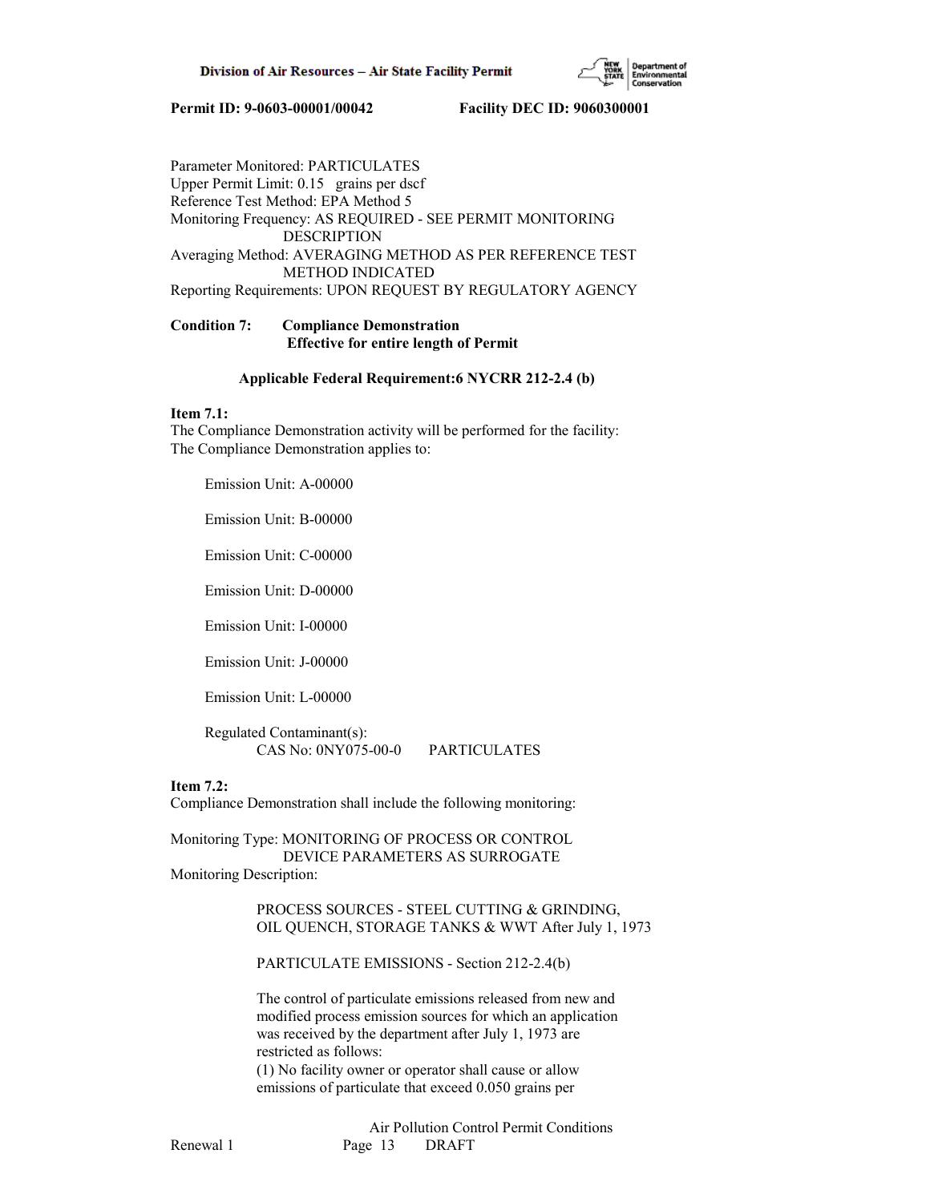Parameter Monitored: PARTICULATES
Upper Permit Limit: 0.15 grains per dscf
Reference Test Method: EPA Method 5
Monitoring Frequency: AS REQUIRED - SEE PERMIT MONITORING DESCRIPTION
Averaging Method: AVERAGING METHOD AS PER REFERENCE TEST METHOD INDICATED
Reporting Requirements: UPON REQUEST BY REGULATORY AGENCY

**Condition 7: Compliance Demonstration**
**Effective for entire length of Permit**

**Applicable Federal Requirement:6 NYCRR 212-2.4 (b)**

**Item 7.1:**
The Compliance Demonstration activity will be performed for the facility:
The Compliance Demonstration applies to:

Emission Unit: A-00000

Emission Unit: B-00000

Emission Unit: C-00000

Emission Unit: D-00000

Emission Unit: I-00000

Emission Unit: J-00000

Emission Unit: L-00000

Regulated Contaminant(s):
CAS No: 0NY075-00-0 PARTICULATES

**Item 7.2:**
Compliance Demonstration shall include the following monitoring:

Monitoring Type: MONITORING OF PROCESS OR CONTROL DEVICE PARAMETERS AS SURROGATE
Monitoring Description:

PROCESS SOURCES - STEEL CUTTING & GRINDING, OIL QUENCH, STORAGE TANKS & WWT After July 1, 1973

PARTICULATE EMISSIONS - Section 212-2.4(b)

The control of particulate emissions released from new and modified process emission sources for which an application was received by the department after July 1, 1973 are restricted as follows:
(1) No facility owner or operator shall cause or allow emissions of particulate that exceed 0.050 grains per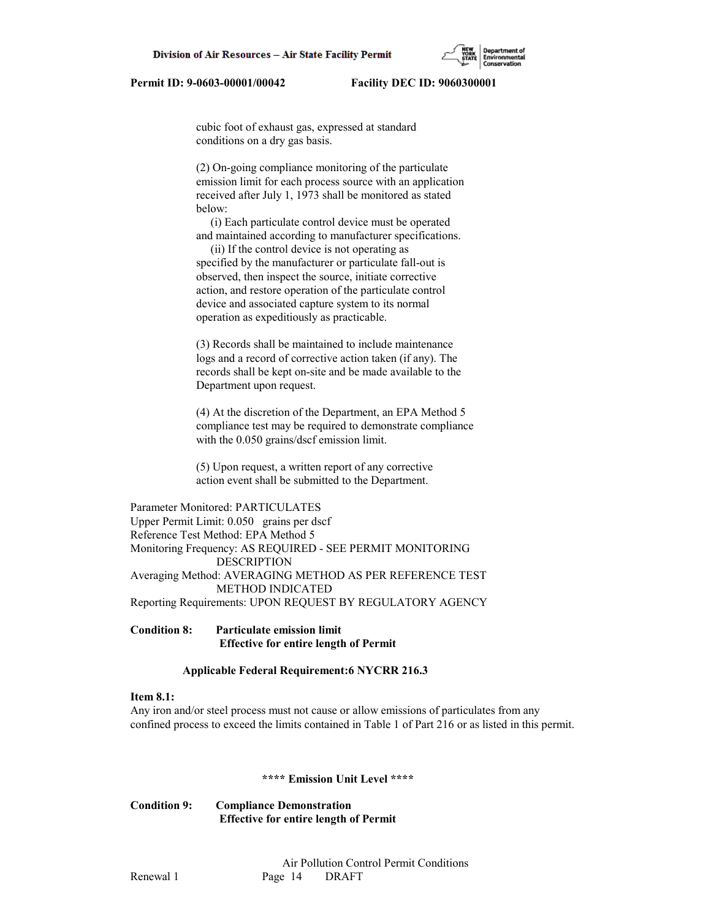cubic foot of exhaust gas, expressed at standard conditions on a dry gas basis.

(2) On-going compliance monitoring of the particulate emission limit for each process source with an application received after July 1, 1973 shall be monitored as stated below:

(i) Each particulate control device must be operated and maintained according to manufacturer specifications.

(ii) If the control device is not operating as specified by the manufacturer or particulate fall-out is observed, then inspect the source, initiate corrective action, and restore operation of the particulate control device and associated capture system to its normal operation as expeditiously as practicable.

(3) Records shall be maintained to include maintenance logs and a record of corrective action taken (if any). The records shall be kept on-site and be made available to the Department upon request.

(4) At the discretion of the Department, an EPA Method 5 compliance test may be required to demonstrate compliance with the 0.050 grains/dscf emission limit.

(5) Upon request, a written report of any corrective action event shall be submitted to the Department.

Parameter Monitored: PARTICULATES
Upper Permit Limit: 0.050 grains per dscf
Reference Test Method: EPA Method 5
Monitoring Frequency: AS REQUIRED - SEE PERMIT MONITORING DESCRIPTION
Averaging Method: AVERAGING METHOD AS PER REFERENCE TEST METHOD INDICATED
Reporting Requirements: UPON REQUEST BY REGULATORY AGENCY

**Condition 8: Particulate emission limit**
**Effective for entire length of Permit**

**Applicable Federal Requirement:6 NYCRR 216.3**

**Item 8.1:**
Any iron and/or steel process must not cause or allow emissions of particulates from any confined process to exceed the limits contained in Table 1 of Part 216 or as listed in this permit.

**\*\*\*\* Emission Unit Level \*\*\*\***

**Condition 9: Compliance Demonstration**
**Effective for entire length of Permit**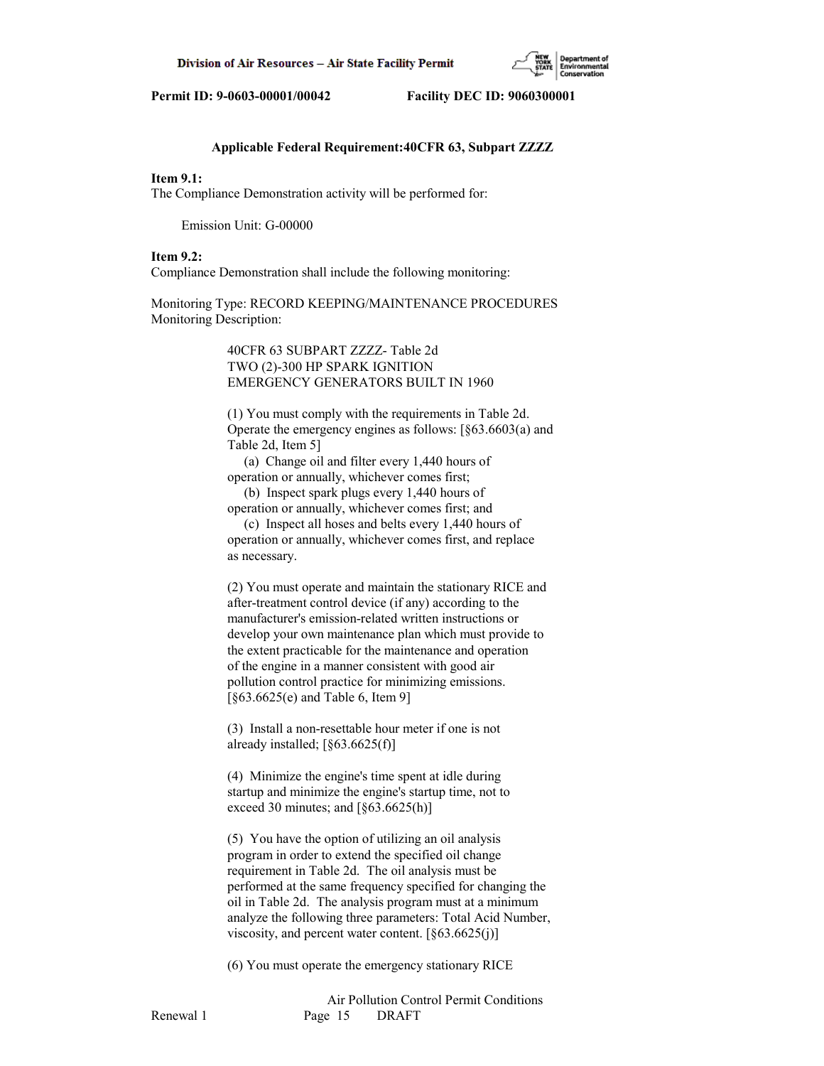**Applicable Federal Requirement:40CFR 63, Subpart ZZZZ**

**Item 9.1:**
The Compliance Demonstration activity will be performed for:

Emission Unit: G-00000

**Item 9.2:**
Compliance Demonstration shall include the following monitoring:

Monitoring Type: RECORD KEEPING/MAINTENANCE PROCEDURES
Monitoring Description:

40CFR 63 SUBPART ZZZZ- Table 2d
TWO (2)-300 HP SPARK IGNITION
EMERGENCY GENERATORS BUILT IN 1960

(1) You must comply with the requirements in Table 2d. Operate the emergency engines as follows: [§63.6603(a) and Table 2d, Item 5]
   (a) Change oil and filter every 1,440 hours of operation or annually, whichever comes first;
   (b) Inspect spark plugs every 1,440 hours of operation or annually, whichever comes first; and
   (c) Inspect all hoses and belts every 1,440 hours of operation or annually, whichever comes first, and replace as necessary.

(2) You must operate and maintain the stationary RICE and after-treatment control device (if any) according to the manufacturer's emission-related written instructions or develop your own maintenance plan which must provide to the extent practicable for the maintenance and operation of the engine in a manner consistent with good air pollution control practice for minimizing emissions. [§63.6625(e) and Table 6, Item 9]

(3) Install a non-resettable hour meter if one is not already installed; [§63.6625(f)]

(4) Minimize the engine's time spent at idle during startup and minimize the engine's startup time, not to exceed 30 minutes; and [§63.6625(h)]

(5) You have the option of utilizing an oil analysis program in order to extend the specified oil change requirement in Table 2d. The oil analysis must be performed at the same frequency specified for changing the oil in Table 2d. The analysis program must at a minimum analyze the following three parameters: Total Acid Number, viscosity, and percent water content. [§63.6625(j)]

(6) You must operate the emergency stationary RICE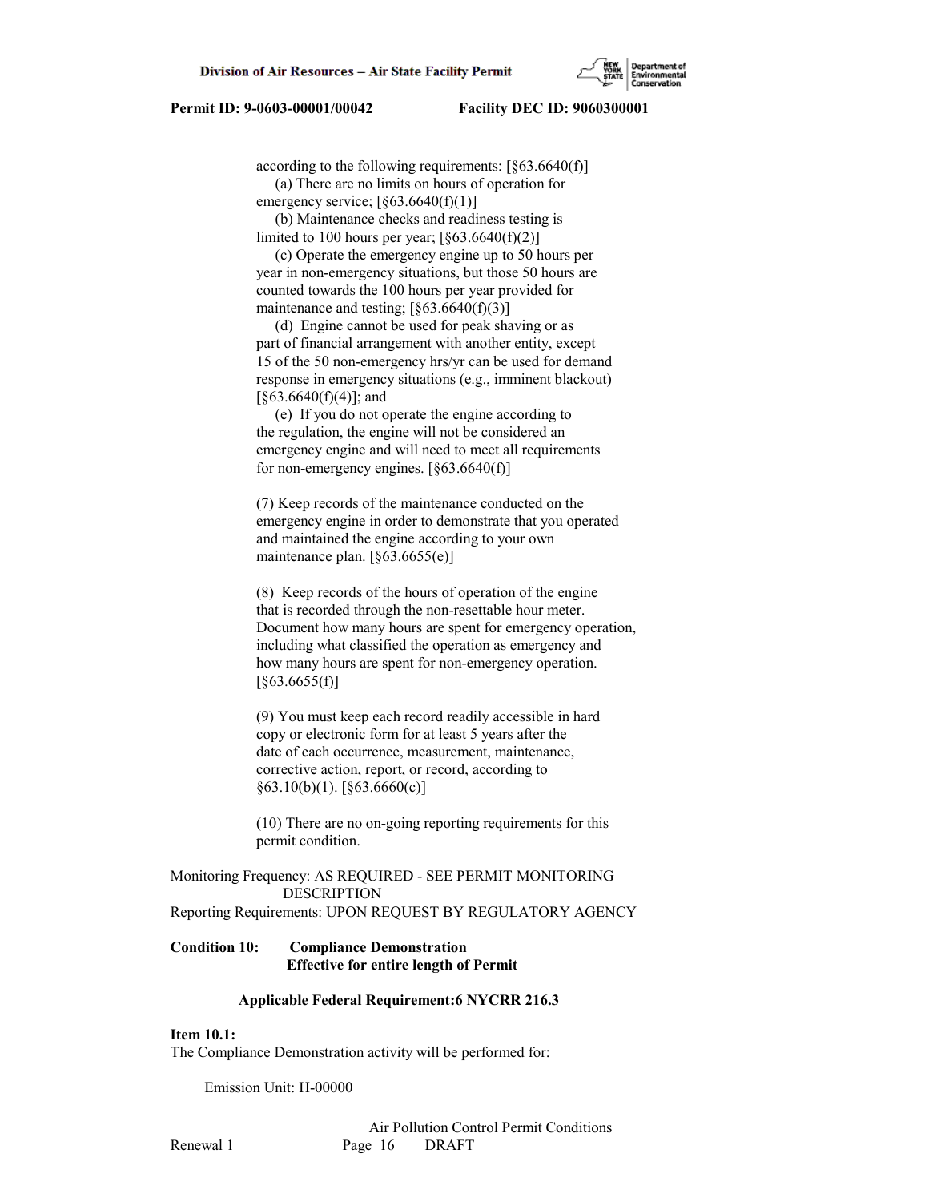according to the following requirements: [§63.6640(f)]

(a) There are no limits on hours of operation for emergency service; [§63.6640(f)(1)]

(b) Maintenance checks and readiness testing is limited to 100 hours per year; [§63.6640(f)(2)]

(c) Operate the emergency engine up to 50 hours per year in non-emergency situations, but those 50 hours are counted towards the 100 hours per year provided for maintenance and testing; [§63.6640(f)(3)]

(d) Engine cannot be used for peak shaving or as part of financial arrangement with another entity, except 15 of the 50 non-emergency hrs/yr can be used for demand response in emergency situations (e.g., imminent blackout) [§63.6640(f)(4)]; and

(e) If you do not operate the engine according to the regulation, the engine will not be considered an emergency engine and will need to meet all requirements for non-emergency engines. [§63.6640(f)]

(7) Keep records of the maintenance conducted on the emergency engine in order to demonstrate that you operated and maintained the engine according to your own maintenance plan. [§63.6655(e)]

(8) Keep records of the hours of operation of the engine that is recorded through the non-resettable hour meter. Document how many hours are spent for emergency operation, including what classified the operation as emergency and how many hours are spent for non-emergency operation. [§63.6655(f)]

(9) You must keep each record readily accessible in hard copy or electronic form for at least 5 years after the date of each occurrence, measurement, maintenance, corrective action, report, or record, according to §63.10(b)(1). [§63.6660(c)]

(10) There are no on-going reporting requirements for this permit condition.

Monitoring Frequency: AS REQUIRED - SEE PERMIT MONITORING DESCRIPTION
Reporting Requirements: UPON REQUEST BY REGULATORY AGENCY

**Condition 10: Compliance Demonstration**
**Effective for entire length of Permit**

**Applicable Federal Requirement:6 NYCRR 216.3**

**Item 10.1:**
The Compliance Demonstration activity will be performed for:

Emission Unit: H-00000

Air Pollution Control Permit Conditions
Renewal 1 Page 16 DRAFT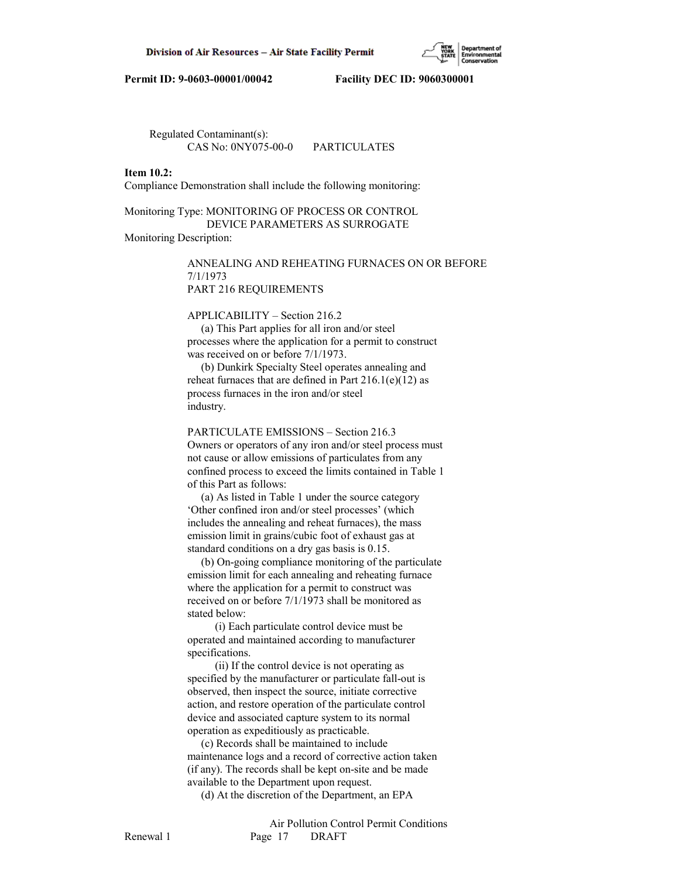Regulated Contaminant(s):
CAS No: 0NY075-00-0 PARTICULATES

**Item 10.2:**
Compliance Demonstration shall include the following monitoring:

Monitoring Type: MONITORING OF PROCESS OR CONTROL DEVICE PARAMETERS AS SURROGATE
Monitoring Description:

ANNEALING AND REHEATING FURNACES ON OR BEFORE 7/1/1973
PART 216 REQUIREMENTS

APPLICABILITY – Section 216.2
(a) This Part applies for all iron and/or steel processes where the application for a permit to construct was received on or before 7/1/1973.
(b) Dunkirk Specialty Steel operates annealing and reheat furnaces that are defined in Part 216.1(e)(12) as process furnaces in the iron and/or steel industry.

PARTICULATE EMISSIONS – Section 216.3
Owners or operators of any iron and/or steel process must not cause or allow emissions of particulates from any confined process to exceed the limits contained in Table 1 of this Part as follows:
(a) As listed in Table 1 under the source category 'Other confined iron and/or steel processes' (which includes the annealing and reheat furnaces), the mass emission limit in grains/cubic foot of exhaust gas at standard conditions on a dry gas basis is 0.15.
(b) On-going compliance monitoring of the particulate emission limit for each annealing and reheating furnace where the application for a permit to construct was received on or before 7/1/1973 shall be monitored as stated below:
(i) Each particulate control device must be operated and maintained according to manufacturer specifications.
(ii) If the control device is not operating as specified by the manufacturer or particulate fall-out is observed, then inspect the source, initiate corrective action, and restore operation of the particulate control device and associated capture system to its normal operation as expeditiously as practicable.
(c) Records shall be maintained to include maintenance logs and a record of corrective action taken (if any). The records shall be kept on-site and be made available to the Department upon request.
(d) At the discretion of the Department, an EPA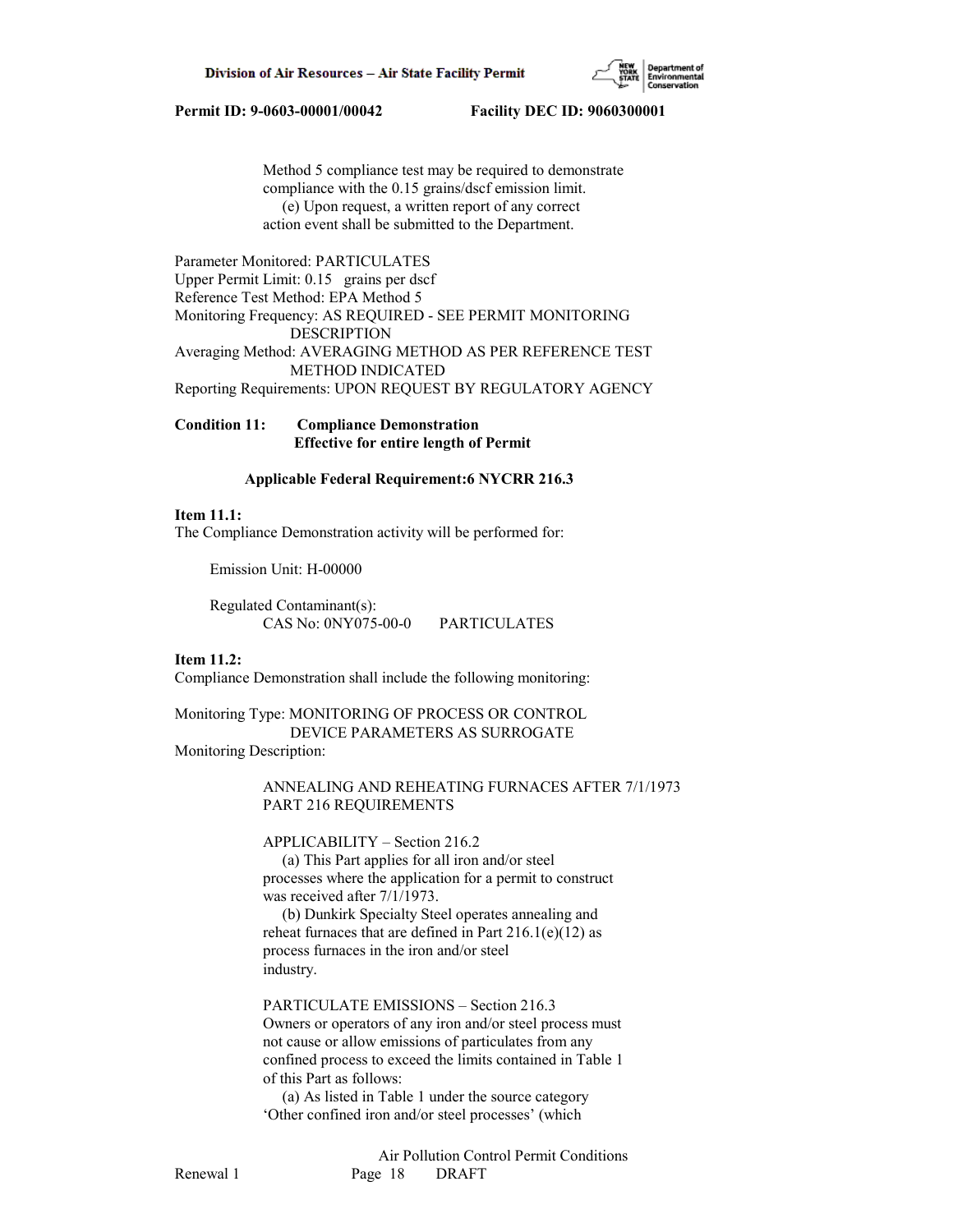Method 5 compliance test may be required to demonstrate compliance with the 0.15 grains/dscf emission limit.

(e) Upon request, a written report of any correct action event shall be submitted to the Department.

Parameter Monitored: PARTICULATES
Upper Permit Limit: 0.15 grains per dscf
Reference Test Method: EPA Method 5
Monitoring Frequency: AS REQUIRED - SEE PERMIT MONITORING DESCRIPTION
Averaging Method: AVERAGING METHOD AS PER REFERENCE TEST METHOD INDICATED
Reporting Requirements: UPON REQUEST BY REGULATORY AGENCY

**Condition 11: Compliance Demonstration**
**Effective for entire length of Permit**

**Applicable Federal Requirement:6 NYCRR 216.3**

**Item 11.1:**
The Compliance Demonstration activity will be performed for:

Emission Unit: H-00000

Regulated Contaminant(s):
CAS No: 0NY075-00-0 PARTICULATES

**Item 11.2:**
Compliance Demonstration shall include the following monitoring:

Monitoring Type: MONITORING OF PROCESS OR CONTROL DEVICE PARAMETERS AS SURROGATE
Monitoring Description:

ANNEALING AND REHEATING FURNACES AFTER 7/1/1973
PART 216 REQUIREMENTS

APPLICABILITY – Section 216.2

(a) This Part applies for all iron and/or steel processes where the application for a permit to construct was received after 7/1/1973.

(b) Dunkirk Specialty Steel operates annealing and reheat furnaces that are defined in Part 216.1(e)(12) as process furnaces in the iron and/or steel industry.

PARTICULATE EMISSIONS – Section 216.3
Owners or operators of any iron and/or steel process must not cause or allow emissions of particulates from any confined process to exceed the limits contained in Table 1 of this Part as follows:

(a) As listed in Table 1 under the source category 'Other confined iron and/or steel processes' (which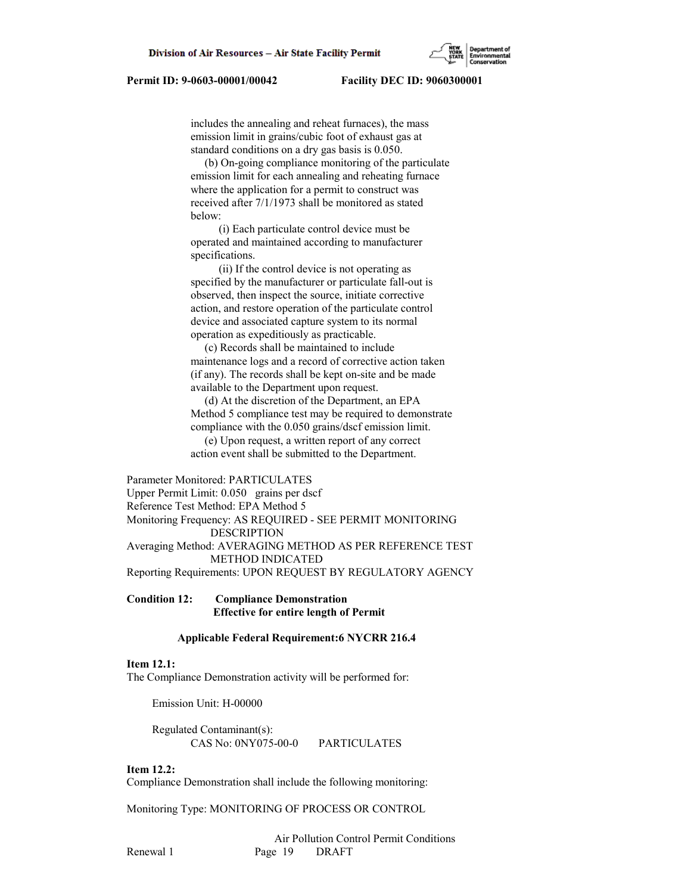includes the annealing and reheat furnaces), the mass emission limit in grains/cubic foot of exhaust gas at standard conditions on a dry gas basis is 0.050.

(b) On-going compliance monitoring of the particulate emission limit for each annealing and reheating furnace where the application for a permit to construct was received after 7/1/1973 shall be monitored as stated below:

(i) Each particulate control device must be operated and maintained according to manufacturer specifications.

(ii) If the control device is not operating as specified by the manufacturer or particulate fall-out is observed, then inspect the source, initiate corrective action, and restore operation of the particulate control device and associated capture system to its normal operation as expeditiously as practicable.

(c) Records shall be maintained to include maintenance logs and a record of corrective action taken (if any). The records shall be kept on-site and be made available to the Department upon request.

(d) At the discretion of the Department, an EPA Method 5 compliance test may be required to demonstrate compliance with the 0.050 grains/dscf emission limit.

(e) Upon request, a written report of any correct action event shall be submitted to the Department.

Parameter Monitored: PARTICULATES
Upper Permit Limit: 0.050 grains per dscf
Reference Test Method: EPA Method 5
Monitoring Frequency: AS REQUIRED - SEE PERMIT MONITORING DESCRIPTION
Averaging Method: AVERAGING METHOD AS PER REFERENCE TEST METHOD INDICATED
Reporting Requirements: UPON REQUEST BY REGULATORY AGENCY

**Condition 12: Compliance Demonstration**
**Effective for entire length of Permit**

**Applicable Federal Requirement:6 NYCRR 216.4**

**Item 12.1:**
The Compliance Demonstration activity will be performed for:

Emission Unit: H-00000

Regulated Contaminant(s):
CAS No: 0NY075-00-0 PARTICULATES

**Item 12.2:**
Compliance Demonstration shall include the following monitoring:

Monitoring Type: MONITORING OF PROCESS OR CONTROL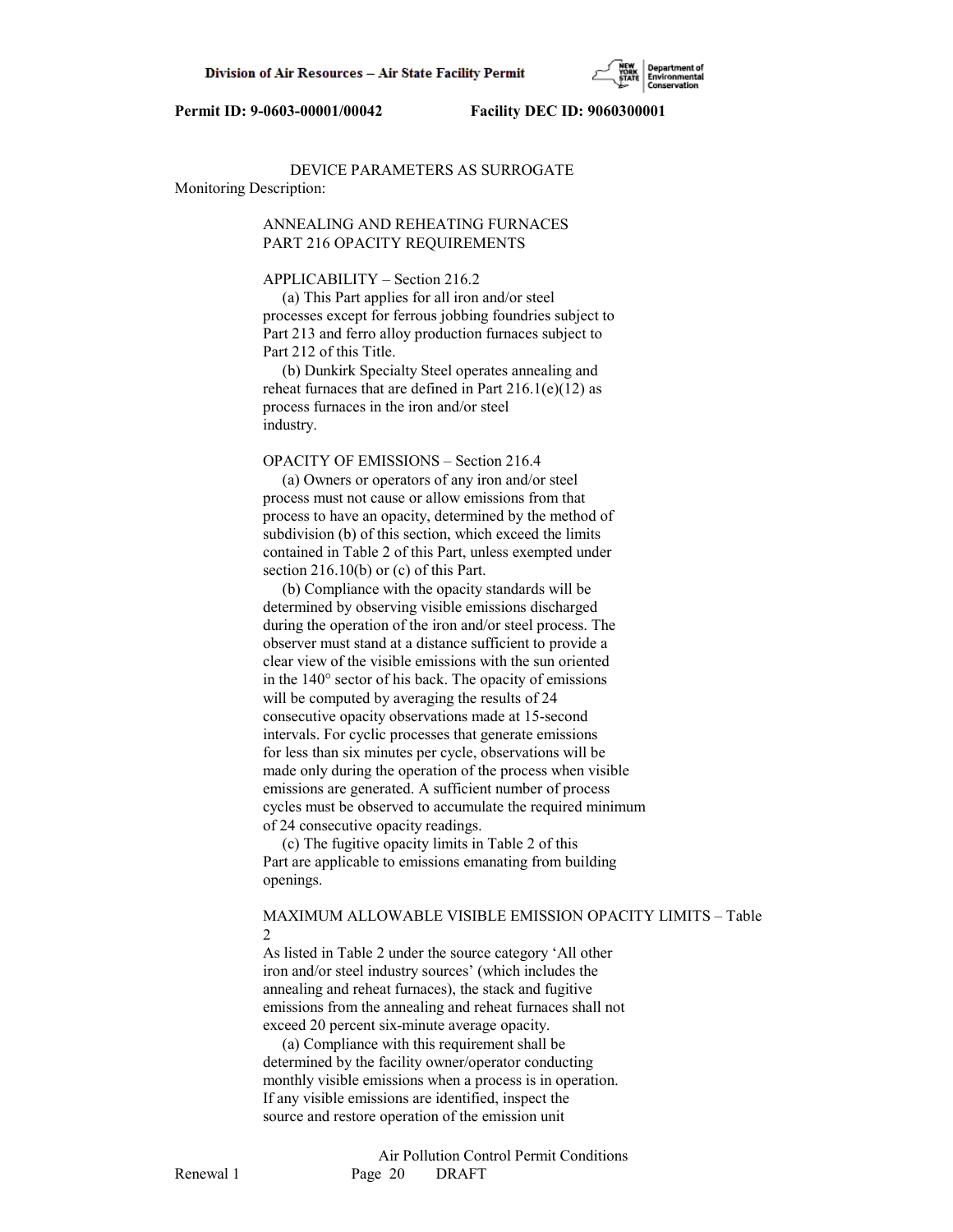DEVICE PARAMETERS AS SURROGATE

Monitoring Description:

ANNEALING AND REHEATING FURNACES
PART 216 OPACITY REQUIREMENTS

APPLICABILITY – Section 216.2

(a) This Part applies for all iron and/or steel processes except for ferrous jobbing foundries subject to Part 213 and ferro alloy production furnaces subject to Part 212 of this Title.

(b) Dunkirk Specialty Steel operates annealing and reheat furnaces that are defined in Part 216.1(e)(12) as process furnaces in the iron and/or steel industry.

OPACITY OF EMISSIONS – Section 216.4

(a) Owners or operators of any iron and/or steel process must not cause or allow emissions from that process to have an opacity, determined by the method of subdivision (b) of this section, which exceed the limits contained in Table 2 of this Part, unless exempted under section 216.10(b) or (c) of this Part.

(b) Compliance with the opacity standards will be determined by observing visible emissions discharged during the operation of the iron and/or steel process. The observer must stand at a distance sufficient to provide a clear view of the visible emissions with the sun oriented in the 140° sector of his back. The opacity of emissions will be computed by averaging the results of 24 consecutive opacity observations made at 15-second intervals. For cyclic processes that generate emissions for less than six minutes per cycle, observations will be made only during the operation of the process when visible emissions are generated. A sufficient number of process cycles must be observed to accumulate the required minimum of 24 consecutive opacity readings.

(c) The fugitive opacity limits in Table 2 of this Part are applicable to emissions emanating from building openings.

MAXIMUM ALLOWABLE VISIBLE EMISSION OPACITY LIMITS – Table 2

As listed in Table 2 under the source category 'All other iron and/or steel industry sources' (which includes the annealing and reheat furnaces), the stack and fugitive emissions from the annealing and reheat furnaces shall not exceed 20 percent six-minute average opacity.

(a) Compliance with this requirement shall be determined by the facility owner/operator conducting monthly visible emissions when a process is in operation. If any visible emissions are identified, inspect the source and restore operation of the emission unit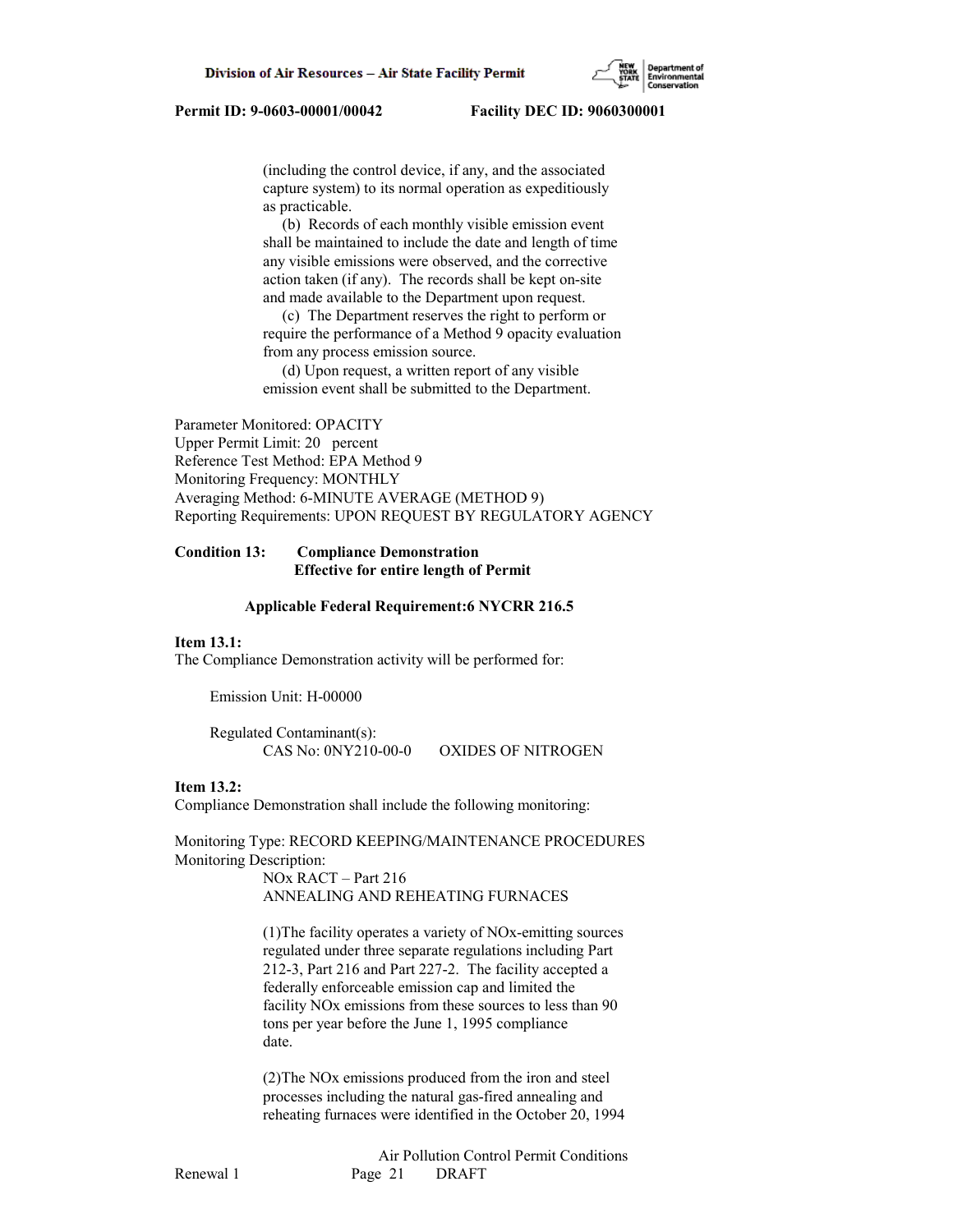(including the control device, if any, and the associated capture system) to its normal operation as expeditiously as practicable.

(b) Records of each monthly visible emission event shall be maintained to include the date and length of time any visible emissions were observed, and the corrective action taken (if any). The records shall be kept on-site and made available to the Department upon request.

(c) The Department reserves the right to perform or require the performance of a Method 9 opacity evaluation from any process emission source.

(d) Upon request, a written report of any visible emission event shall be submitted to the Department.

Parameter Monitored: OPACITY
Upper Permit Limit: 20 percent
Reference Test Method: EPA Method 9
Monitoring Frequency: MONTHLY
Averaging Method: 6-MINUTE AVERAGE (METHOD 9)
Reporting Requirements: UPON REQUEST BY REGULATORY AGENCY

**Condition 13: Compliance Demonstration**
**Effective for entire length of Permit**

**Applicable Federal Requirement:6 NYCRR 216.5**

**Item 13.1:**
The Compliance Demonstration activity will be performed for:

Emission Unit: H-00000

Regulated Contaminant(s):
CAS No: 0NY210-00-0 OXIDES OF NITROGEN

**Item 13.2:**
Compliance Demonstration shall include the following monitoring:

Monitoring Type: RECORD KEEPING/MAINTENANCE PROCEDURES
Monitoring Description:

NOx RACT – Part 216
ANNEALING AND REHEATING FURNACES

(1)The facility operates a variety of NOx-emitting sources regulated under three separate regulations including Part 212-3, Part 216 and Part 227-2. The facility accepted a federally enforceable emission cap and limited the facility NOx emissions from these sources to less than 90 tons per year before the June 1, 1995 compliance date.

(2)The NOx emissions produced from the iron and steel processes including the natural gas-fired annealing and reheating furnaces were identified in the October 20, 1994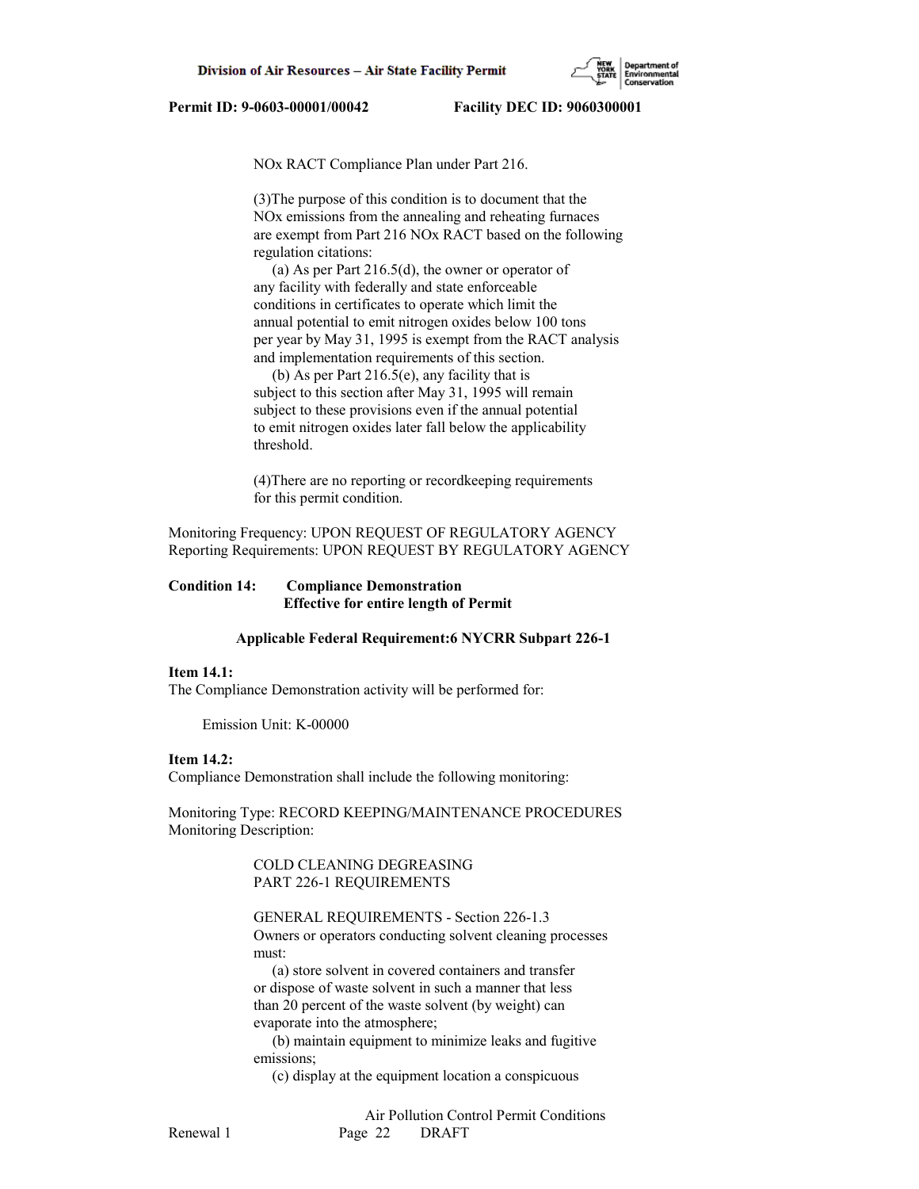NOx RACT Compliance Plan under Part 216.

(3)The purpose of this condition is to document that the NOx emissions from the annealing and reheating furnaces are exempt from Part 216 NOx RACT based on the following regulation citations:

(a) As per Part 216.5(d), the owner or operator of any facility with federally and state enforceable conditions in certificates to operate which limit the annual potential to emit nitrogen oxides below 100 tons per year by May 31, 1995 is exempt from the RACT analysis and implementation requirements of this section.

(b) As per Part 216.5(e), any facility that is subject to this section after May 31, 1995 will remain subject to these provisions even if the annual potential to emit nitrogen oxides later fall below the applicability threshold.

(4)There are no reporting or recordkeeping requirements for this permit condition.

Monitoring Frequency: UPON REQUEST OF REGULATORY AGENCY
Reporting Requirements: UPON REQUEST BY REGULATORY AGENCY

**Condition 14: Compliance Demonstration**
**Effective for entire length of Permit**

**Applicable Federal Requirement:6 NYCRR Subpart 226-1**

**Item 14.1:**
The Compliance Demonstration activity will be performed for:

Emission Unit: K-00000

**Item 14.2:**
Compliance Demonstration shall include the following monitoring:

Monitoring Type: RECORD KEEPING/MAINTENANCE PROCEDURES
Monitoring Description:

COLD CLEANING DEGREASING
PART 226-1 REQUIREMENTS

GENERAL REQUIREMENTS - Section 226-1.3
Owners or operators conducting solvent cleaning processes must:

(a) store solvent in covered containers and transfer or dispose of waste solvent in such a manner that less than 20 percent of the waste solvent (by weight) can evaporate into the atmosphere;

(b) maintain equipment to minimize leaks and fugitive emissions;

(c) display at the equipment location a conspicuous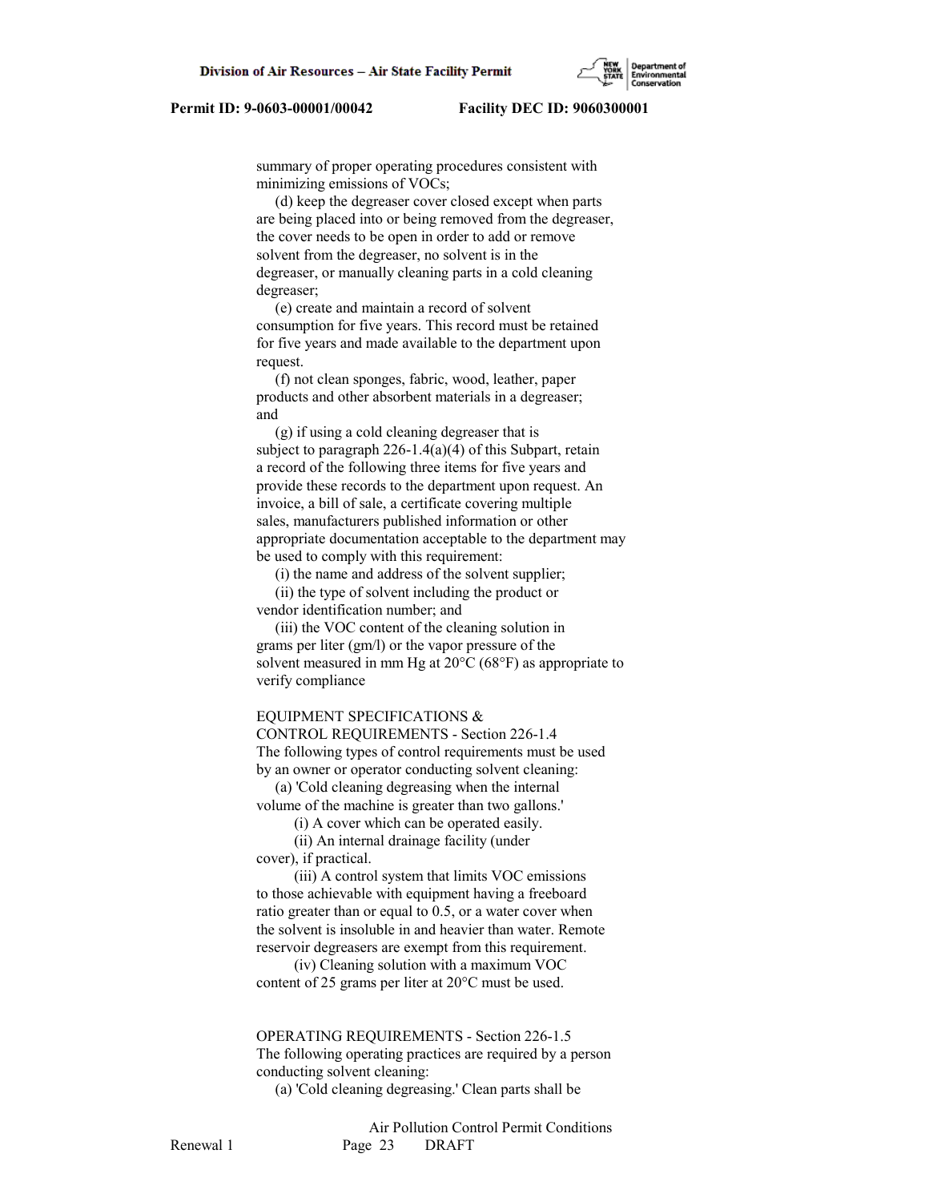summary of proper operating procedures consistent with minimizing emissions of VOCs;

(d) keep the degreaser cover closed except when parts are being placed into or being removed from the degreaser, the cover needs to be open in order to add or remove solvent from the degreaser, no solvent is in the degreaser, or manually cleaning parts in a cold cleaning degreaser;

(e) create and maintain a record of solvent consumption for five years. This record must be retained for five years and made available to the department upon request.

(f) not clean sponges, fabric, wood, leather, paper products and other absorbent materials in a degreaser; and

(g) if using a cold cleaning degreaser that is subject to paragraph 226-1.4(a)(4) of this Subpart, retain a record of the following three items for five years and provide these records to the department upon request. An invoice, a bill of sale, a certificate covering multiple sales, manufacturers published information or other appropriate documentation acceptable to the department may be used to comply with this requirement:

(i) the name and address of the solvent supplier;

(ii) the type of solvent including the product or vendor identification number; and

(iii) the VOC content of the cleaning solution in grams per liter (gm/l) or the vapor pressure of the solvent measured in mm Hg at 20°C (68°F) as appropriate to verify compliance

EQUIPMENT SPECIFICATIONS & CONTROL REQUIREMENTS - Section 226-1.4
The following types of control requirements must be used by an owner or operator conducting solvent cleaning:

(a) 'Cold cleaning degreasing when the internal volume of the machine is greater than two gallons.'

(i) A cover which can be operated easily.

(ii) An internal drainage facility (under cover), if practical.

(iii) A control system that limits VOC emissions to those achievable with equipment having a freeboard ratio greater than or equal to 0.5, or a water cover when the solvent is insoluble in and heavier than water. Remote reservoir degreasers are exempt from this requirement.

(iv) Cleaning solution with a maximum VOC content of 25 grams per liter at 20°C must be used.

OPERATING REQUIREMENTS - Section 226-1.5
The following operating practices are required by a person conducting solvent cleaning:

(a) 'Cold cleaning degreasing.' Clean parts shall be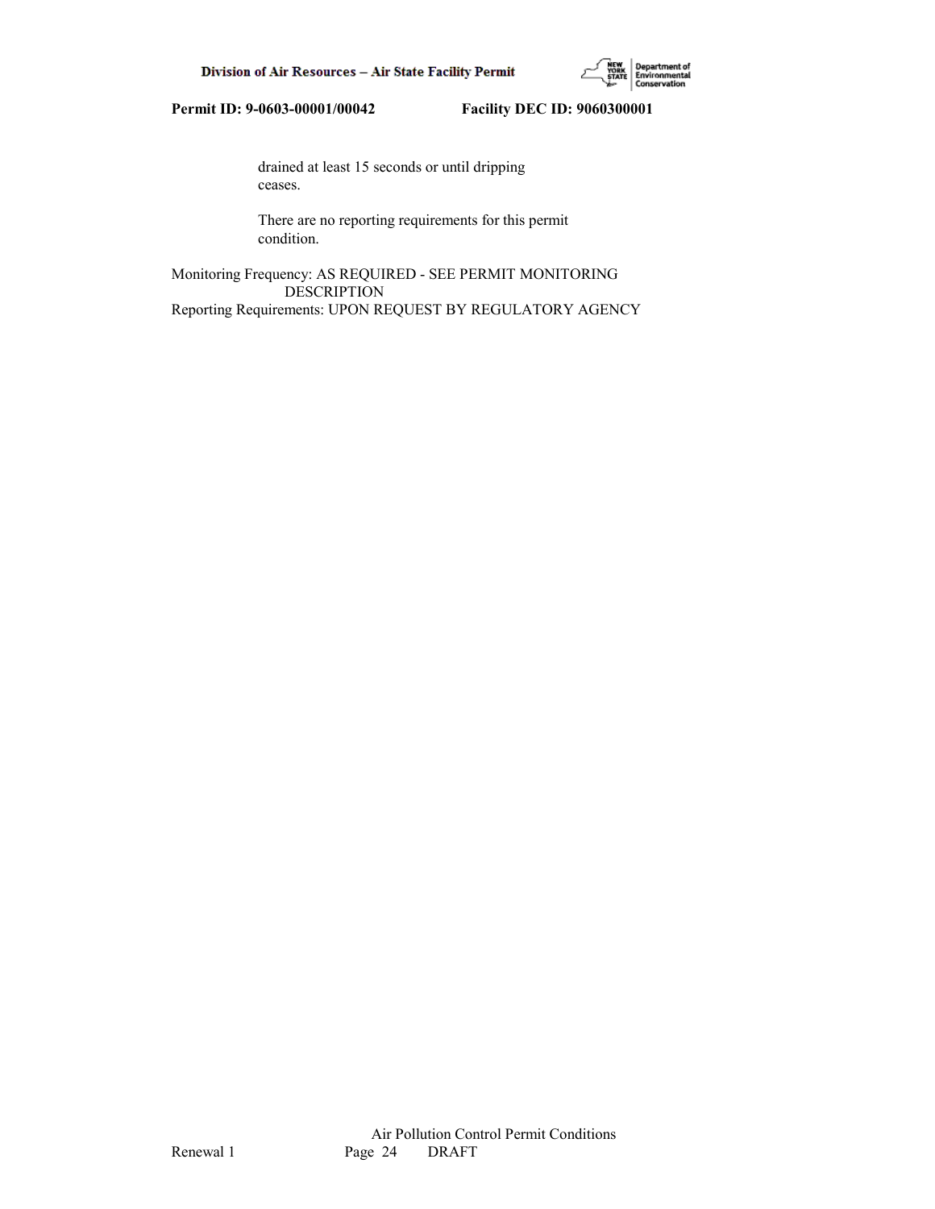drained at least 15 seconds or until dripping ceases.

There are no reporting requirements for this permit condition.

Monitoring Frequency: AS REQUIRED - SEE PERMIT MONITORING DESCRIPTION
Reporting Requirements: UPON REQUEST BY REGULATORY AGENCY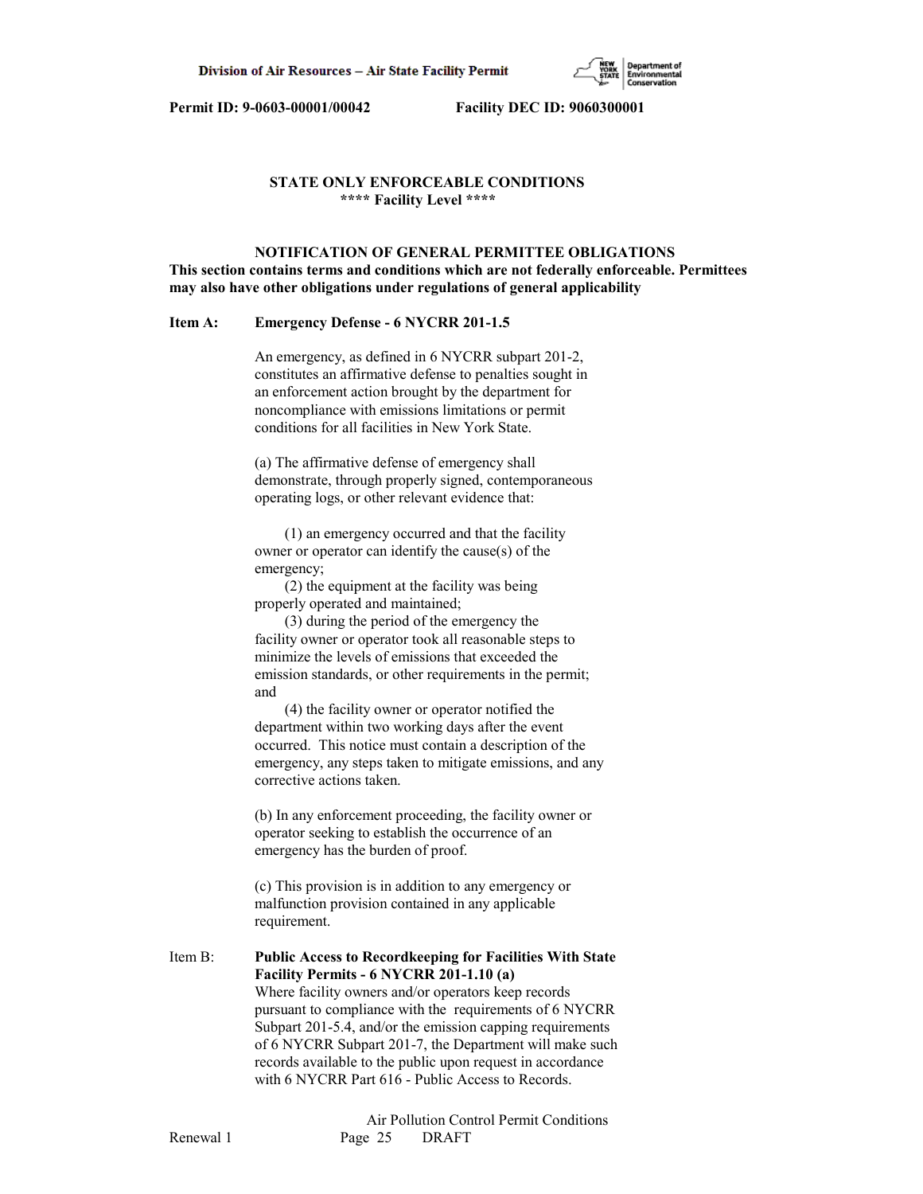**Permit ID: 9-0603-00001/00042 Facility DEC ID: 9060300001**

## STATE ONLY ENFORCEABLE CONDITIONS
### **** Facility Level ****

### NOTIFICATION OF GENERAL PERMITTEE OBLIGATIONS

**This section contains terms and conditions which are not federally enforceable. Permittees may also have other obligations under regulations of general applicability**

**Item A: Emergency Defense - 6 NYCRR 201-1.5**

An emergency, as defined in 6 NYCRR subpart 201-2, constitutes an affirmative defense to penalties sought in an enforcement action brought by the department for noncompliance with emissions limitations or permit conditions for all facilities in New York State.

(a) The affirmative defense of emergency shall demonstrate, through properly signed, contemporaneous operating logs, or other relevant evidence that:

(1) an emergency occurred and that the facility owner or operator can identify the cause(s) of the emergency;
(2) the equipment at the facility was being properly operated and maintained;
(3) during the period of the emergency the facility owner or operator took all reasonable steps to minimize the levels of emissions that exceeded the emission standards, or other requirements in the permit; and
(4) the facility owner or operator notified the department within two working days after the event occurred. This notice must contain a description of the emergency, any steps taken to mitigate emissions, and any corrective actions taken.

(b) In any enforcement proceeding, the facility owner or operator seeking to establish the occurrence of an emergency has the burden of proof.

(c) This provision is in addition to any emergency or malfunction provision contained in any applicable requirement.

Item B: **Public Access to Recordkeeping for Facilities With State Facility Permits - 6 NYCRR 201-1.10 (a)**

Where facility owners and/or operators keep records pursuant to compliance with the requirements of 6 NYCRR Subpart 201-5.4, and/or the emission capping requirements of 6 NYCRR Subpart 201-7, the Department will make such records available to the public upon request in accordance with 6 NYCRR Part 616 - Public Access to Records.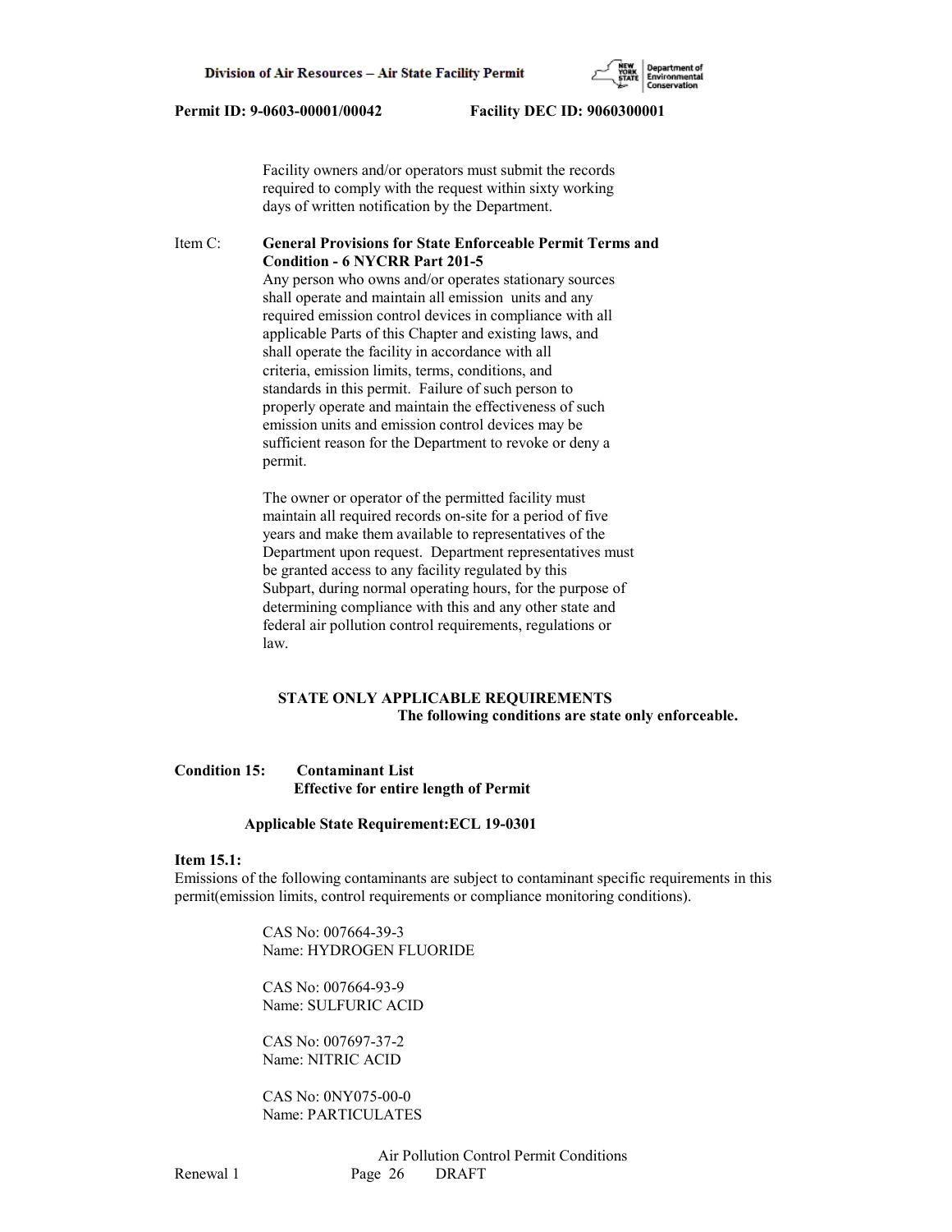Facility owners and/or operators must submit the records required to comply with the request within sixty working days of written notification by the Department.

Item C: **General Provisions for State Enforceable Permit Terms and Condition - 6 NYCRR Part 201-5**

Any person who owns and/or operates stationary sources shall operate and maintain all emission units and any required emission control devices in compliance with all applicable Parts of this Chapter and existing laws, and shall operate the facility in accordance with all criteria, emission limits, terms, conditions, and standards in this permit. Failure of such person to properly operate and maintain the effectiveness of such emission units and emission control devices may be sufficient reason for the Department to revoke or deny a permit.

The owner or operator of the permitted facility must maintain all required records on-site for a period of five years and make them available to representatives of the Department upon request. Department representatives must be granted access to any facility regulated by this Subpart, during normal operating hours, for the purpose of determining compliance with this and any other state and federal air pollution control requirements, regulations or law.

**STATE ONLY APPLICABLE REQUIREMENTS**
**The following conditions are state only enforceable.**

**Condition 15: Contaminant List**
**Effective for entire length of Permit**

**Applicable State Requirement:ECL 19-0301**

**Item 15.1:**
Emissions of the following contaminants are subject to contaminant specific requirements in this permit(emission limits, control requirements or compliance monitoring conditions).

CAS No: 007664-39-3
Name: HYDROGEN FLUORIDE

CAS No: 007664-93-9
Name: SULFURIC ACID

CAS No: 007697-37-2
Name: NITRIC ACID

CAS No: 0NY075-00-0
Name: PARTICULATES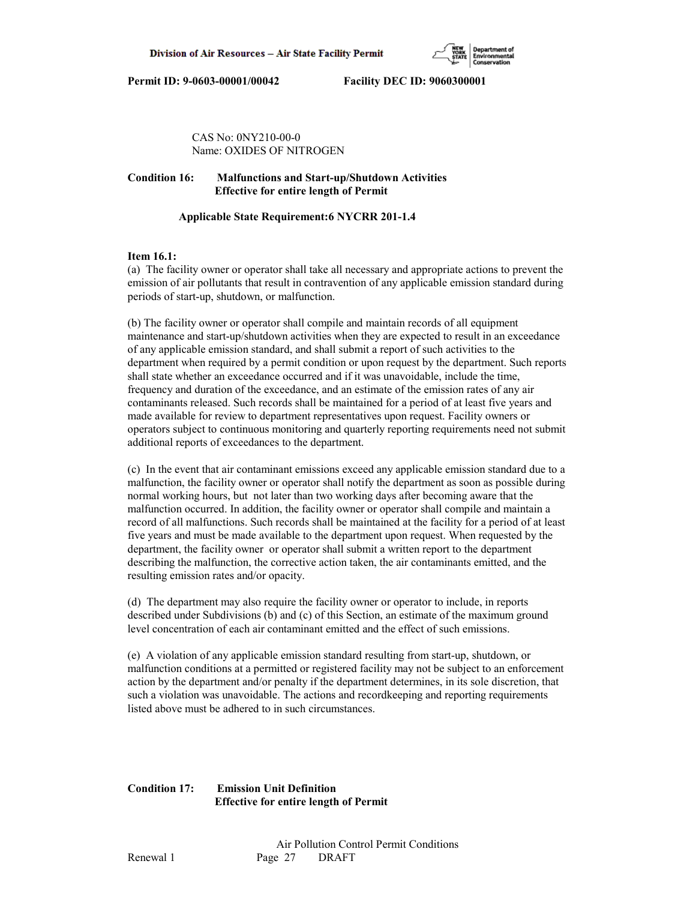CAS No: 0NY210-00-0
Name: OXIDES OF NITROGEN

**Condition 16: Malfunctions and Start-up/Shutdown Activities**
**Effective for entire length of Permit**

**Applicable State Requirement:6 NYCRR 201-1.4**

**Item 16.1:**
(a) The facility owner or operator shall take all necessary and appropriate actions to prevent the emission of air pollutants that result in contravention of any applicable emission standard during periods of start-up, shutdown, or malfunction.

(b) The facility owner or operator shall compile and maintain records of all equipment maintenance and start-up/shutdown activities when they are expected to result in an exceedance of any applicable emission standard, and shall submit a report of such activities to the department when required by a permit condition or upon request by the department. Such reports shall state whether an exceedance occurred and if it was unavoidable, include the time, frequency and duration of the exceedance, and an estimate of the emission rates of any air contaminants released. Such records shall be maintained for a period of at least five years and made available for review to department representatives upon request. Facility owners or operators subject to continuous monitoring and quarterly reporting requirements need not submit additional reports of exceedances to the department.

(c) In the event that air contaminant emissions exceed any applicable emission standard due to a malfunction, the facility owner or operator shall notify the department as soon as possible during normal working hours, but not later than two working days after becoming aware that the malfunction occurred. In addition, the facility owner or operator shall compile and maintain a record of all malfunctions. Such records shall be maintained at the facility for a period of at least five years and must be made available to the department upon request. When requested by the department, the facility owner or operator shall submit a written report to the department describing the malfunction, the corrective action taken, the air contaminants emitted, and the resulting emission rates and/or opacity.

(d) The department may also require the facility owner or operator to include, in reports described under Subdivisions (b) and (c) of this Section, an estimate of the maximum ground level concentration of each air contaminant emitted and the effect of such emissions.

(e) A violation of any applicable emission standard resulting from start-up, shutdown, or malfunction conditions at a permitted or registered facility may not be subject to an enforcement action by the department and/or penalty if the department determines, in its sole discretion, that such a violation was unavoidable. The actions and recordkeeping and reporting requirements listed above must be adhered to in such circumstances.

**Condition 17: Emission Unit Definition**
**Effective for entire length of Permit**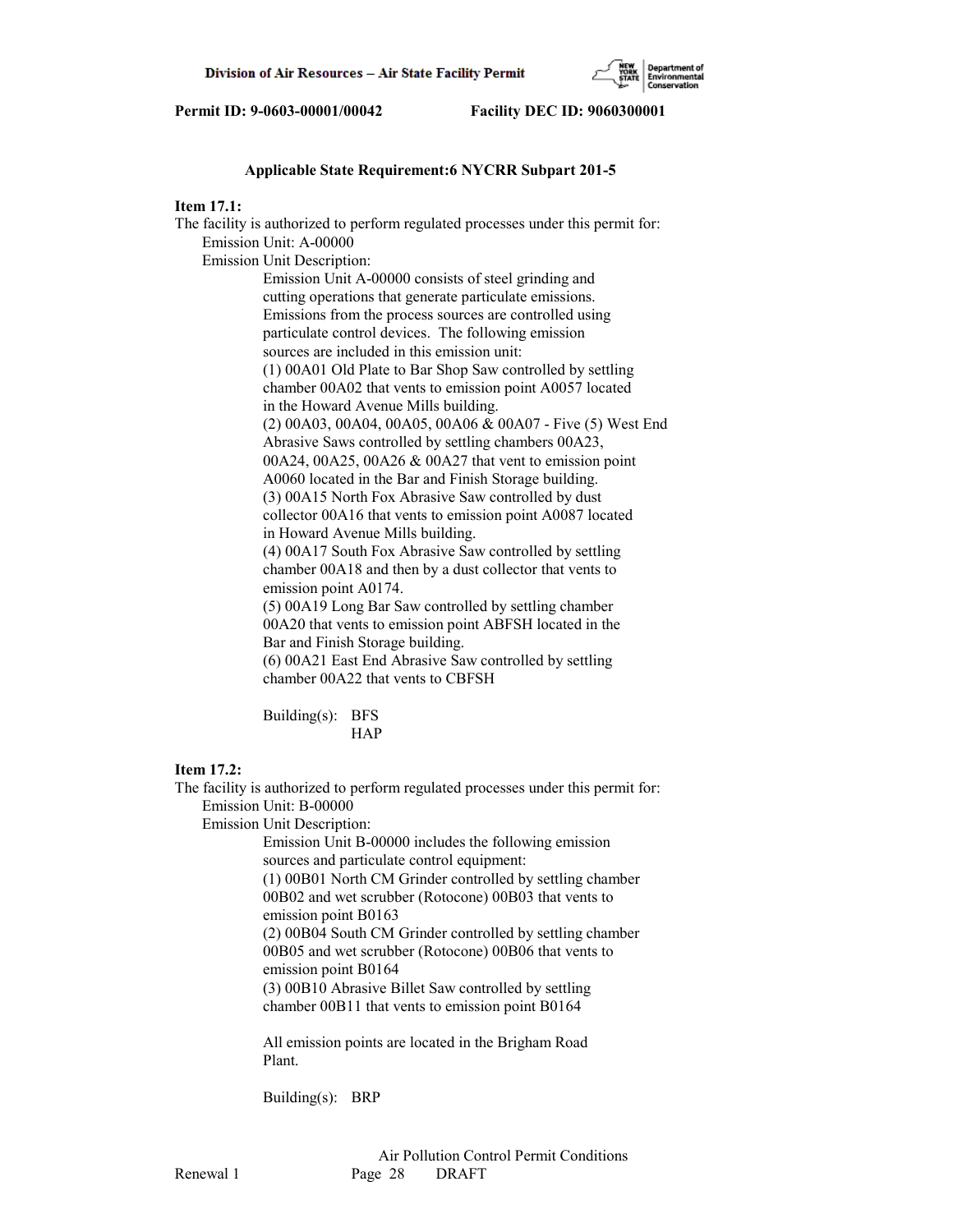**Applicable State Requirement:6 NYCRR Subpart 201-5**

**Item 17.1:**
The facility is authorized to perform regulated processes under this permit for:
Emission Unit: A-00000
Emission Unit Description:

Emission Unit A-00000 consists of steel grinding and cutting operations that generate particulate emissions. Emissions from the process sources are controlled using particulate control devices. The following emission sources are included in this emission unit:
(1) 00A01 Old Plate to Bar Shop Saw controlled by settling chamber 00A02 that vents to emission point A0057 located in the Howard Avenue Mills building.
(2) 00A03, 00A04, 00A05, 00A06 & 00A07 - Five (5) West End Abrasive Saws controlled by settling chambers 00A23, 00A24, 00A25, 00A26 & 00A27 that vent to emission point A0060 located in the Bar and Finish Storage building.
(3) 00A15 North Fox Abrasive Saw controlled by dust collector 00A16 that vents to emission point A0087 located in Howard Avenue Mills building.
(4) 00A17 South Fox Abrasive Saw controlled by settling chamber 00A18 and then by a dust collector that vents to emission point A0174.
(5) 00A19 Long Bar Saw controlled by settling chamber 00A20 that vents to emission point ABFSH located in the Bar and Finish Storage building.
(6) 00A21 East End Abrasive Saw controlled by settling chamber 00A22 that vents to CBFSH

Building(s): BFS
HAP

**Item 17.2:**
The facility is authorized to perform regulated processes under this permit for:
Emission Unit: B-00000
Emission Unit Description:

Emission Unit B-00000 includes the following emission sources and particulate control equipment:
(1) 00B01 North CM Grinder controlled by settling chamber 00B02 and wet scrubber (Rotocone) 00B03 that vents to emission point B0163
(2) 00B04 South CM Grinder controlled by settling chamber 00B05 and wet scrubber (Rotocone) 00B06 that vents to emission point B0164
(3) 00B10 Abrasive Billet Saw controlled by settling chamber 00B11 that vents to emission point B0164

All emission points are located in the Brigham Road Plant.

Building(s): BRP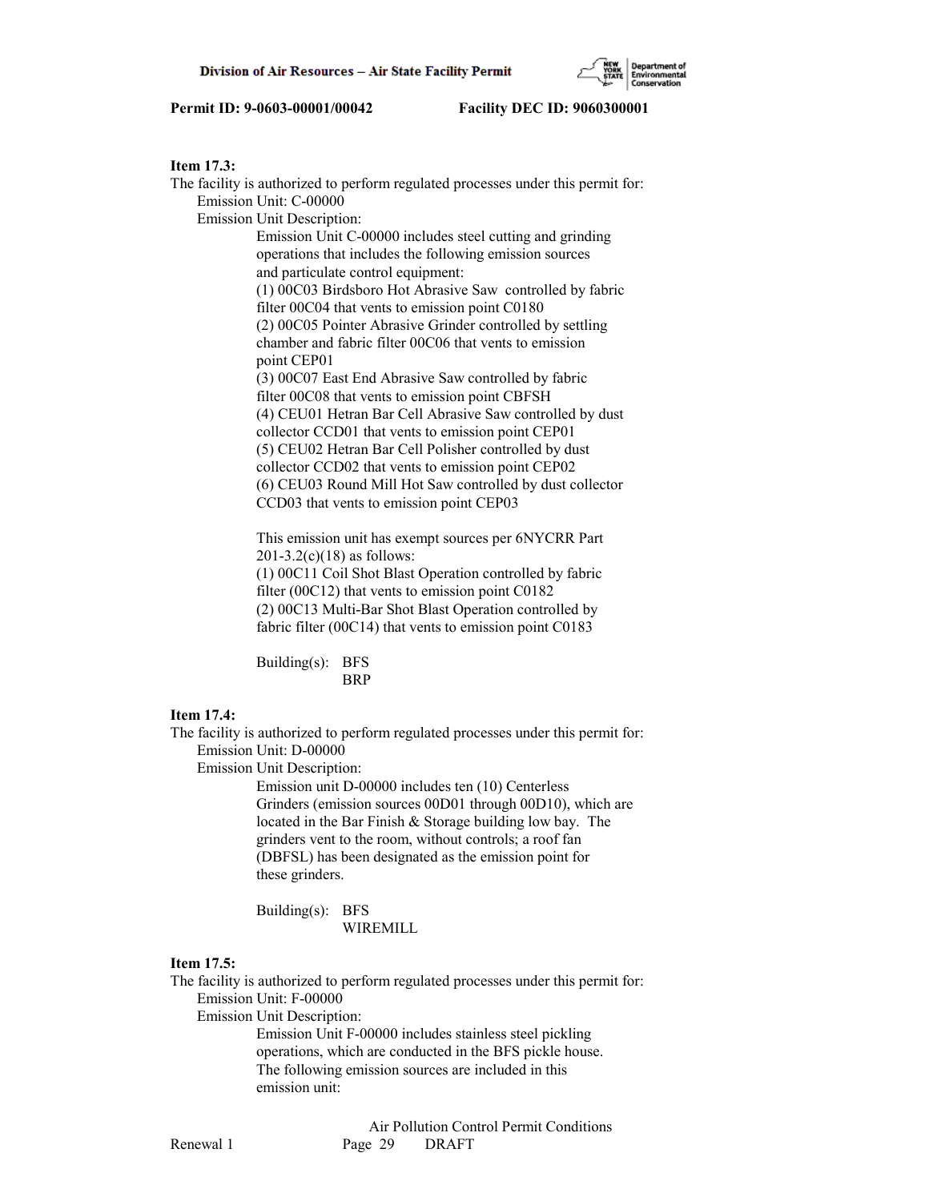**Item 17.3:**
The facility is authorized to perform regulated processes under this permit for:
Emission Unit: C-00000
Emission Unit Description:

Emission Unit C-00000 includes steel cutting and grinding operations that includes the following emission sources and particulate control equipment:
(1) 00C03 Birdsboro Hot Abrasive Saw controlled by fabric filter 00C04 that vents to emission point C0180
(2) 00C05 Pointer Abrasive Grinder controlled by settling chamber and fabric filter 00C06 that vents to emission point CEP01
(3) 00C07 East End Abrasive Saw controlled by fabric filter 00C08 that vents to emission point CBFSH
(4) CEU01 Hetran Bar Cell Abrasive Saw controlled by dust collector CCD01 that vents to emission point CEP01
(5) CEU02 Hetran Bar Cell Polisher controlled by dust collector CCD02 that vents to emission point CEP02
(6) CEU03 Round Mill Hot Saw controlled by dust collector CCD03 that vents to emission point CEP03

This emission unit has exempt sources per 6NYCRR Part 201-3.2(c)(18) as follows:
(1) 00C11 Coil Shot Blast Operation controlled by fabric filter (00C12) that vents to emission point C0182
(2) 00C13 Multi-Bar Shot Blast Operation controlled by fabric filter (00C14) that vents to emission point C0183

Building(s): BFS
BRP

**Item 17.4:**
The facility is authorized to perform regulated processes under this permit for:
Emission Unit: D-00000
Emission Unit Description:

Emission unit D-00000 includes ten (10) Centerless Grinders (emission sources 00D01 through 00D10), which are located in the Bar Finish & Storage building low bay. The grinders vent to the room, without controls; a roof fan (DBFSL) has been designated as the emission point for these grinders.

Building(s): BFS
WIREMILL

**Item 17.5:**
The facility is authorized to perform regulated processes under this permit for:
Emission Unit: F-00000
Emission Unit Description:

Emission Unit F-00000 includes stainless steel pickling operations, which are conducted in the BFS pickle house. The following emission sources are included in this emission unit: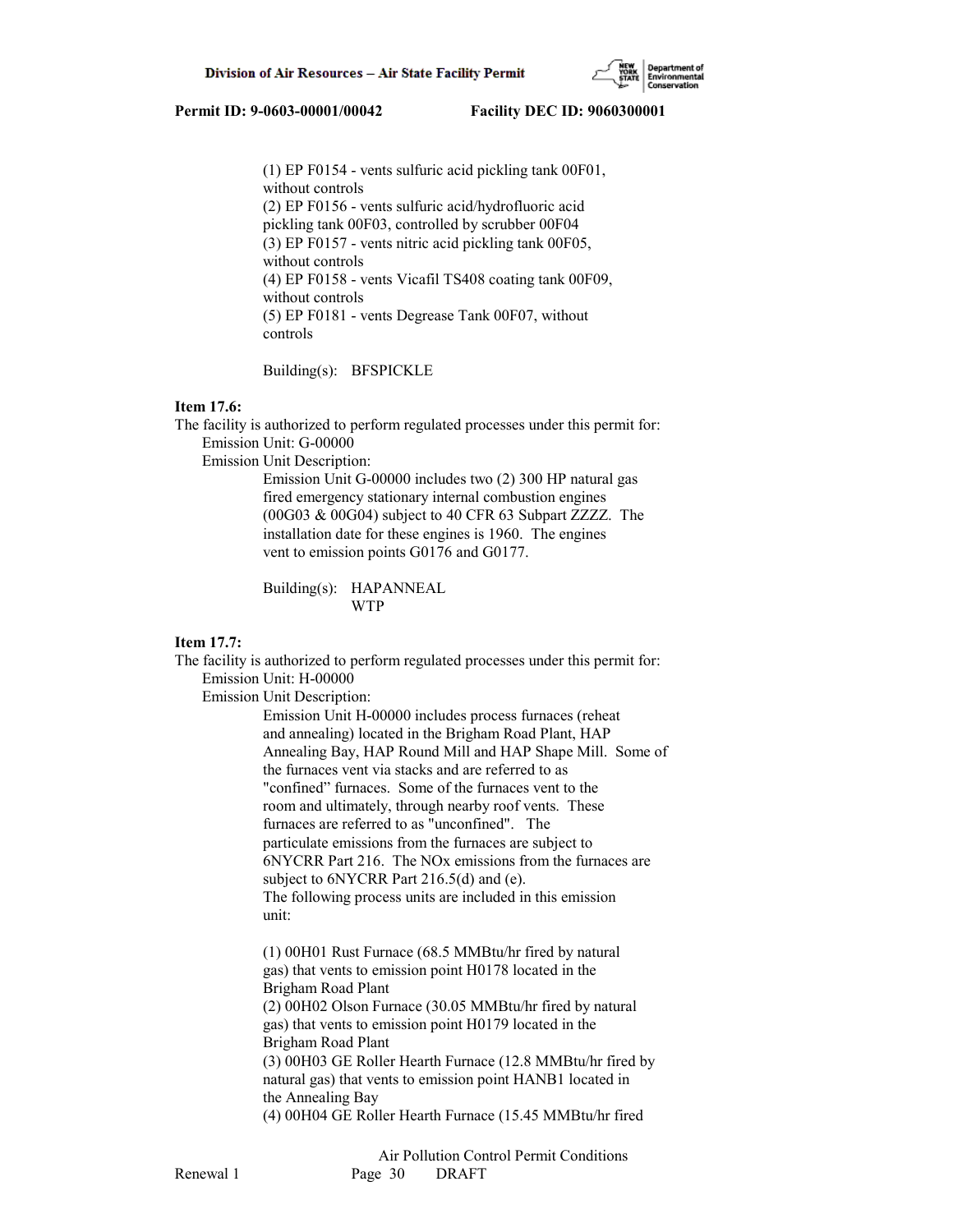(1) EP F0154 - vents sulfuric acid pickling tank 00F01, without controls
(2) EP F0156 - vents sulfuric acid/hydrofluoric acid pickling tank 00F03, controlled by scrubber 00F04
(3) EP F0157 - vents nitric acid pickling tank 00F05, without controls
(4) EP F0158 - vents Vicafil TS408 coating tank 00F09, without controls
(5) EP F0181 - vents Degrease Tank 00F07, without controls

Building(s): BFSPICKLE

**Item 17.6:**
The facility is authorized to perform regulated processes under this permit for:
Emission Unit: G-00000
Emission Unit Description:
Emission Unit G-00000 includes two (2) 300 HP natural gas fired emergency stationary internal combustion engines (00G03 & 00G04) subject to 40 CFR 63 Subpart ZZZZ. The installation date for these engines is 1960. The engines vent to emission points G0176 and G0177.

Building(s): HAPANNEAL
WTP

**Item 17.7:**
The facility is authorized to perform regulated processes under this permit for:
Emission Unit: H-00000
Emission Unit Description:
Emission Unit H-00000 includes process furnaces (reheat and annealing) located in the Brigham Road Plant, HAP Annealing Bay, HAP Round Mill and HAP Shape Mill. Some of the furnaces vent via stacks and are referred to as "confined" furnaces. Some of the furnaces vent to the room and ultimately, through nearby roof vents. These furnaces are referred to as "unconfined". The particulate emissions from the furnaces are subject to 6NYCRR Part 216. The NOx emissions from the furnaces are subject to 6NYCRR Part 216.5(d) and (e).
The following process units are included in this emission unit:

(1) 00H01 Rust Furnace (68.5 MMBtu/hr fired by natural gas) that vents to emission point H0178 located in the Brigham Road Plant
(2) 00H02 Olson Furnace (30.05 MMBtu/hr fired by natural gas) that vents to emission point H0179 located in the Brigham Road Plant
(3) 00H03 GE Roller Hearth Furnace (12.8 MMBtu/hr fired by natural gas) that vents to emission point HANB1 located in the Annealing Bay
(4) 00H04 GE Roller Hearth Furnace (15.45 MMBtu/hr fired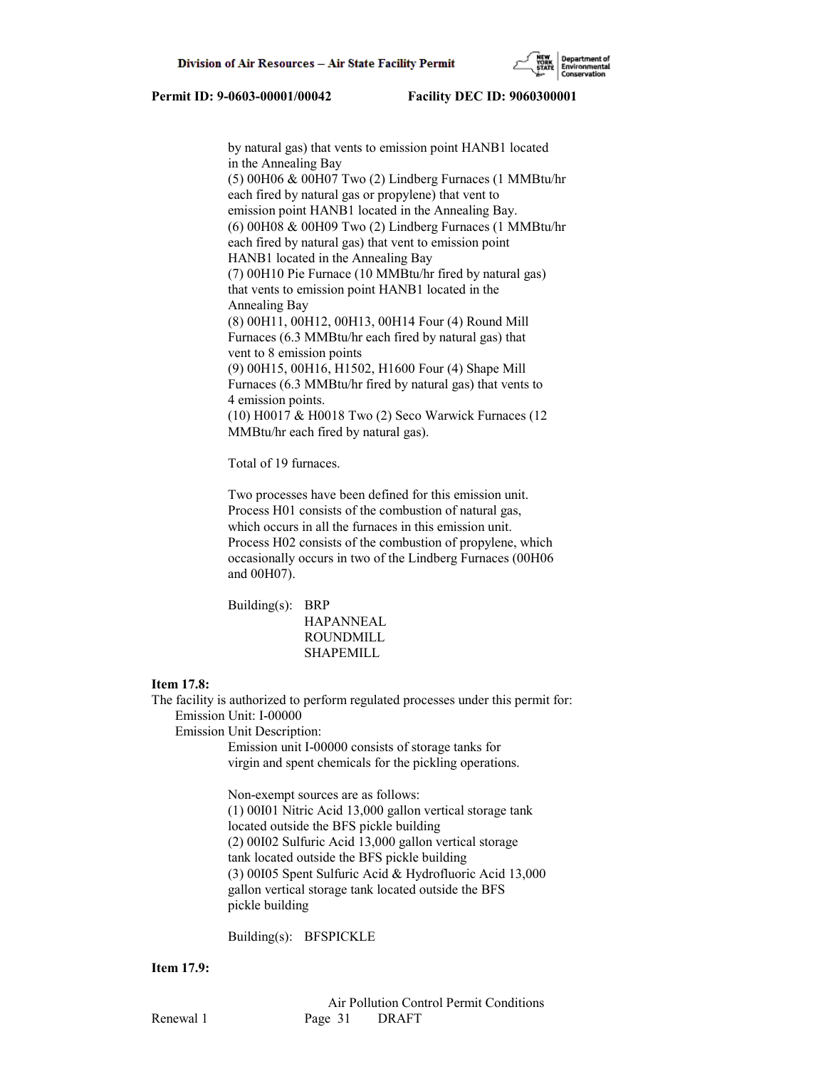by natural gas) that vents to emission point HANB1 located in the Annealing Bay
(5) 00H06 & 00H07 Two (2) Lindberg Furnaces (1 MMBtu/hr each fired by natural gas or propylene) that vent to emission point HANB1 located in the Annealing Bay.
(6) 00H08 & 00H09 Two (2) Lindberg Furnaces (1 MMBtu/hr each fired by natural gas) that vent to emission point HANB1 located in the Annealing Bay
(7) 00H10 Pie Furnace (10 MMBtu/hr fired by natural gas) that vents to emission point HANB1 located in the Annealing Bay
(8) 00H11, 00H12, 00H13, 00H14 Four (4) Round Mill Furnaces (6.3 MMBtu/hr each fired by natural gas) that vent to 8 emission points
(9) 00H15, 00H16, H1502, H1600 Four (4) Shape Mill Furnaces (6.3 MMBtu/hr fired by natural gas) that vents to 4 emission points.
(10) H0017 & H0018 Two (2) Seco Warwick Furnaces (12 MMBtu/hr each fired by natural gas).

Total of 19 furnaces.

Two processes have been defined for this emission unit. Process H01 consists of the combustion of natural gas, which occurs in all the furnaces in this emission unit. Process H02 consists of the combustion of propylene, which occasionally occurs in two of the Lindberg Furnaces (00H06 and 00H07).

Building(s): BRP
HAPANNEAL
ROUNDMILL
SHAPEMILL

**Item 17.8:**

The facility is authorized to perform regulated processes under this permit for:
Emission Unit: I-00000
Emission Unit Description:
Emission unit I-00000 consists of storage tanks for virgin and spent chemicals for the pickling operations.

Non-exempt sources are as follows:
(1) 00I01 Nitric Acid 13,000 gallon vertical storage tank located outside the BFS pickle building
(2) 00I02 Sulfuric Acid 13,000 gallon vertical storage tank located outside the BFS pickle building
(3) 00I05 Spent Sulfuric Acid & Hydrofluoric Acid 13,000 gallon vertical storage tank located outside the BFS pickle building

Building(s): BFSPICKLE

**Item 17.9:**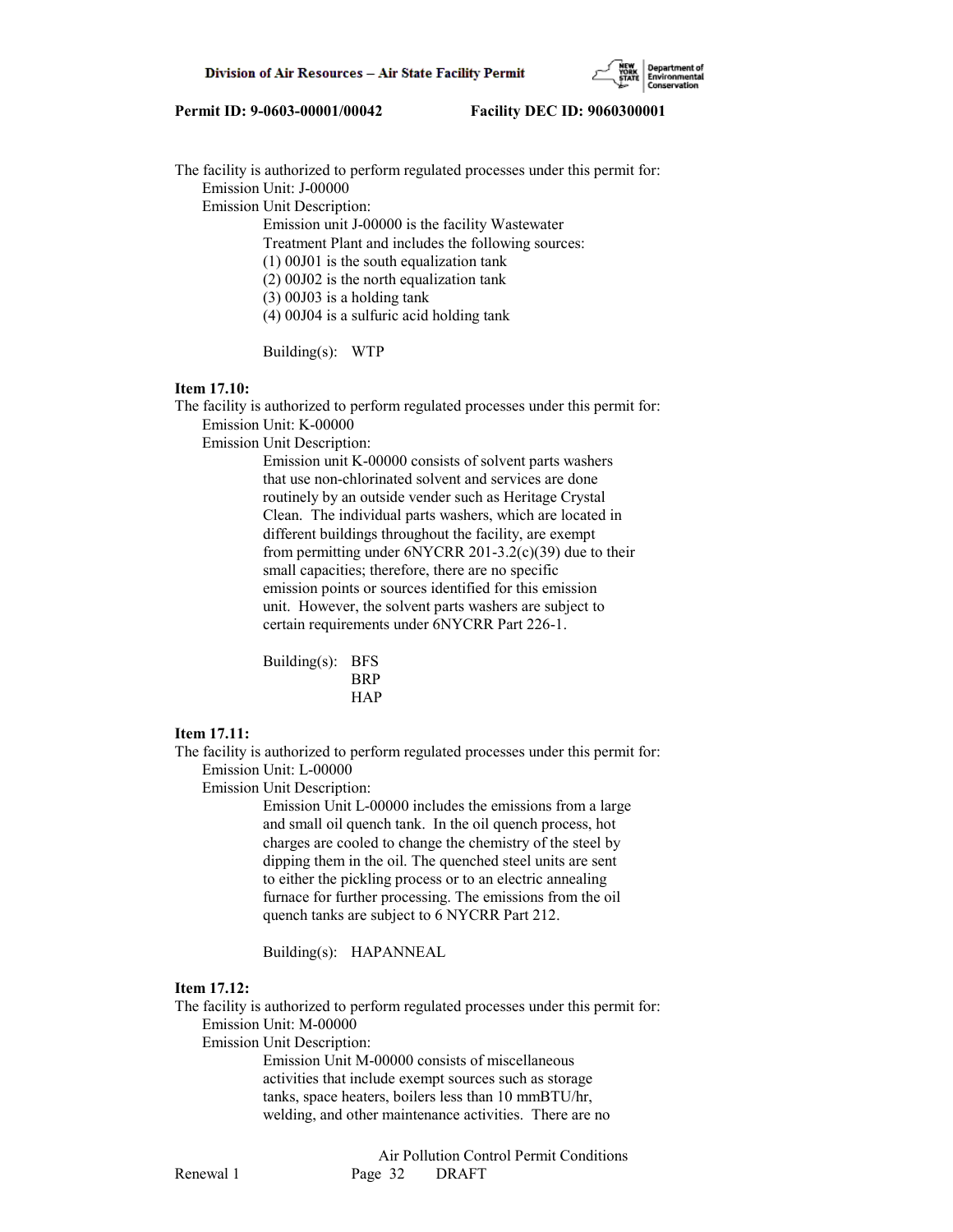The facility is authorized to perform regulated processes under this permit for:
Emission Unit: J-00000
Emission Unit Description:
Emission unit J-00000 is the facility Wastewater Treatment Plant and includes the following sources:
(1) 00J01 is the south equalization tank
(2) 00J02 is the north equalization tank
(3) 00J03 is a holding tank
(4) 00J04 is a sulfuric acid holding tank

Building(s): WTP

**Item 17.10:**
The facility is authorized to perform regulated processes under this permit for:
Emission Unit: K-00000
Emission Unit Description:
Emission unit K-00000 consists of solvent parts washers that use non-chlorinated solvent and services are done routinely by an outside vender such as Heritage Crystal Clean. The individual parts washers, which are located in different buildings throughout the facility, are exempt from permitting under 6NYCRR 201-3.2(c)(39) due to their small capacities; therefore, there are no specific emission points or sources identified for this emission unit. However, the solvent parts washers are subject to certain requirements under 6NYCRR Part 226-1.

Building(s): BFS
BRP
HAP

**Item 17.11:**
The facility is authorized to perform regulated processes under this permit for:
Emission Unit: L-00000
Emission Unit Description:
Emission Unit L-00000 includes the emissions from a large and small oil quench tank. In the oil quench process, hot charges are cooled to change the chemistry of the steel by dipping them in the oil. The quenched steel units are sent to either the pickling process or to an electric annealing furnace for further processing. The emissions from the oil quench tanks are subject to 6 NYCRR Part 212.

Building(s): HAPANNEAL

**Item 17.12:**
The facility is authorized to perform regulated processes under this permit for:
Emission Unit: M-00000
Emission Unit Description:
Emission Unit M-00000 consists of miscellaneous activities that include exempt sources such as storage tanks, space heaters, boilers less than 10 mmBTU/hr, welding, and other maintenance activities. There are no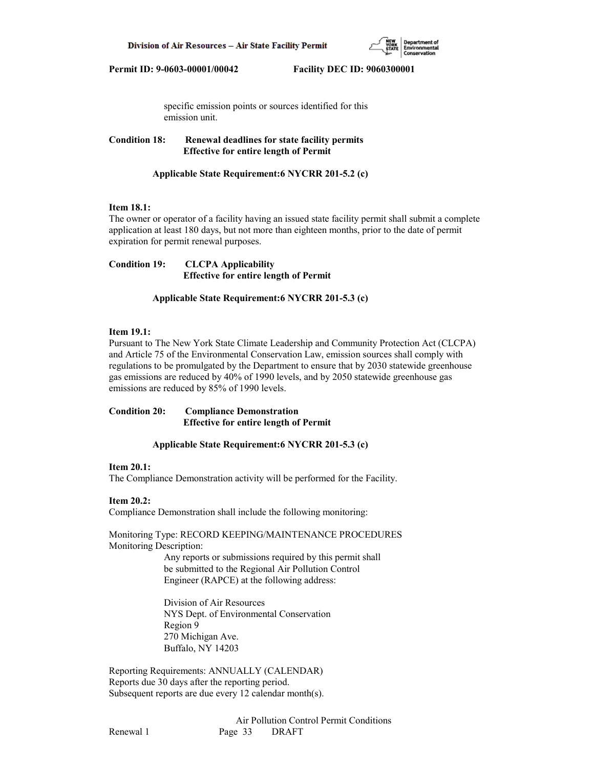specific emission points or sources identified for this emission unit.

**Condition 18: Renewal deadlines for state facility permits**
**Effective for entire length of Permit**

**Applicable State Requirement:6 NYCRR 201-5.2 (c)**

**Item 18.1:**
The owner or operator of a facility having an issued state facility permit shall submit a complete application at least 180 days, but not more than eighteen months, prior to the date of permit expiration for permit renewal purposes.

**Condition 19: CLCPA Applicability**
**Effective for entire length of Permit**

**Applicable State Requirement:6 NYCRR 201-5.3 (c)**

**Item 19.1:**
Pursuant to The New York State Climate Leadership and Community Protection Act (CLCPA) and Article 75 of the Environmental Conservation Law, emission sources shall comply with regulations to be promulgated by the Department to ensure that by 2030 statewide greenhouse gas emissions are reduced by 40% of 1990 levels, and by 2050 statewide greenhouse gas emissions are reduced by 85% of 1990 levels.

**Condition 20: Compliance Demonstration**
**Effective for entire length of Permit**

**Applicable State Requirement:6 NYCRR 201-5.3 (c)**

**Item 20.1:**
The Compliance Demonstration activity will be performed for the Facility.

**Item 20.2:**
Compliance Demonstration shall include the following monitoring:

Monitoring Type: RECORD KEEPING/MAINTENANCE PROCEDURES
Monitoring Description:

Any reports or submissions required by this permit shall be submitted to the Regional Air Pollution Control Engineer (RAPCE) at the following address:

Division of Air Resources
NYS Dept. of Environmental Conservation
Region 9
270 Michigan Ave.
Buffalo, NY 14203

Reporting Requirements: ANNUALLY (CALENDAR)
Reports due 30 days after the reporting period.
Subsequent reports are due every 12 calendar month(s).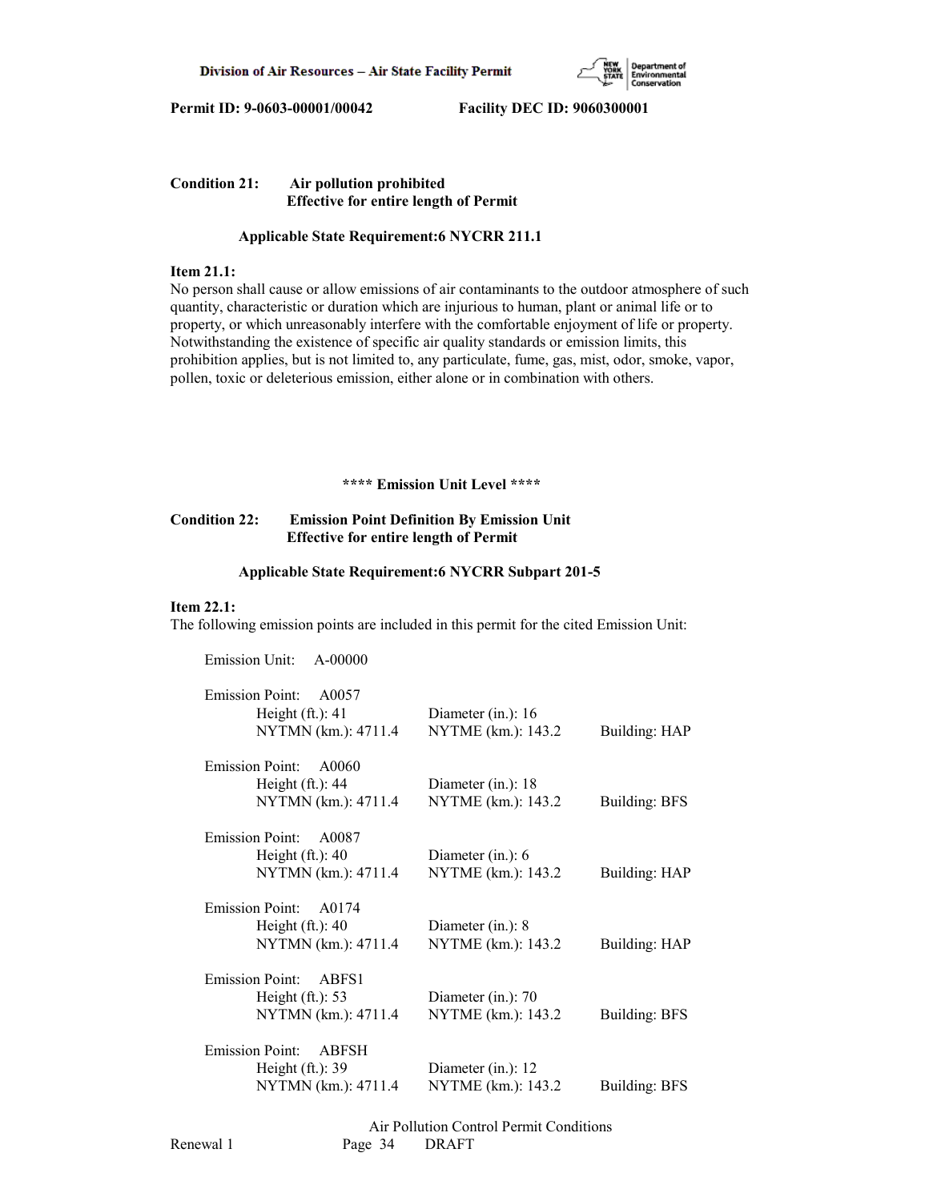**Permit ID: 9-0603-00001/00042 Facility DEC ID: 9060300001**

**Condition 21: Air pollution prohibited**
**Effective for entire length of Permit**

**Applicable State Requirement:6 NYCRR 211.1**

**Item 21.1:**
No person shall cause or allow emissions of air contaminants to the outdoor atmosphere of such quantity, characteristic or duration which are injurious to human, plant or animal life or to property, or which unreasonably interfere with the comfortable enjoyment of life or property. Notwithstanding the existence of specific air quality standards or emission limits, this prohibition applies, but is not limited to, any particulate, fume, gas, mist, odor, smoke, vapor, pollen, toxic or deleterious emission, either alone or in combination with others.

**\*\*\*\* Emission Unit Level \*\*\*\***

**Condition 22: Emission Point Definition By Emission Unit**
**Effective for entire length of Permit**

**Applicable State Requirement:6 NYCRR Subpart 201-5**

**Item 22.1:**
The following emission points are included in this permit for the cited Emission Unit:

Emission Unit: A-00000

Emission Point: A0057
Height (ft.): 41 Diameter (in.): 16
NYTMN (km.): 4711.4 NYTME (km.): 143.2 Building: HAP

Emission Point: A0060
Height (ft.): 44 Diameter (in.): 18
NYTMN (km.): 4711.4 NYTME (km.): 143.2 Building: BFS

Emission Point: A0087
Height (ft.): 40 Diameter (in.): 6
NYTMN (km.): 4711.4 NYTME (km.): 143.2 Building: HAP

Emission Point: A0174
Height (ft.): 40 Diameter (in.): 8
NYTMN (km.): 4711.4 NYTME (km.): 143.2 Building: HAP

Emission Point: ABFS1
Height (ft.): 53 Diameter (in.): 70
NYTMN (km.): 4711.4 NYTME (km.): 143.2 Building: BFS

Emission Point: ABFSH
Height (ft.): 39 Diameter (in.): 12
NYTMN (km.): 4711.4 NYTME (km.): 143.2 Building: BFS

Air Pollution Control Permit Conditions
Renewal 1 DRAFT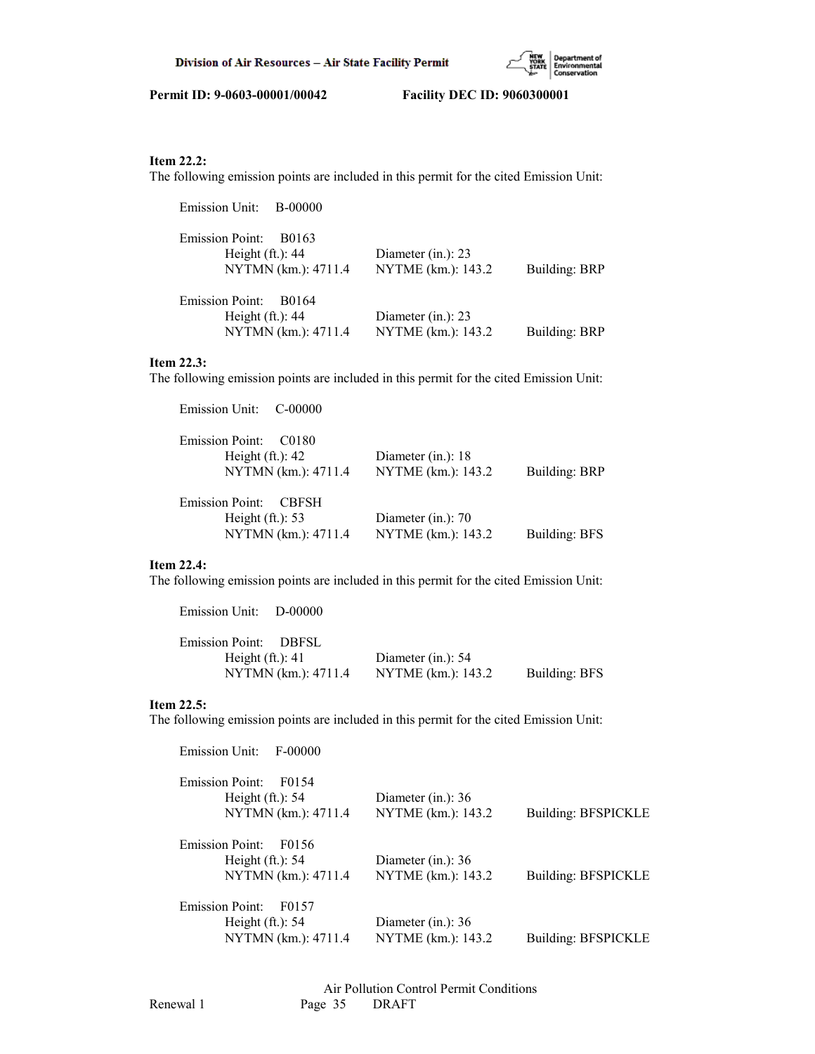**Item 22.2:**
The following emission points are included in this permit for the cited Emission Unit:

Emission Unit: B-00000

Emission Point: B0163
Height (ft.): 44 Diameter (in.): 23
NYTMN (km.): 4711.4 NYTME (km.): 143.2 Building: BRP

Emission Point: B0164
Height (ft.): 44 Diameter (in.): 23
NYTMN (km.): 4711.4 NYTME (km.): 143.2 Building: BRP

**Item 22.3:**
The following emission points are included in this permit for the cited Emission Unit:

Emission Unit: C-00000

Emission Point: C0180
Height (ft.): 42 Diameter (in.): 18
NYTMN (km.): 4711.4 NYTME (km.): 143.2 Building: BRP

Emission Point: CBFSH
Height (ft.): 53 Diameter (in.): 70
NYTMN (km.): 4711.4 NYTME (km.): 143.2 Building: BFS

**Item 22.4:**
The following emission points are included in this permit for the cited Emission Unit:

Emission Unit: D-00000

Emission Point: DBFSL
Height (ft.): 41 Diameter (in.): 54
NYTMN (km.): 4711.4 NYTME (km.): 143.2 Building: BFS

**Item 22.5:**
The following emission points are included in this permit for the cited Emission Unit:

Emission Unit: F-00000

Emission Point: F0154
Height (ft.): 54 Diameter (in.): 36
NYTMN (km.): 4711.4 NYTME (km.): 143.2 Building: BFSPICKLE

Emission Point: F0156
Height (ft.): 54 Diameter (in.): 36
NYTMN (km.): 4711.4 NYTME (km.): 143.2 Building: BFSPICKLE

Emission Point: F0157
Height (ft.): 54 Diameter (in.): 36
NYTMN (km.): 4711.4 NYTME (km.): 143.2 Building: BFSPICKLE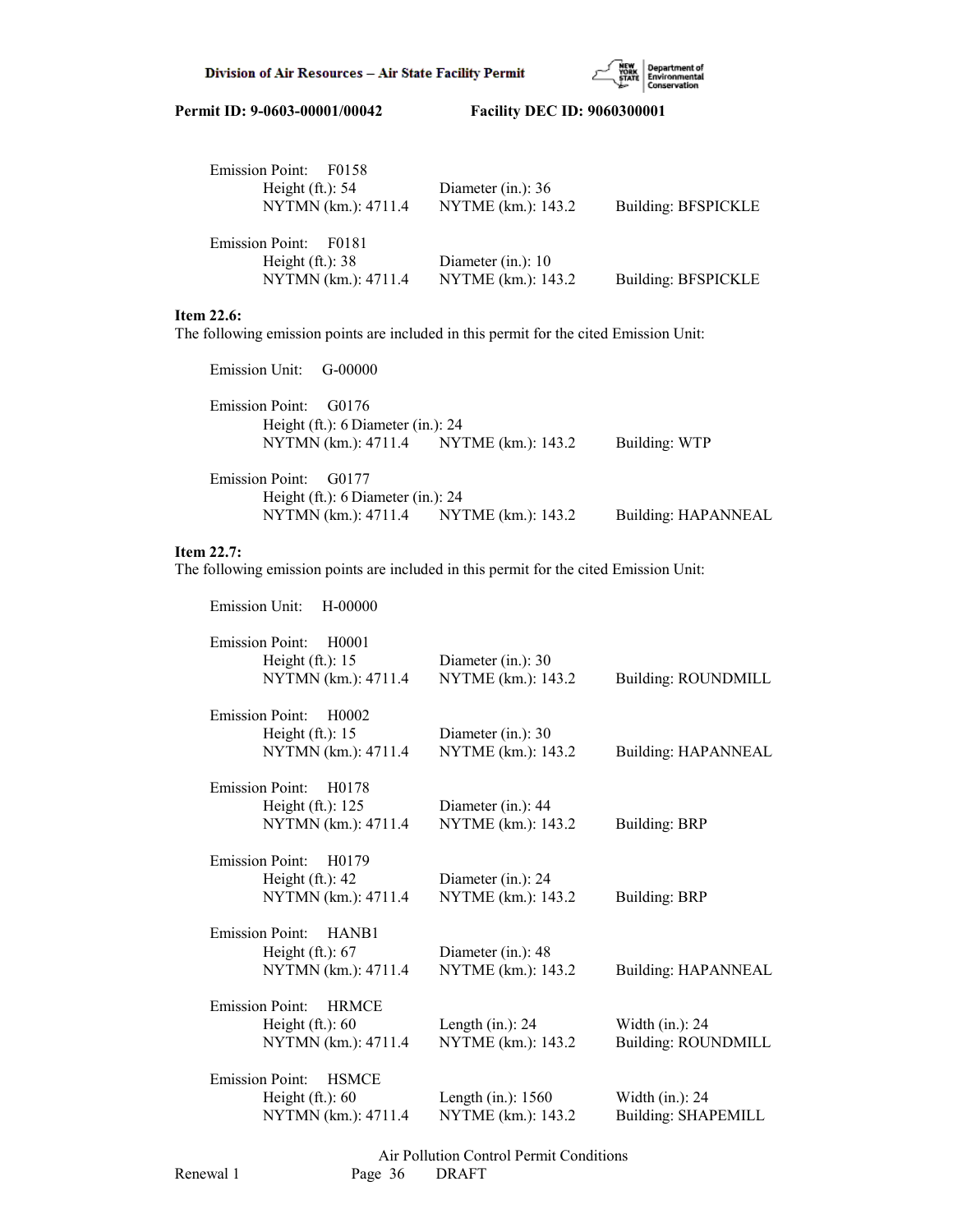Emission Point: F0158
Height (ft.): 54 Diameter (in.): 36
NYTMN (km.): 4711.4 NYTME (km.): 143.2 Building: BFSPICKLE

Emission Point: F0181
Height (ft.): 38 Diameter (in.): 10
NYTMN (km.): 4711.4 NYTME (km.): 143.2 Building: BFSPICKLE

**Item 22.6:**
The following emission points are included in this permit for the cited Emission Unit:

Emission Unit: G-00000

Emission Point: G0176
Height (ft.): 6 Diameter (in.): 24
NYTMN (km.): 4711.4 NYTME (km.): 143.2 Building: WTP

Emission Point: G0177
Height (ft.): 6 Diameter (in.): 24
NYTMN (km.): 4711.4 NYTME (km.): 143.2 Building: HAPANNEAL

**Item 22.7:**
The following emission points are included in this permit for the cited Emission Unit:

Emission Unit: H-00000

Emission Point: H0001
Height (ft.): 15 Diameter (in.): 30
NYTMN (km.): 4711.4 NYTME (km.): 143.2 Building: ROUNDMILL

Emission Point: H0002
Height (ft.): 15 Diameter (in.): 30
NYTMN (km.): 4711.4 NYTME (km.): 143.2 Building: HAPANNEAL

Emission Point: H0178
Height (ft.): 125 Diameter (in.): 44
NYTMN (km.): 4711.4 NYTME (km.): 143.2 Building: BRP

Emission Point: H0179
Height (ft.): 42 Diameter (in.): 24
NYTMN (km.): 4711.4 NYTME (km.): 143.2 Building: BRP

Emission Point: HANB1
Height (ft.): 67 Diameter (in.): 48
NYTMN (km.): 4711.4 NYTME (km.): 143.2 Building: HAPANNEAL

Emission Point: HRMCE
Height (ft.): 60 Length (in.): 24 Width (in.): 24
NYTMN (km.): 4711.4 NYTME (km.): 143.2 Building: ROUNDMILL

Emission Point: HSMCE
Height (ft.): 60 Length (in.): 1560 Width (in.): 24
NYTMN (km.): 4711.4 NYTME (km.): 143.2 Building: SHAPEMILL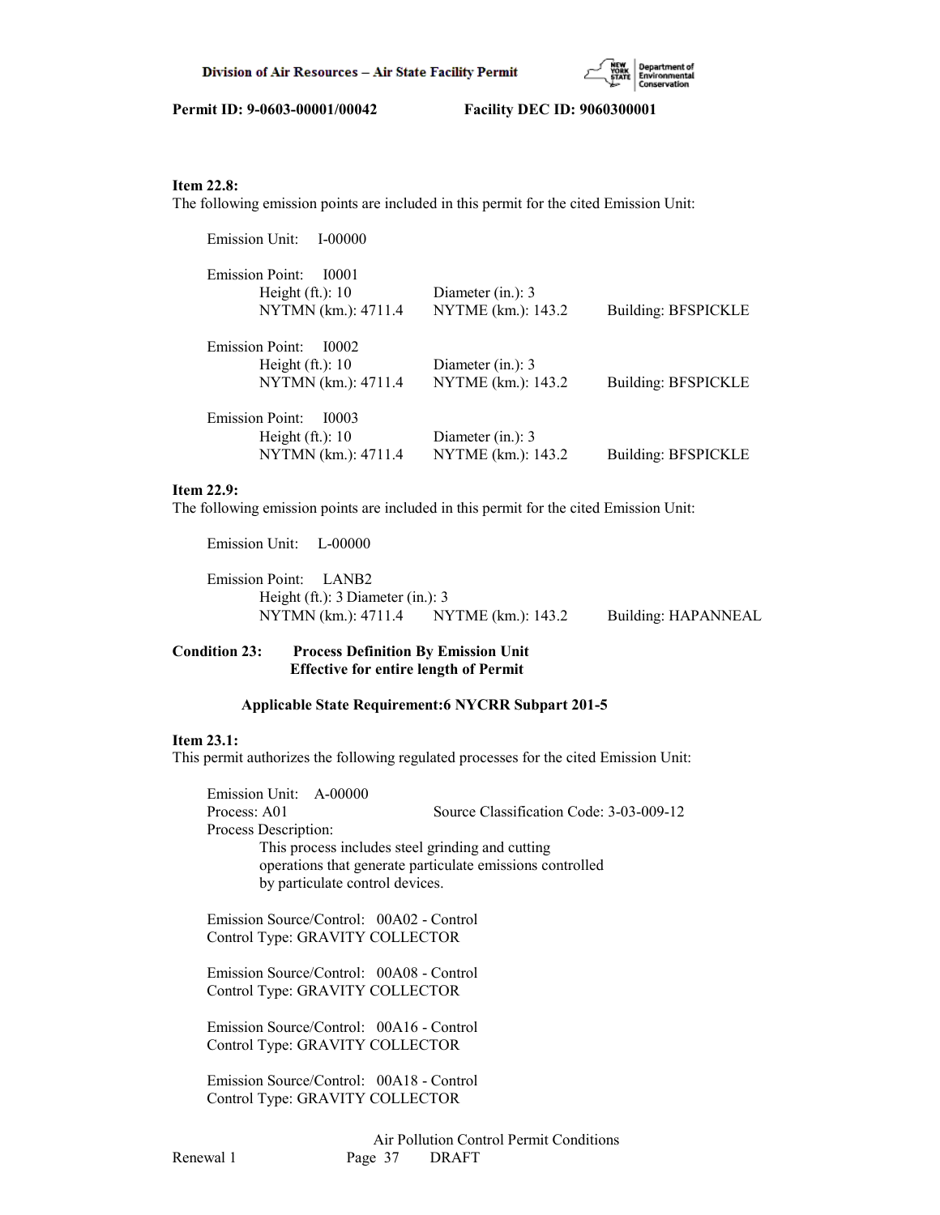**Item 22.8:**
The following emission points are included in this permit for the cited Emission Unit:

Emission Unit: I-00000

Emission Point: I0001
Height (ft.): 10 Diameter (in.): 3
NYTMN (km.): 4711.4 NYTME (km.): 143.2 Building: BFSPICKLE

Emission Point: I0002
Height (ft.): 10 Diameter (in.): 3
NYTMN (km.): 4711.4 NYTME (km.): 143.2 Building: BFSPICKLE

Emission Point: I0003
Height (ft.): 10 Diameter (in.): 3
NYTMN (km.): 4711.4 NYTME (km.): 143.2 Building: BFSPICKLE

**Item 22.9:**
The following emission points are included in this permit for the cited Emission Unit:

Emission Unit: L-00000

Emission Point: LANB2
Height (ft.): 3 Diameter (in.): 3
NYTMN (km.): 4711.4 NYTME (km.): 143.2 Building: HAPANNEAL

**Condition 23: Process Definition By Emission Unit**
**Effective for entire length of Permit**

**Applicable State Requirement:6 NYCRR Subpart 201-5**

**Item 23.1:**
This permit authorizes the following regulated processes for the cited Emission Unit:

Emission Unit: A-00000
Process: A01 Source Classification Code: 3-03-009-12
Process Description:
This process includes steel grinding and cutting operations that generate particulate emissions controlled by particulate control devices.

Emission Source/Control: 00A02 - Control
Control Type: GRAVITY COLLECTOR

Emission Source/Control: 00A08 - Control
Control Type: GRAVITY COLLECTOR

Emission Source/Control: 00A16 - Control
Control Type: GRAVITY COLLECTOR

Emission Source/Control: 00A18 - Control
Control Type: GRAVITY COLLECTOR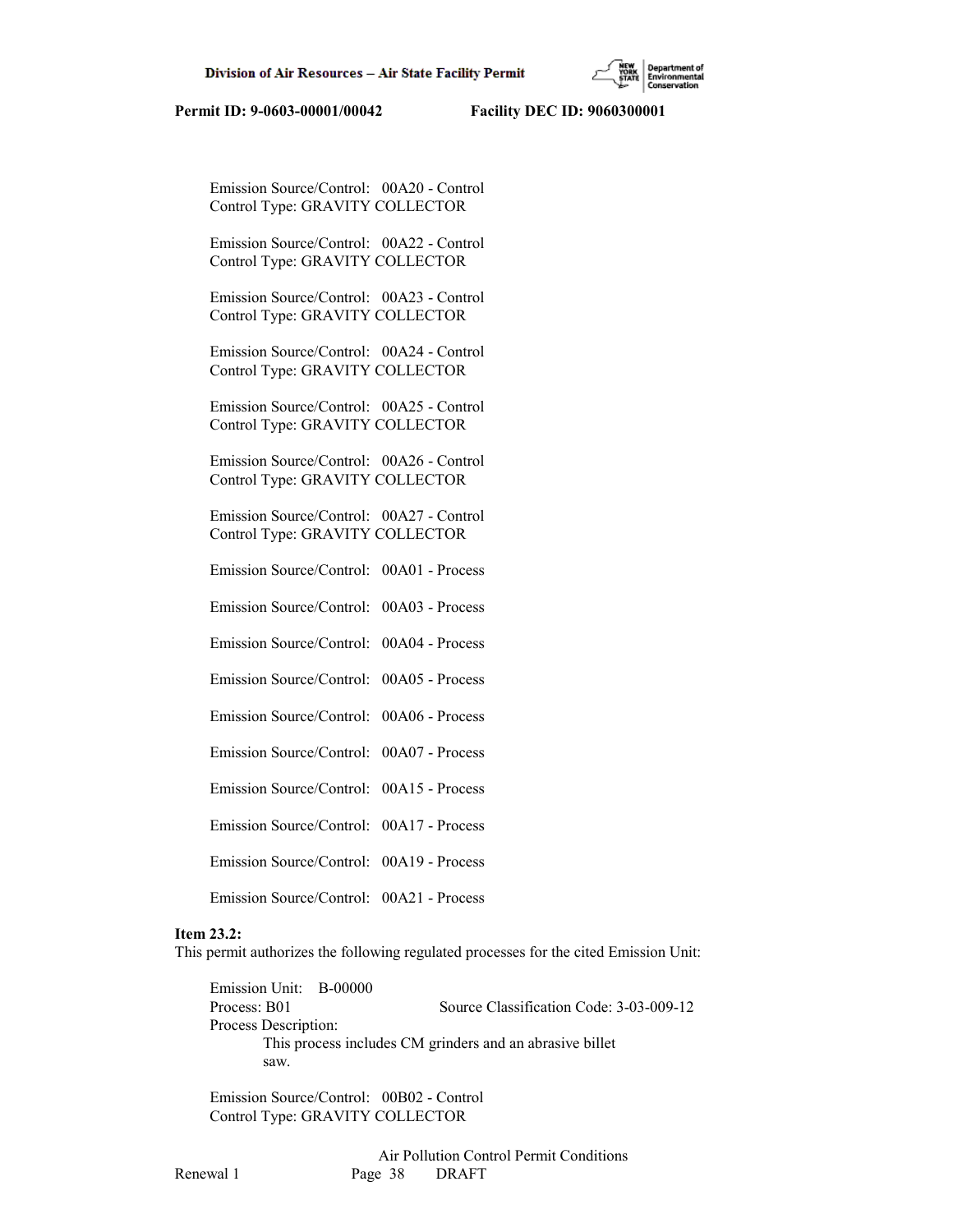Emission Source/Control: 00A20 - Control
Control Type: GRAVITY COLLECTOR

Emission Source/Control: 00A22 - Control
Control Type: GRAVITY COLLECTOR

Emission Source/Control: 00A23 - Control
Control Type: GRAVITY COLLECTOR

Emission Source/Control: 00A24 - Control
Control Type: GRAVITY COLLECTOR

Emission Source/Control: 00A25 - Control
Control Type: GRAVITY COLLECTOR

Emission Source/Control: 00A26 - Control
Control Type: GRAVITY COLLECTOR

Emission Source/Control: 00A27 - Control
Control Type: GRAVITY COLLECTOR

Emission Source/Control: 00A01 - Process

Emission Source/Control: 00A03 - Process

Emission Source/Control: 00A04 - Process

Emission Source/Control: 00A05 - Process

Emission Source/Control: 00A06 - Process

Emission Source/Control: 00A07 - Process

Emission Source/Control: 00A15 - Process

Emission Source/Control: 00A17 - Process

Emission Source/Control: 00A19 - Process

Emission Source/Control: 00A21 - Process

**Item 23.2:**
This permit authorizes the following regulated processes for the cited Emission Unit:

Emission Unit: B-00000
Process: B01 Source Classification Code: 3-03-009-12
Process Description:
This process includes CM grinders and an abrasive billet saw.

Emission Source/Control: 00B02 - Control
Control Type: GRAVITY COLLECTOR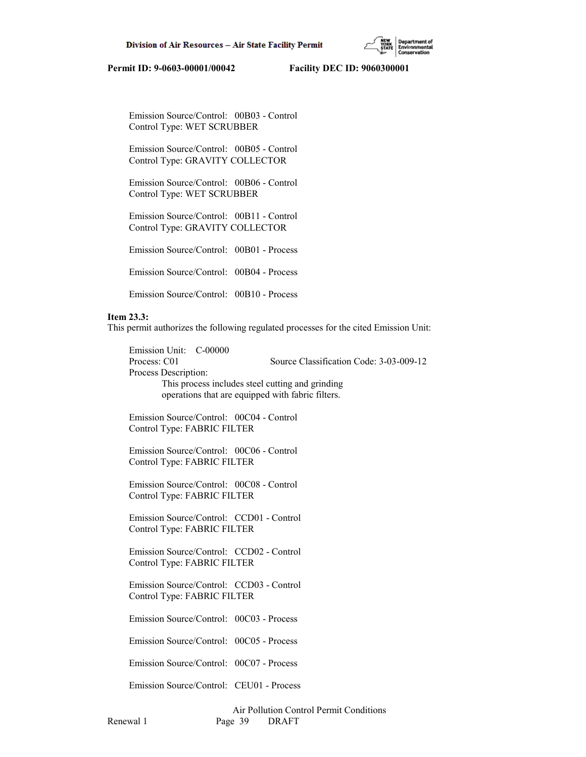Emission Source/Control: 00B03 - Control
Control Type: WET SCRUBBER

Emission Source/Control: 00B05 - Control
Control Type: GRAVITY COLLECTOR

Emission Source/Control: 00B06 - Control
Control Type: WET SCRUBBER

Emission Source/Control: 00B11 - Control
Control Type: GRAVITY COLLECTOR

Emission Source/Control: 00B01 - Process

Emission Source/Control: 00B04 - Process

Emission Source/Control: 00B10 - Process

**Item 23.3:**
This permit authorizes the following regulated processes for the cited Emission Unit:

Emission Unit: C-00000
Process: C01 Source Classification Code: 3-03-009-12
Process Description:
This process includes steel cutting and grinding operations that are equipped with fabric filters.

Emission Source/Control: 00C04 - Control
Control Type: FABRIC FILTER

Emission Source/Control: 00C06 - Control
Control Type: FABRIC FILTER

Emission Source/Control: 00C08 - Control
Control Type: FABRIC FILTER

Emission Source/Control: CCD01 - Control
Control Type: FABRIC FILTER

Emission Source/Control: CCD02 - Control
Control Type: FABRIC FILTER

Emission Source/Control: CCD03 - Control
Control Type: FABRIC FILTER

Emission Source/Control: 00C03 - Process

Emission Source/Control: 00C05 - Process

Emission Source/Control: 00C07 - Process

Emission Source/Control: CEU01 - Process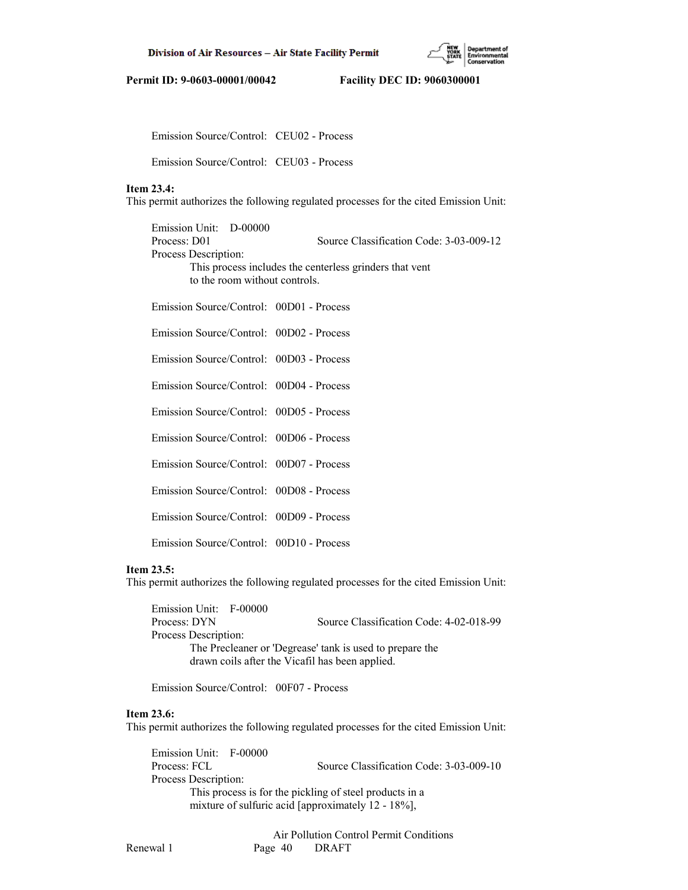Emission Source/Control: CEU02 - Process

Emission Source/Control: CEU03 - Process

**Item 23.4:**
This permit authorizes the following regulated processes for the cited Emission Unit:

Emission Unit: D-00000
Process: D01 Source Classification Code: 3-03-009-12
Process Description:
This process includes the centerless grinders that vent to the room without controls.

Emission Source/Control: 00D01 - Process

Emission Source/Control: 00D02 - Process

Emission Source/Control: 00D03 - Process

Emission Source/Control: 00D04 - Process

Emission Source/Control: 00D05 - Process

Emission Source/Control: 00D06 - Process

Emission Source/Control: 00D07 - Process

Emission Source/Control: 00D08 - Process

Emission Source/Control: 00D09 - Process

Emission Source/Control: 00D10 - Process

**Item 23.5:**
This permit authorizes the following regulated processes for the cited Emission Unit:

Emission Unit: F-00000
Process: DYN Source Classification Code: 4-02-018-99
Process Description:
The Precleaner or 'Degrease' tank is used to prepare the drawn coils after the Vicafil has been applied.

Emission Source/Control: 00F07 - Process

**Item 23.6:**
This permit authorizes the following regulated processes for the cited Emission Unit:

Emission Unit: F-00000
Process: FCL Source Classification Code: 3-03-009-10
Process Description:
This process is for the pickling of steel products in a mixture of sulfuric acid [approximately 12 - 18%],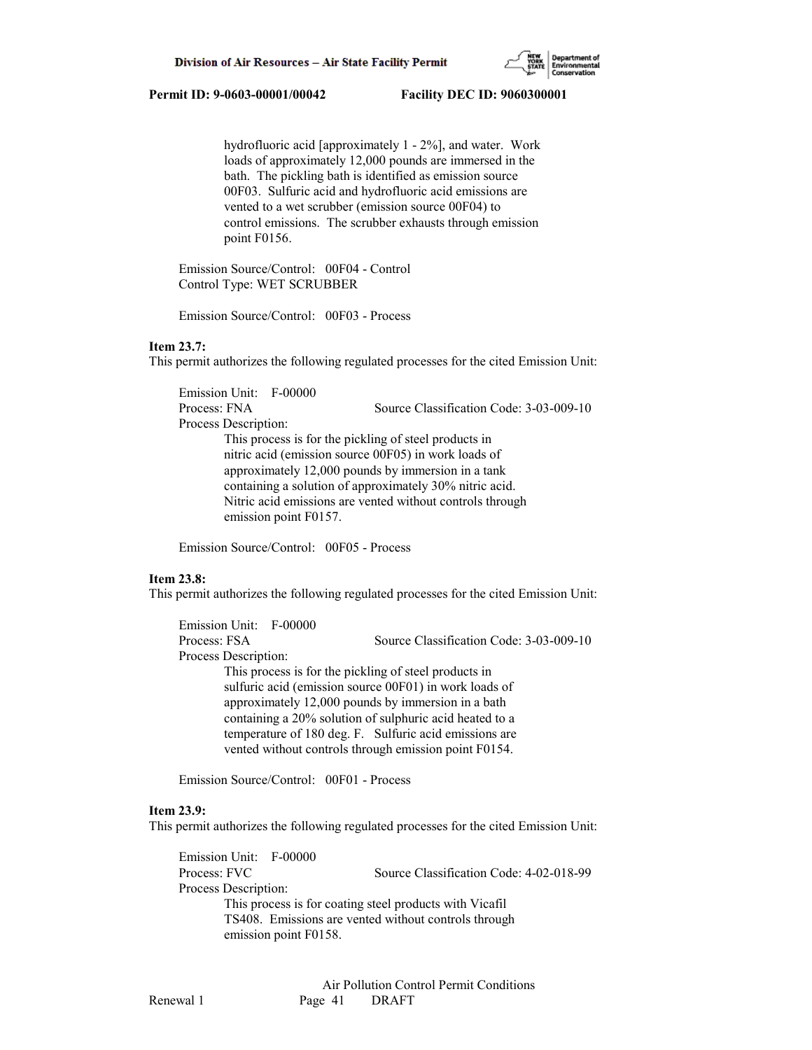hydrofluoric acid [approximately 1 - 2%], and water. Work loads of approximately 12,000 pounds are immersed in the bath. The pickling bath is identified as emission source 00F03. Sulfuric acid and hydrofluoric acid emissions are vented to a wet scrubber (emission source 00F04) to control emissions. The scrubber exhausts through emission point F0156.

Emission Source/Control: 00F04 - Control
Control Type: WET SCRUBBER

Emission Source/Control: 00F03 - Process

**Item 23.7:**
This permit authorizes the following regulated processes for the cited Emission Unit:

Emission Unit: F-00000
Process: FNA Source Classification Code: 3-03-009-10
Process Description:
This process is for the pickling of steel products in nitric acid (emission source 00F05) in work loads of approximately 12,000 pounds by immersion in a tank containing a solution of approximately 30% nitric acid. Nitric acid emissions are vented without controls through emission point F0157.

Emission Source/Control: 00F05 - Process

**Item 23.8:**
This permit authorizes the following regulated processes for the cited Emission Unit:

Emission Unit: F-00000
Process: FSA Source Classification Code: 3-03-009-10
Process Description:
This process is for the pickling of steel products in sulfuric acid (emission source 00F01) in work loads of approximately 12,000 pounds by immersion in a bath containing a 20% solution of sulphuric acid heated to a temperature of 180 deg. F. Sulfuric acid emissions are vented without controls through emission point F0154.

Emission Source/Control: 00F01 - Process

**Item 23.9:**
This permit authorizes the following regulated processes for the cited Emission Unit:

Emission Unit: F-00000
Process: FVC Source Classification Code: 4-02-018-99
Process Description:
This process is for coating steel products with Vicafil TS408. Emissions are vented without controls through emission point F0158.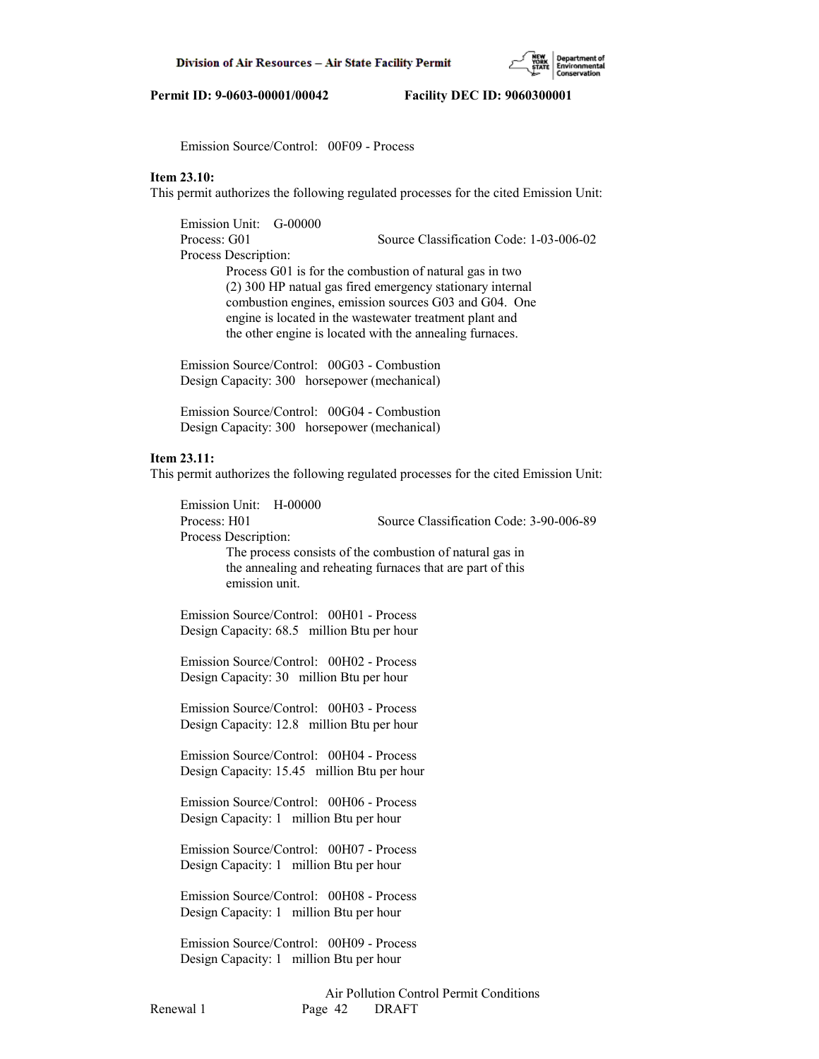Emission Source/Control: 00F09 - Process

**Item 23.10:**
This permit authorizes the following regulated processes for the cited Emission Unit:

Emission Unit: G-00000
Process: G01 Source Classification Code: 1-03-006-02
Process Description:
Process G01 is for the combustion of natural gas in two (2) 300 HP natual gas fired emergency stationary internal combustion engines, emission sources G03 and G04. One engine is located in the wastewater treatment plant and the other engine is located with the annealing furnaces.

Emission Source/Control: 00G03 - Combustion
Design Capacity: 300 horsepower (mechanical)

Emission Source/Control: 00G04 - Combustion
Design Capacity: 300 horsepower (mechanical)

**Item 23.11:**
This permit authorizes the following regulated processes for the cited Emission Unit:

Emission Unit: H-00000
Process: H01 Source Classification Code: 3-90-006-89
Process Description:
The process consists of the combustion of natural gas in the annealing and reheating furnaces that are part of this emission unit.

Emission Source/Control: 00H01 - Process
Design Capacity: 68.5 million Btu per hour

Emission Source/Control: 00H02 - Process
Design Capacity: 30 million Btu per hour

Emission Source/Control: 00H03 - Process
Design Capacity: 12.8 million Btu per hour

Emission Source/Control: 00H04 - Process
Design Capacity: 15.45 million Btu per hour

Emission Source/Control: 00H06 - Process
Design Capacity: 1 million Btu per hour

Emission Source/Control: 00H07 - Process
Design Capacity: 1 million Btu per hour

Emission Source/Control: 00H08 - Process
Design Capacity: 1 million Btu per hour

Emission Source/Control: 00H09 - Process
Design Capacity: 1 million Btu per hour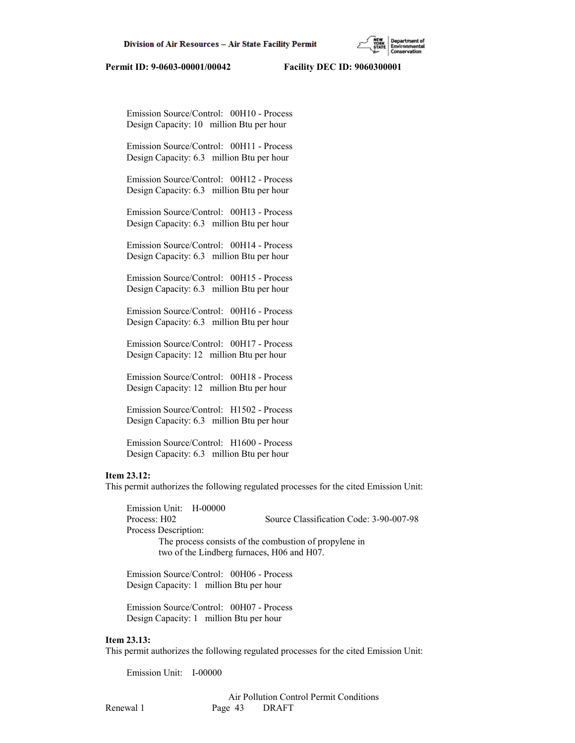Emission Source/Control: 00H10 - Process
Design Capacity: 10 million Btu per hour

Emission Source/Control: 00H11 - Process
Design Capacity: 6.3 million Btu per hour

Emission Source/Control: 00H12 - Process
Design Capacity: 6.3 million Btu per hour

Emission Source/Control: 00H13 - Process
Design Capacity: 6.3 million Btu per hour

Emission Source/Control: 00H14 - Process
Design Capacity: 6.3 million Btu per hour

Emission Source/Control: 00H15 - Process
Design Capacity: 6.3 million Btu per hour

Emission Source/Control: 00H16 - Process
Design Capacity: 6.3 million Btu per hour

Emission Source/Control: 00H17 - Process
Design Capacity: 12 million Btu per hour

Emission Source/Control: 00H18 - Process
Design Capacity: 12 million Btu per hour

Emission Source/Control: H1502 - Process
Design Capacity: 6.3 million Btu per hour

Emission Source/Control: H1600 - Process
Design Capacity: 6.3 million Btu per hour

**Item 23.12:**
This permit authorizes the following regulated processes for the cited Emission Unit:

Emission Unit: H-00000
Process: H02 Source Classification Code: 3-90-007-98
Process Description:
The process consists of the combustion of propylene in two of the Lindberg furnaces, H06 and H07.

Emission Source/Control: 00H06 - Process
Design Capacity: 1 million Btu per hour

Emission Source/Control: 00H07 - Process
Design Capacity: 1 million Btu per hour

**Item 23.13:**
This permit authorizes the following regulated processes for the cited Emission Unit:

Emission Unit: I-00000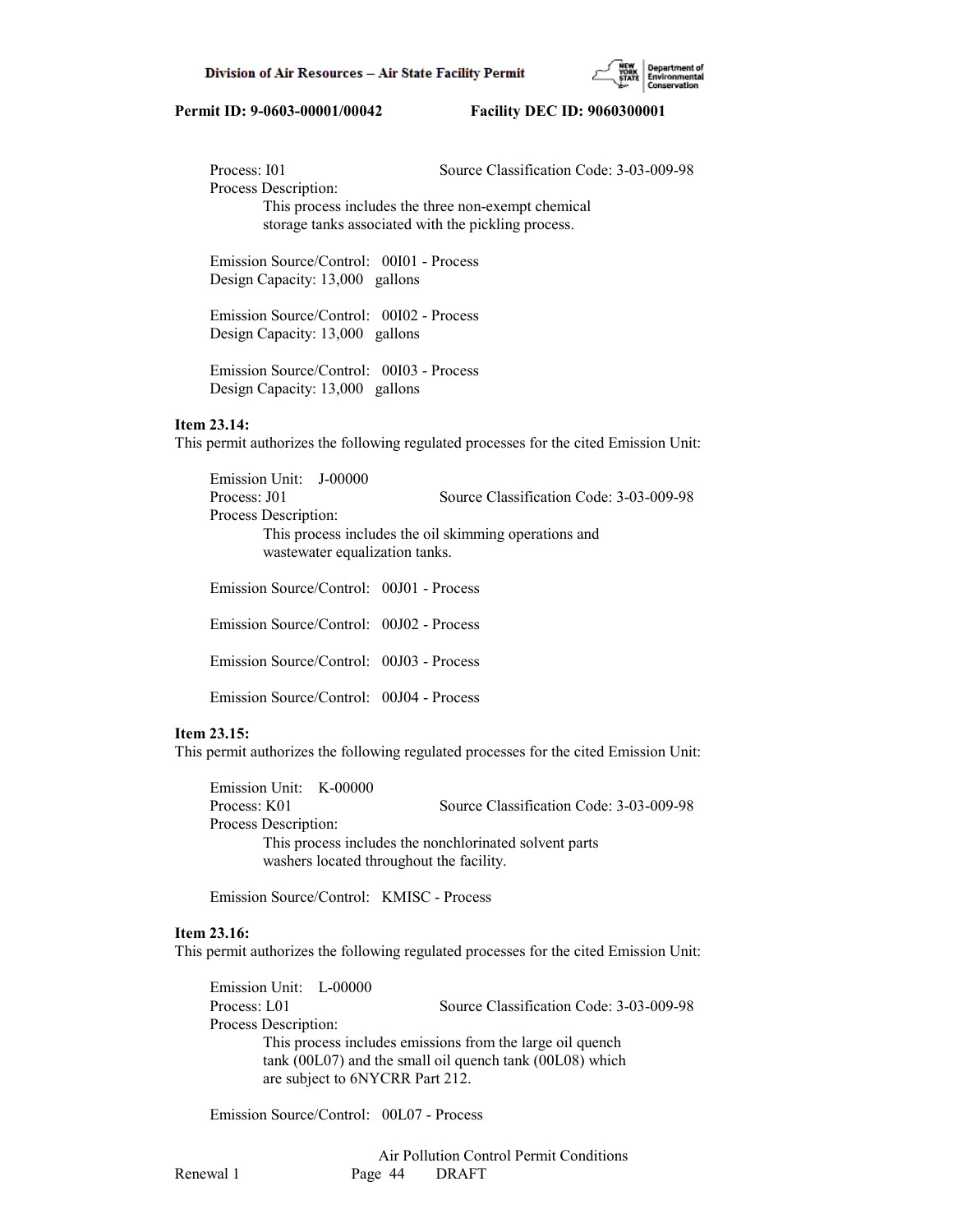Process: I01 Source Classification Code: 3-03-009-98
Process Description:
This process includes the three non-exempt chemical storage tanks associated with the pickling process.

Emission Source/Control: 00I01 - Process
Design Capacity: 13,000 gallons

Emission Source/Control: 00I02 - Process
Design Capacity: 13,000 gallons

Emission Source/Control: 00I03 - Process
Design Capacity: 13,000 gallons

**Item 23.14:**
This permit authorizes the following regulated processes for the cited Emission Unit:

Emission Unit: J-00000
Process: J01 Source Classification Code: 3-03-009-98
Process Description:
This process includes the oil skimming operations and wastewater equalization tanks.

Emission Source/Control: 00J01 - Process

Emission Source/Control: 00J02 - Process

Emission Source/Control: 00J03 - Process

Emission Source/Control: 00J04 - Process

**Item 23.15:**
This permit authorizes the following regulated processes for the cited Emission Unit:

Emission Unit: K-00000
Process: K01 Source Classification Code: 3-03-009-98
Process Description:
This process includes the nonchlorinated solvent parts washers located throughout the facility.

Emission Source/Control: KMISC - Process

**Item 23.16:**
This permit authorizes the following regulated processes for the cited Emission Unit:

Emission Unit: L-00000
Process: L01 Source Classification Code: 3-03-009-98
Process Description:
This process includes emissions from the large oil quench tank (00L07) and the small oil quench tank (00L08) which are subject to 6NYCRR Part 212.

Emission Source/Control: 00L07 - Process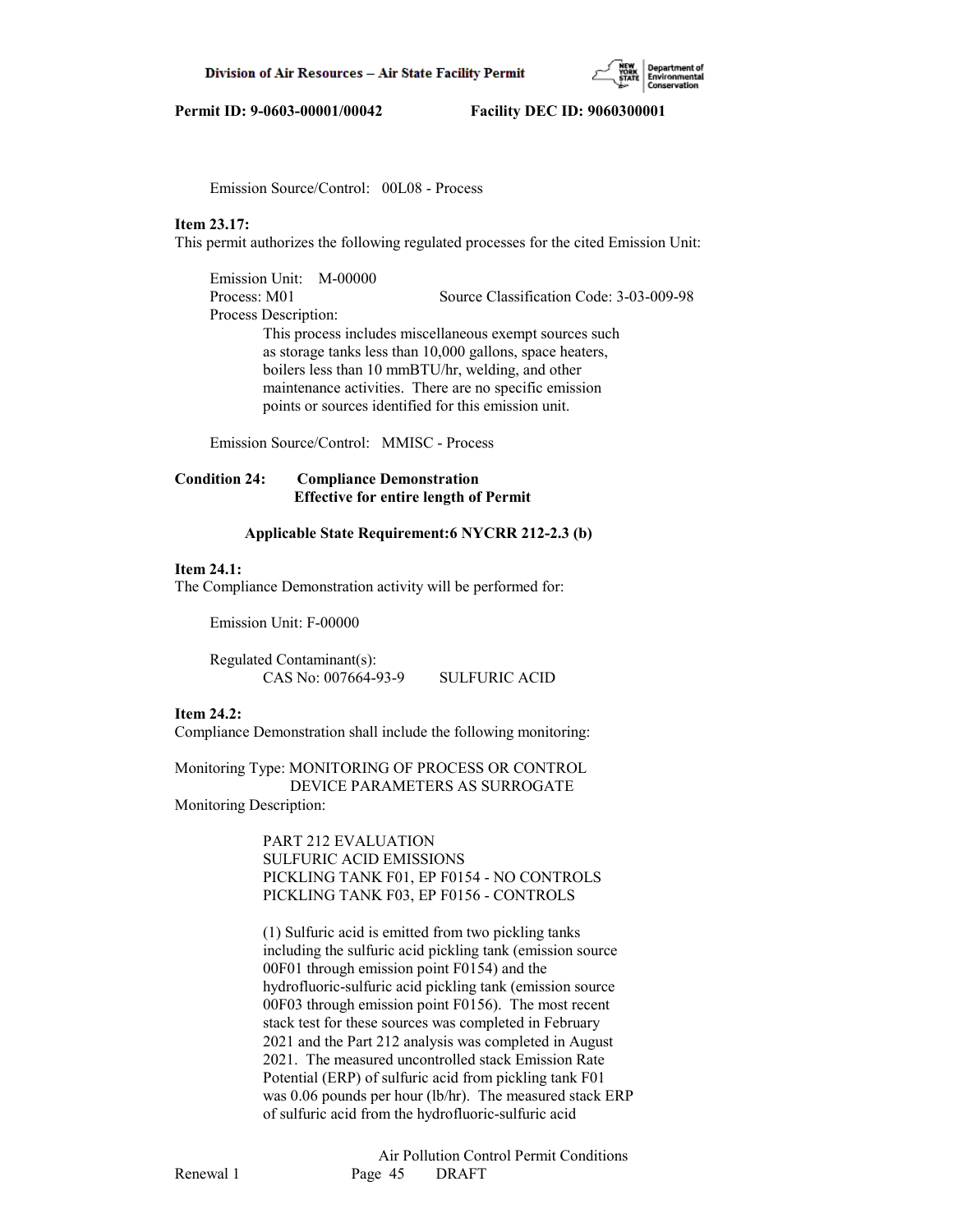Emission Source/Control: 00L08 - Process

**Item 23.17:**
This permit authorizes the following regulated processes for the cited Emission Unit:

Emission Unit: M-00000
Process: M01 Source Classification Code: 3-03-009-98
Process Description:
This process includes miscellaneous exempt sources such as storage tanks less than 10,000 gallons, space heaters, boilers less than 10 mmBTU/hr, welding, and other maintenance activities. There are no specific emission points or sources identified for this emission unit.

Emission Source/Control: MMISC - Process

**Condition 24: Compliance Demonstration**
**Effective for entire length of Permit**

**Applicable State Requirement:6 NYCRR 212-2.3 (b)**

**Item 24.1:**
The Compliance Demonstration activity will be performed for:

Emission Unit: F-00000

Regulated Contaminant(s):
CAS No: 007664-93-9 SULFURIC ACID

**Item 24.2:**
Compliance Demonstration shall include the following monitoring:

Monitoring Type: MONITORING OF PROCESS OR CONTROL DEVICE PARAMETERS AS SURROGATE
Monitoring Description:

PART 212 EVALUATION
SULFURIC ACID EMISSIONS
PICKLING TANK F01, EP F0154 - NO CONTROLS
PICKLING TANK F03, EP F0156 - CONTROLS

(1) Sulfuric acid is emitted from two pickling tanks including the sulfuric acid pickling tank (emission source 00F01 through emission point F0154) and the hydrofluoric-sulfuric acid pickling tank (emission source 00F03 through emission point F0156). The most recent stack test for these sources was completed in February 2021 and the Part 212 analysis was completed in August 2021. The measured uncontrolled stack Emission Rate Potential (ERP) of sulfuric acid from pickling tank F01 was 0.06 pounds per hour (lb/hr). The measured stack ERP of sulfuric acid from the hydrofluoric-sulfuric acid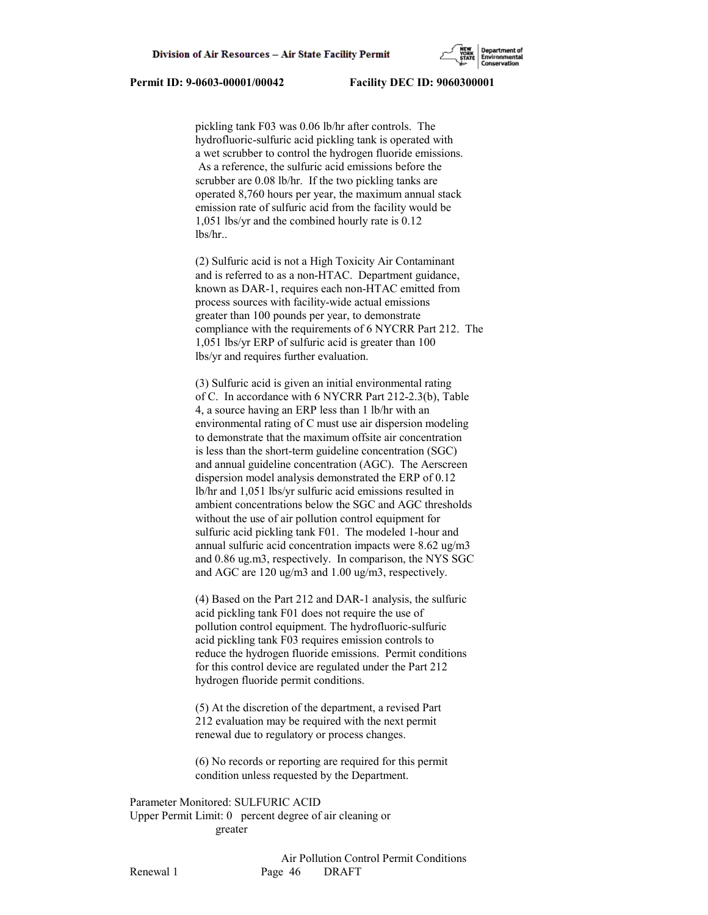pickling tank F03 was 0.06 lb/hr after controls. The hydrofluoric-sulfuric acid pickling tank is operated with a wet scrubber to control the hydrogen fluoride emissions. As a reference, the sulfuric acid emissions before the scrubber are 0.08 lb/hr. If the two pickling tanks are operated 8,760 hours per year, the maximum annual stack emission rate of sulfuric acid from the facility would be 1,051 lbs/yr and the combined hourly rate is 0.12 lbs/hr..

(2) Sulfuric acid is not a High Toxicity Air Contaminant and is referred to as a non-HTAC. Department guidance, known as DAR-1, requires each non-HTAC emitted from process sources with facility-wide actual emissions greater than 100 pounds per year, to demonstrate compliance with the requirements of 6 NYCRR Part 212. The 1,051 lbs/yr ERP of sulfuric acid is greater than 100 lbs/yr and requires further evaluation.

(3) Sulfuric acid is given an initial environmental rating of C. In accordance with 6 NYCRR Part 212-2.3(b), Table 4, a source having an ERP less than 1 lb/hr with an environmental rating of C must use air dispersion modeling to demonstrate that the maximum offsite air concentration is less than the short-term guideline concentration (SGC) and annual guideline concentration (AGC). The Aerscreen dispersion model analysis demonstrated the ERP of 0.12 lb/hr and 1,051 lbs/yr sulfuric acid emissions resulted in ambient concentrations below the SGC and AGC thresholds without the use of air pollution control equipment for sulfuric acid pickling tank F01. The modeled 1-hour and annual sulfuric acid concentration impacts were 8.62 ug/m3 and 0.86 ug.m3, respectively. In comparison, the NYS SGC and AGC are 120 ug/m3 and 1.00 ug/m3, respectively.

(4) Based on the Part 212 and DAR-1 analysis, the sulfuric acid pickling tank F01 does not require the use of pollution control equipment. The hydrofluoric-sulfuric acid pickling tank F03 requires emission controls to reduce the hydrogen fluoride emissions. Permit conditions for this control device are regulated under the Part 212 hydrogen fluoride permit conditions.

(5) At the discretion of the department, a revised Part 212 evaluation may be required with the next permit renewal due to regulatory or process changes.

(6) No records or reporting are required for this permit condition unless requested by the Department.

Parameter Monitored: SULFURIC ACID
Upper Permit Limit: 0 percent degree of air cleaning or greater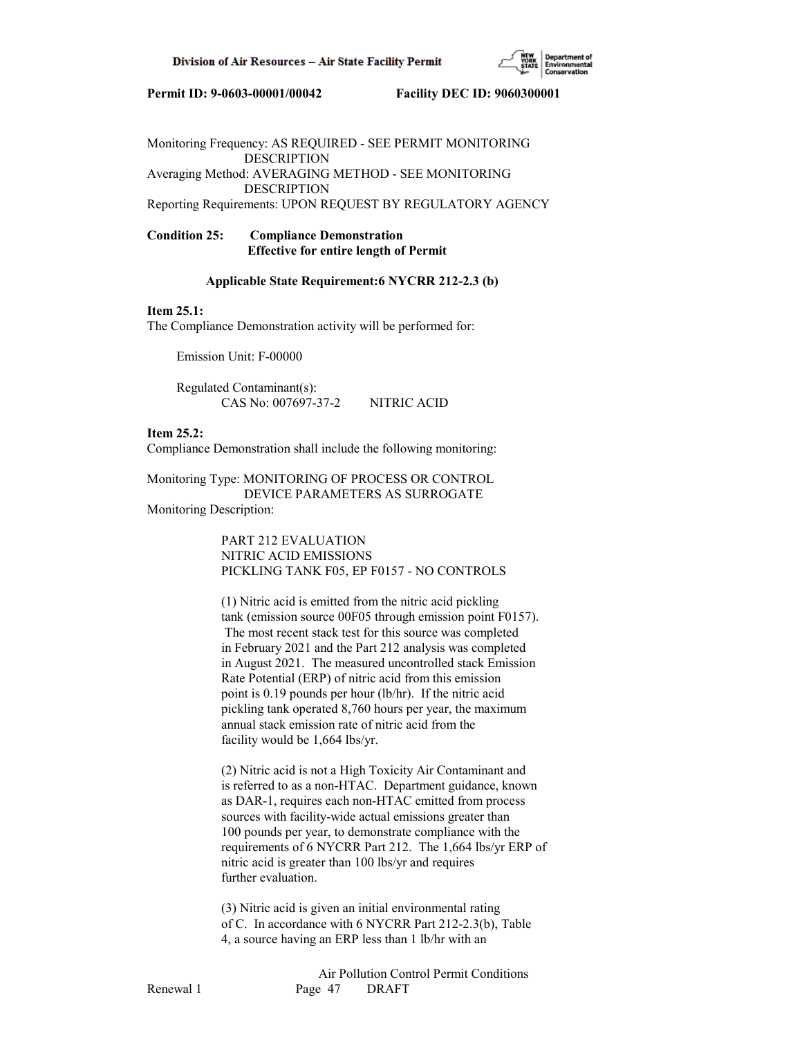Monitoring Frequency: AS REQUIRED - SEE PERMIT MONITORING DESCRIPTION
Averaging Method: AVERAGING METHOD - SEE MONITORING DESCRIPTION
Reporting Requirements: UPON REQUEST BY REGULATORY AGENCY

**Condition 25: Compliance Demonstration**
**Effective for entire length of Permit**

**Applicable State Requirement:6 NYCRR 212-2.3 (b)**

**Item 25.1:**
The Compliance Demonstration activity will be performed for:

Emission Unit: F-00000

Regulated Contaminant(s):
CAS No: 007697-37-2 NITRIC ACID

**Item 25.2:**
Compliance Demonstration shall include the following monitoring:

Monitoring Type: MONITORING OF PROCESS OR CONTROL DEVICE PARAMETERS AS SURROGATE
Monitoring Description:

PART 212 EVALUATION
NITRIC ACID EMISSIONS
PICKLING TANK F05, EP F0157 - NO CONTROLS

(1) Nitric acid is emitted from the nitric acid pickling tank (emission source 00F05 through emission point F0157). The most recent stack test for this source was completed in February 2021 and the Part 212 analysis was completed in August 2021. The measured uncontrolled stack Emission Rate Potential (ERP) of nitric acid from this emission point is 0.19 pounds per hour (lb/hr). If the nitric acid pickling tank operated 8,760 hours per year, the maximum annual stack emission rate of nitric acid from the facility would be 1,664 lbs/yr.

(2) Nitric acid is not a High Toxicity Air Contaminant and is referred to as a non-HTAC. Department guidance, known as DAR-1, requires each non-HTAC emitted from process sources with facility-wide actual emissions greater than 100 pounds per year, to demonstrate compliance with the requirements of 6 NYCRR Part 212. The 1,664 lbs/yr ERP of nitric acid is greater than 100 lbs/yr and requires further evaluation.

(3) Nitric acid is given an initial environmental rating of C. In accordance with 6 NYCRR Part 212-2.3(b), Table 4, a source having an ERP less than 1 lb/hr with an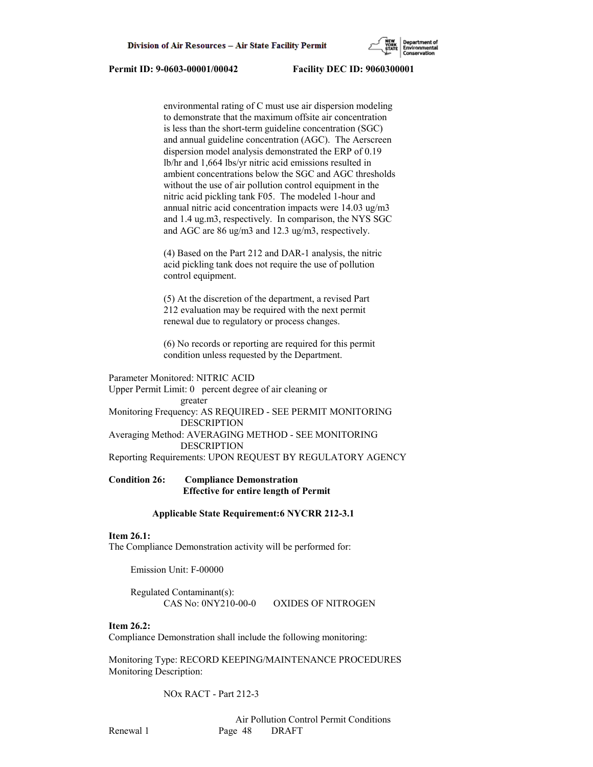environmental rating of C must use air dispersion modeling to demonstrate that the maximum offsite air concentration is less than the short-term guideline concentration (SGC) and annual guideline concentration (AGC). The Aerscreen dispersion model analysis demonstrated the ERP of 0.19 lb/hr and 1,664 lbs/yr nitric acid emissions resulted in ambient concentrations below the SGC and AGC thresholds without the use of air pollution control equipment in the nitric acid pickling tank F05. The modeled 1-hour and annual nitric acid concentration impacts were 14.03 ug/m3 and 1.4 ug.m3, respectively. In comparison, the NYS SGC and AGC are 86 ug/m3 and 12.3 ug/m3, respectively.

(4) Based on the Part 212 and DAR-1 analysis, the nitric acid pickling tank does not require the use of pollution control equipment.

(5) At the discretion of the department, a revised Part 212 evaluation may be required with the next permit renewal due to regulatory or process changes.

(6) No records or reporting are required for this permit condition unless requested by the Department.

Parameter Monitored: NITRIC ACID
Upper Permit Limit: 0 percent degree of air cleaning or greater
Monitoring Frequency: AS REQUIRED - SEE PERMIT MONITORING DESCRIPTION
Averaging Method: AVERAGING METHOD - SEE MONITORING DESCRIPTION
Reporting Requirements: UPON REQUEST BY REGULATORY AGENCY

**Condition 26: Compliance Demonstration**
**Effective for entire length of Permit**

**Applicable State Requirement:6 NYCRR 212-3.1**

**Item 26.1:**
The Compliance Demonstration activity will be performed for:

Emission Unit: F-00000

Regulated Contaminant(s):
CAS No: 0NY210-00-0 OXIDES OF NITROGEN

**Item 26.2:**
Compliance Demonstration shall include the following monitoring:

Monitoring Type: RECORD KEEPING/MAINTENANCE PROCEDURES
Monitoring Description:

NOx RACT - Part 212-3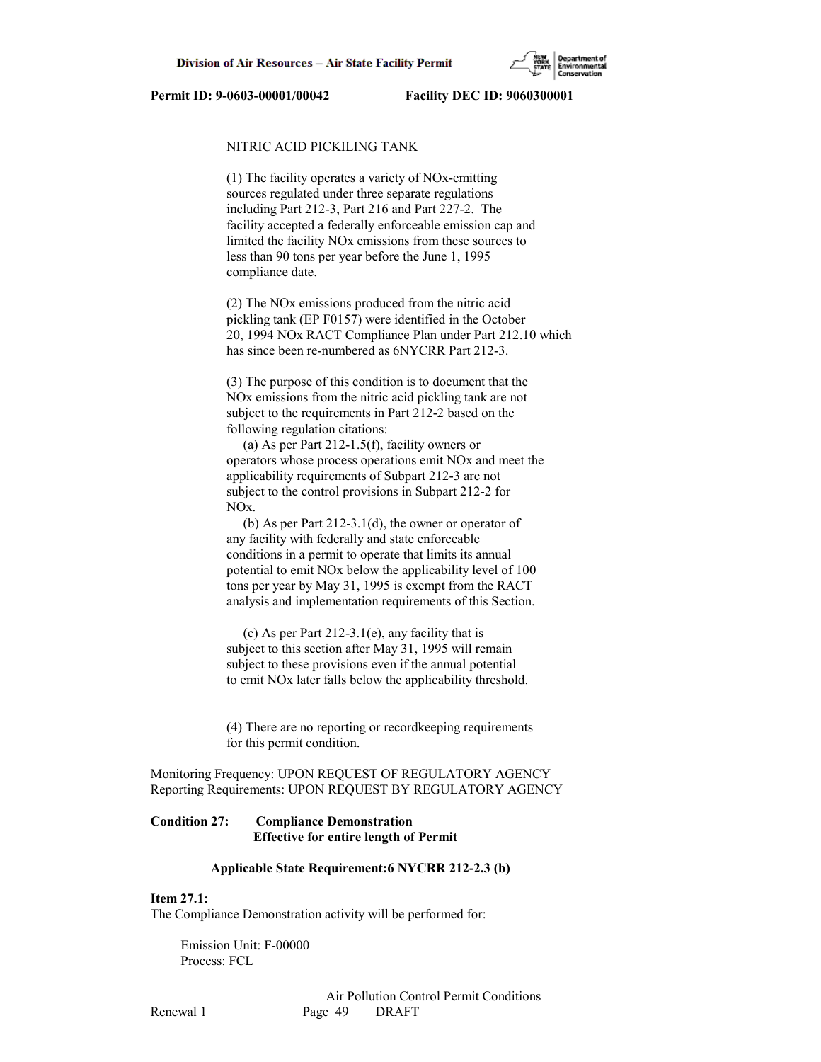NITRIC ACID PICKILING TANK

(1) The facility operates a variety of NOx-emitting sources regulated under three separate regulations including Part 212-3, Part 216 and Part 227-2. The facility accepted a federally enforceable emission cap and limited the facility NOx emissions from these sources to less than 90 tons per year before the June 1, 1995 compliance date.

(2) The NOx emissions produced from the nitric acid pickling tank (EP F0157) were identified in the October 20, 1994 NOx RACT Compliance Plan under Part 212.10 which has since been re-numbered as 6NYCRR Part 212-3.

(3) The purpose of this condition is to document that the NOx emissions from the nitric acid pickling tank are not subject to the requirements in Part 212-2 based on the following regulation citations:

(a) As per Part 212-1.5(f), facility owners or operators whose process operations emit NOx and meet the applicability requirements of Subpart 212-3 are not subject to the control provisions in Subpart 212-2 for NOx.

(b) As per Part 212-3.1(d), the owner or operator of any facility with federally and state enforceable conditions in a permit to operate that limits its annual potential to emit NOx below the applicability level of 100 tons per year by May 31, 1995 is exempt from the RACT analysis and implementation requirements of this Section.

(c) As per Part 212-3.1(e), any facility that is subject to this section after May 31, 1995 will remain subject to these provisions even if the annual potential to emit NOx later falls below the applicability threshold.

(4) There are no reporting or recordkeeping requirements for this permit condition.

Monitoring Frequency: UPON REQUEST OF REGULATORY AGENCY
Reporting Requirements: UPON REQUEST BY REGULATORY AGENCY

**Condition 27: Compliance Demonstration**
**Effective for entire length of Permit**

**Applicable State Requirement:6 NYCRR 212-2.3 (b)**

**Item 27.1:**
The Compliance Demonstration activity will be performed for:

Emission Unit: F-00000
Process: FCL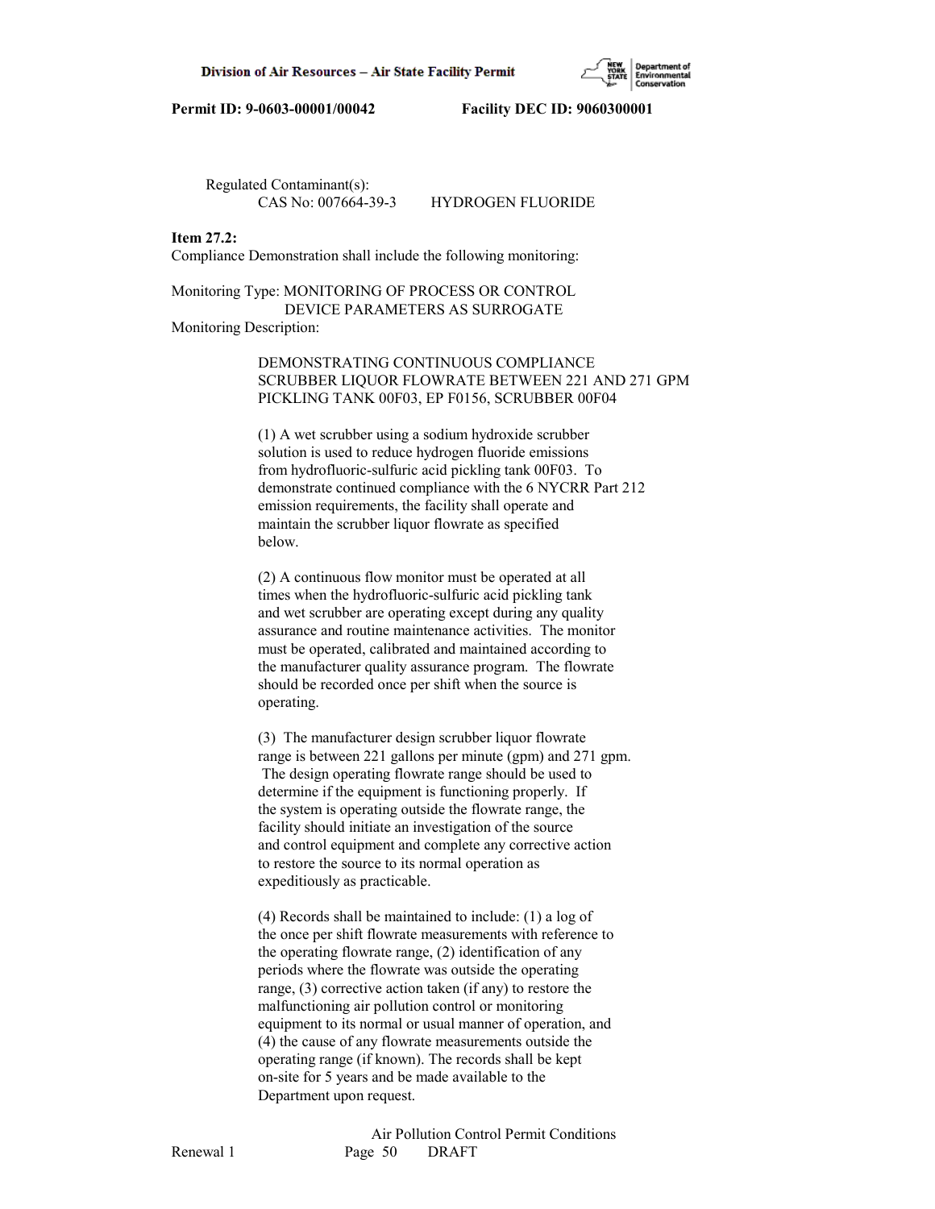Regulated Contaminant(s):
CAS No: 007664-39-3        HYDROGEN FLUORIDE

**Item 27.2:**
Compliance Demonstration shall include the following monitoring:

Monitoring Type: MONITORING OF PROCESS OR CONTROL DEVICE PARAMETERS AS SURROGATE
Monitoring Description:

DEMONSTRATING CONTINUOUS COMPLIANCE
SCRUBBER LIQUOR FLOWRATE BETWEEN 221 AND 271 GPM
PICKLING TANK 00F03, EP F0156, SCRUBBER 00F04

(1) A wet scrubber using a sodium hydroxide scrubber solution is used to reduce hydrogen fluoride emissions from hydrofluoric-sulfuric acid pickling tank 00F03. To demonstrate continued compliance with the 6 NYCRR Part 212 emission requirements, the facility shall operate and maintain the scrubber liquor flowrate as specified below.

(2) A continuous flow monitor must be operated at all times when the hydrofluoric-sulfuric acid pickling tank and wet scrubber are operating except during any quality assurance and routine maintenance activities. The monitor must be operated, calibrated and maintained according to the manufacturer quality assurance program. The flowrate should be recorded once per shift when the source is operating.

(3) The manufacturer design scrubber liquor flowrate range is between 221 gallons per minute (gpm) and 271 gpm. The design operating flowrate range should be used to determine if the equipment is functioning properly. If the system is operating outside the flowrate range, the facility should initiate an investigation of the source and control equipment and complete any corrective action to restore the source to its normal operation as expeditiously as practicable.

(4) Records shall be maintained to include: (1) a log of the once per shift flowrate measurements with reference to the operating flowrate range, (2) identification of any periods where the flowrate was outside the operating range, (3) corrective action taken (if any) to restore the malfunctioning air pollution control or monitoring equipment to its normal or usual manner of operation, and (4) the cause of any flowrate measurements outside the operating range (if known). The records shall be kept on-site for 5 years and be made available to the Department upon request.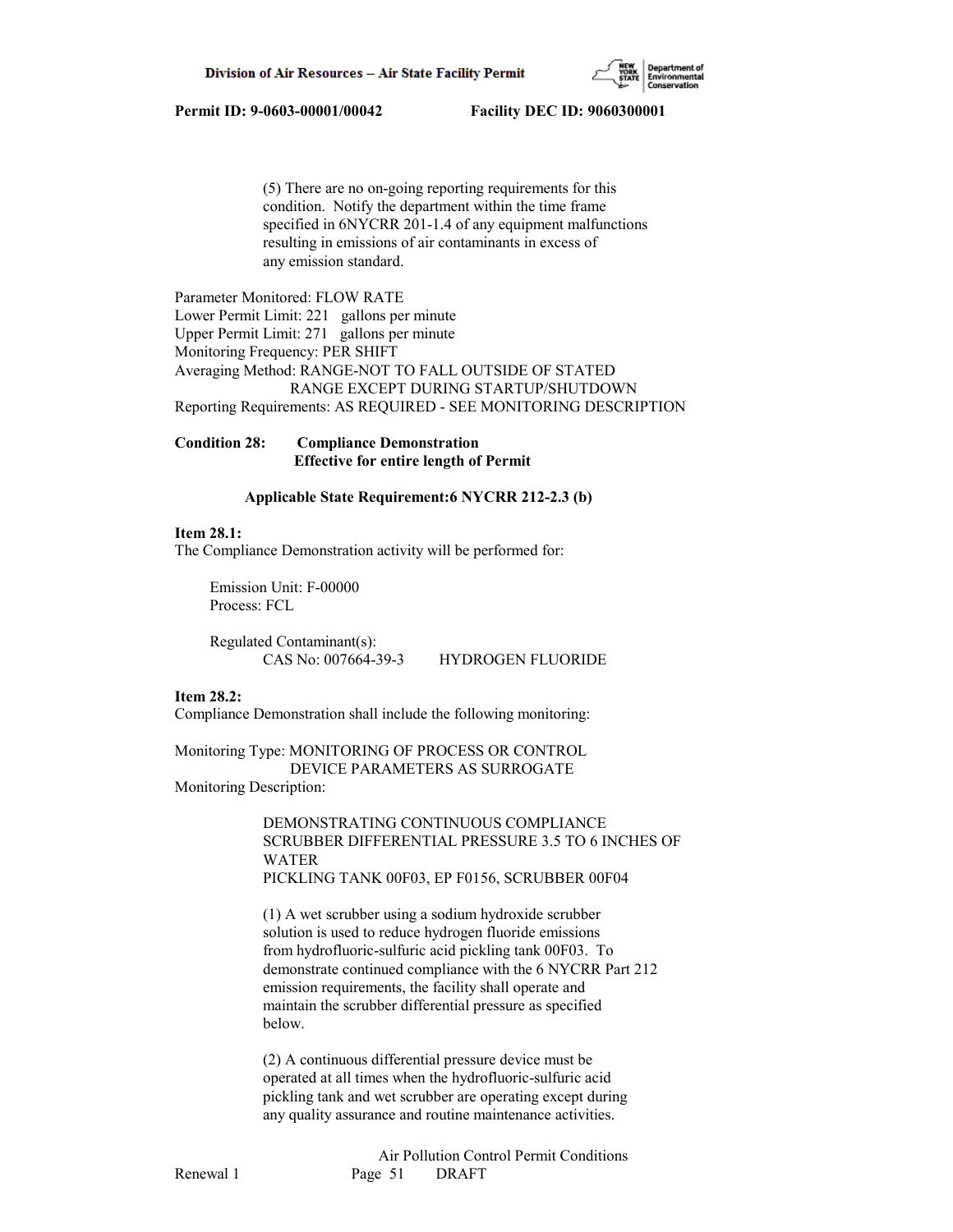(5) There are no on-going reporting requirements for this condition. Notify the department within the time frame specified in 6NYCRR 201-1.4 of any equipment malfunctions resulting in emissions of air contaminants in excess of any emission standard.

Parameter Monitored: FLOW RATE
Lower Permit Limit: 221 gallons per minute
Upper Permit Limit: 271 gallons per minute
Monitoring Frequency: PER SHIFT
Averaging Method: RANGE-NOT TO FALL OUTSIDE OF STATED RANGE EXCEPT DURING STARTUP/SHUTDOWN
Reporting Requirements: AS REQUIRED - SEE MONITORING DESCRIPTION

**Condition 28: Compliance Demonstration**
**Effective for entire length of Permit**

**Applicable State Requirement:6 NYCRR 212-2.3 (b)**

**Item 28.1:**
The Compliance Demonstration activity will be performed for:

Emission Unit: F-00000
Process: FCL

Regulated Contaminant(s):
CAS No: 007664-39-3 HYDROGEN FLUORIDE

**Item 28.2:**
Compliance Demonstration shall include the following monitoring:

Monitoring Type: MONITORING OF PROCESS OR CONTROL DEVICE PARAMETERS AS SURROGATE
Monitoring Description:

DEMONSTRATING CONTINUOUS COMPLIANCE
SCRUBBER DIFFERENTIAL PRESSURE 3.5 TO 6 INCHES OF WATER
PICKLING TANK 00F03, EP F0156, SCRUBBER 00F04

(1) A wet scrubber using a sodium hydroxide scrubber solution is used to reduce hydrogen fluoride emissions from hydrofluoric-sulfuric acid pickling tank 00F03. To demonstrate continued compliance with the 6 NYCRR Part 212 emission requirements, the facility shall operate and maintain the scrubber differential pressure as specified below.

(2) A continuous differential pressure device must be operated at all times when the hydrofluoric-sulfuric acid pickling tank and wet scrubber are operating except during any quality assurance and routine maintenance activities.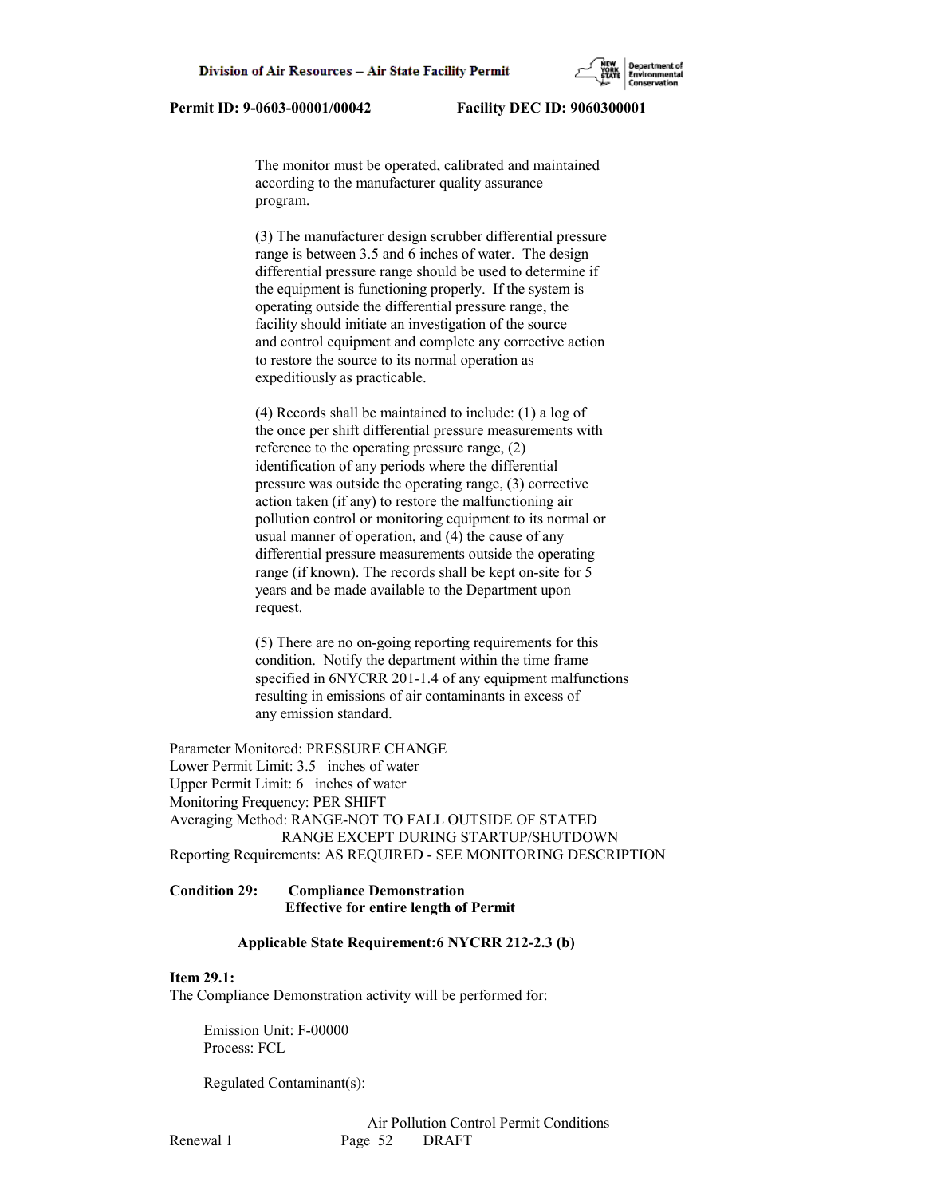The monitor must be operated, calibrated and maintained according to the manufacturer quality assurance program.

(3) The manufacturer design scrubber differential pressure range is between 3.5 and 6 inches of water. The design differential pressure range should be used to determine if the equipment is functioning properly. If the system is operating outside the differential pressure range, the facility should initiate an investigation of the source and control equipment and complete any corrective action to restore the source to its normal operation as expeditiously as practicable.

(4) Records shall be maintained to include: (1) a log of the once per shift differential pressure measurements with reference to the operating pressure range, (2) identification of any periods where the differential pressure was outside the operating range, (3) corrective action taken (if any) to restore the malfunctioning air pollution control or monitoring equipment to its normal or usual manner of operation, and (4) the cause of any differential pressure measurements outside the operating range (if known). The records shall be kept on-site for 5 years and be made available to the Department upon request.

(5) There are no on-going reporting requirements for this condition. Notify the department within the time frame specified in 6NYCRR 201-1.4 of any equipment malfunctions resulting in emissions of air contaminants in excess of any emission standard.

Parameter Monitored: PRESSURE CHANGE
Lower Permit Limit: 3.5 inches of water
Upper Permit Limit: 6 inches of water
Monitoring Frequency: PER SHIFT
Averaging Method: RANGE-NOT TO FALL OUTSIDE OF STATED RANGE EXCEPT DURING STARTUP/SHUTDOWN
Reporting Requirements: AS REQUIRED - SEE MONITORING DESCRIPTION

**Condition 29: Compliance Demonstration**
**Effective for entire length of Permit**

**Applicable State Requirement:6 NYCRR 212-2.3 (b)**

**Item 29.1:**
The Compliance Demonstration activity will be performed for:

Emission Unit: F-00000
Process: FCL

Regulated Contaminant(s):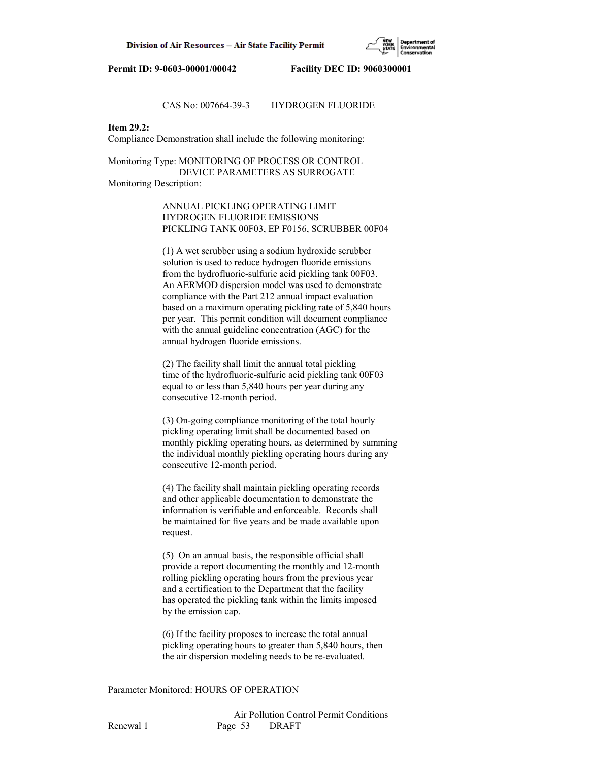CAS No: 007664-39-3 HYDROGEN FLUORIDE

**Item 29.2:**
Compliance Demonstration shall include the following monitoring:

Monitoring Type: MONITORING OF PROCESS OR CONTROL DEVICE PARAMETERS AS SURROGATE
Monitoring Description:

ANNUAL PICKLING OPERATING LIMIT
HYDROGEN FLUORIDE EMISSIONS
PICKLING TANK 00F03, EP F0156, SCRUBBER 00F04

(1) A wet scrubber using a sodium hydroxide scrubber solution is used to reduce hydrogen fluoride emissions from the hydrofluoric-sulfuric acid pickling tank 00F03. An AERMOD dispersion model was used to demonstrate compliance with the Part 212 annual impact evaluation based on a maximum operating pickling rate of 5,840 hours per year. This permit condition will document compliance with the annual guideline concentration (AGC) for the annual hydrogen fluoride emissions.

(2) The facility shall limit the annual total pickling time of the hydrofluoric-sulfuric acid pickling tank 00F03 equal to or less than 5,840 hours per year during any consecutive 12-month period.

(3) On-going compliance monitoring of the total hourly pickling operating limit shall be documented based on monthly pickling operating hours, as determined by summing the individual monthly pickling operating hours during any consecutive 12-month period.

(4) The facility shall maintain pickling operating records and other applicable documentation to demonstrate the information is verifiable and enforceable. Records shall be maintained for five years and be made available upon request.

(5) On an annual basis, the responsible official shall provide a report documenting the monthly and 12-month rolling pickling operating hours from the previous year and a certification to the Department that the facility has operated the pickling tank within the limits imposed by the emission cap.

(6) If the facility proposes to increase the total annual pickling operating hours to greater than 5,840 hours, then the air dispersion modeling needs to be re-evaluated.

Parameter Monitored: HOURS OF OPERATION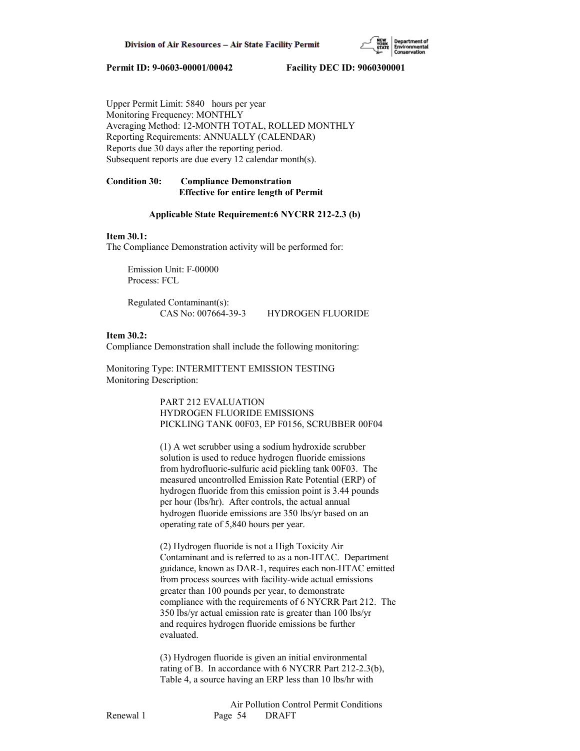Upper Permit Limit: 5840 hours per year
Monitoring Frequency: MONTHLY
Averaging Method: 12-MONTH TOTAL, ROLLED MONTHLY
Reporting Requirements: ANNUALLY (CALENDAR)
Reports due 30 days after the reporting period.
Subsequent reports are due every 12 calendar month(s).

**Condition 30: Compliance Demonstration**
**Effective for entire length of Permit**

**Applicable State Requirement:6 NYCRR 212-2.3 (b)**

**Item 30.1:**
The Compliance Demonstration activity will be performed for:

Emission Unit: F-00000
Process: FCL

Regulated Contaminant(s):
CAS No: 007664-39-3 HYDROGEN FLUORIDE

**Item 30.2:**
Compliance Demonstration shall include the following monitoring:

Monitoring Type: INTERMITTENT EMISSION TESTING
Monitoring Description:

PART 212 EVALUATION
HYDROGEN FLUORIDE EMISSIONS
PICKLING TANK 00F03, EP F0156, SCRUBBER 00F04

(1) A wet scrubber using a sodium hydroxide scrubber solution is used to reduce hydrogen fluoride emissions from hydrofluoric-sulfuric acid pickling tank 00F03. The measured uncontrolled Emission Rate Potential (ERP) of hydrogen fluoride from this emission point is 3.44 pounds per hour (lbs/hr). After controls, the actual annual hydrogen fluoride emissions are 350 lbs/yr based on an operating rate of 5,840 hours per year.

(2) Hydrogen fluoride is not a High Toxicity Air Contaminant and is referred to as a non-HTAC. Department guidance, known as DAR-1, requires each non-HTAC emitted from process sources with facility-wide actual emissions greater than 100 pounds per year, to demonstrate compliance with the requirements of 6 NYCRR Part 212. The 350 lbs/yr actual emission rate is greater than 100 lbs/yr and requires hydrogen fluoride emissions be further evaluated.

(3) Hydrogen fluoride is given an initial environmental rating of B. In accordance with 6 NYCRR Part 212-2.3(b), Table 4, a source having an ERP less than 10 lbs/hr with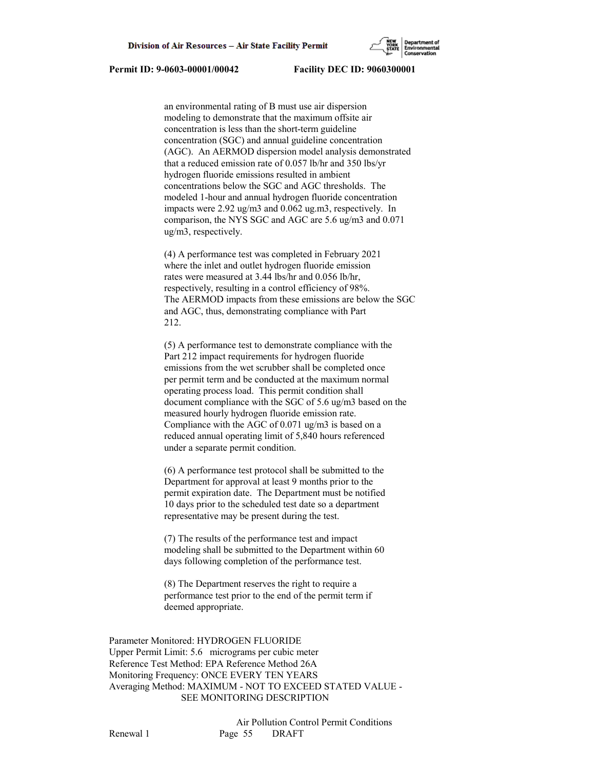an environmental rating of B must use air dispersion modeling to demonstrate that the maximum offsite air concentration is less than the short-term guideline concentration (SGC) and annual guideline concentration (AGC). An AERMOD dispersion model analysis demonstrated that a reduced emission rate of 0.057 lb/hr and 350 lbs/yr hydrogen fluoride emissions resulted in ambient concentrations below the SGC and AGC thresholds. The modeled 1-hour and annual hydrogen fluoride concentration impacts were 2.92 ug/m3 and 0.062 ug.m3, respectively. In comparison, the NYS SGC and AGC are 5.6 ug/m3 and 0.071 ug/m3, respectively.

(4) A performance test was completed in February 2021 where the inlet and outlet hydrogen fluoride emission rates were measured at 3.44 lbs/hr and 0.056 lb/hr, respectively, resulting in a control efficiency of 98%. The AERMOD impacts from these emissions are below the SGC and AGC, thus, demonstrating compliance with Part 212.

(5) A performance test to demonstrate compliance with the Part 212 impact requirements for hydrogen fluoride emissions from the wet scrubber shall be completed once per permit term and be conducted at the maximum normal operating process load. This permit condition shall document compliance with the SGC of 5.6 ug/m3 based on the measured hourly hydrogen fluoride emission rate. Compliance with the AGC of 0.071 ug/m3 is based on a reduced annual operating limit of 5,840 hours referenced under a separate permit condition.

(6) A performance test protocol shall be submitted to the Department for approval at least 9 months prior to the permit expiration date. The Department must be notified 10 days prior to the scheduled test date so a department representative may be present during the test.

(7) The results of the performance test and impact modeling shall be submitted to the Department within 60 days following completion of the performance test.

(8) The Department reserves the right to require a performance test prior to the end of the permit term if deemed appropriate.

Parameter Monitored: HYDROGEN FLUORIDE
Upper Permit Limit: 5.6 micrograms per cubic meter
Reference Test Method: EPA Reference Method 26A
Monitoring Frequency: ONCE EVERY TEN YEARS
Averaging Method: MAXIMUM - NOT TO EXCEED STATED VALUE - SEE MONITORING DESCRIPTION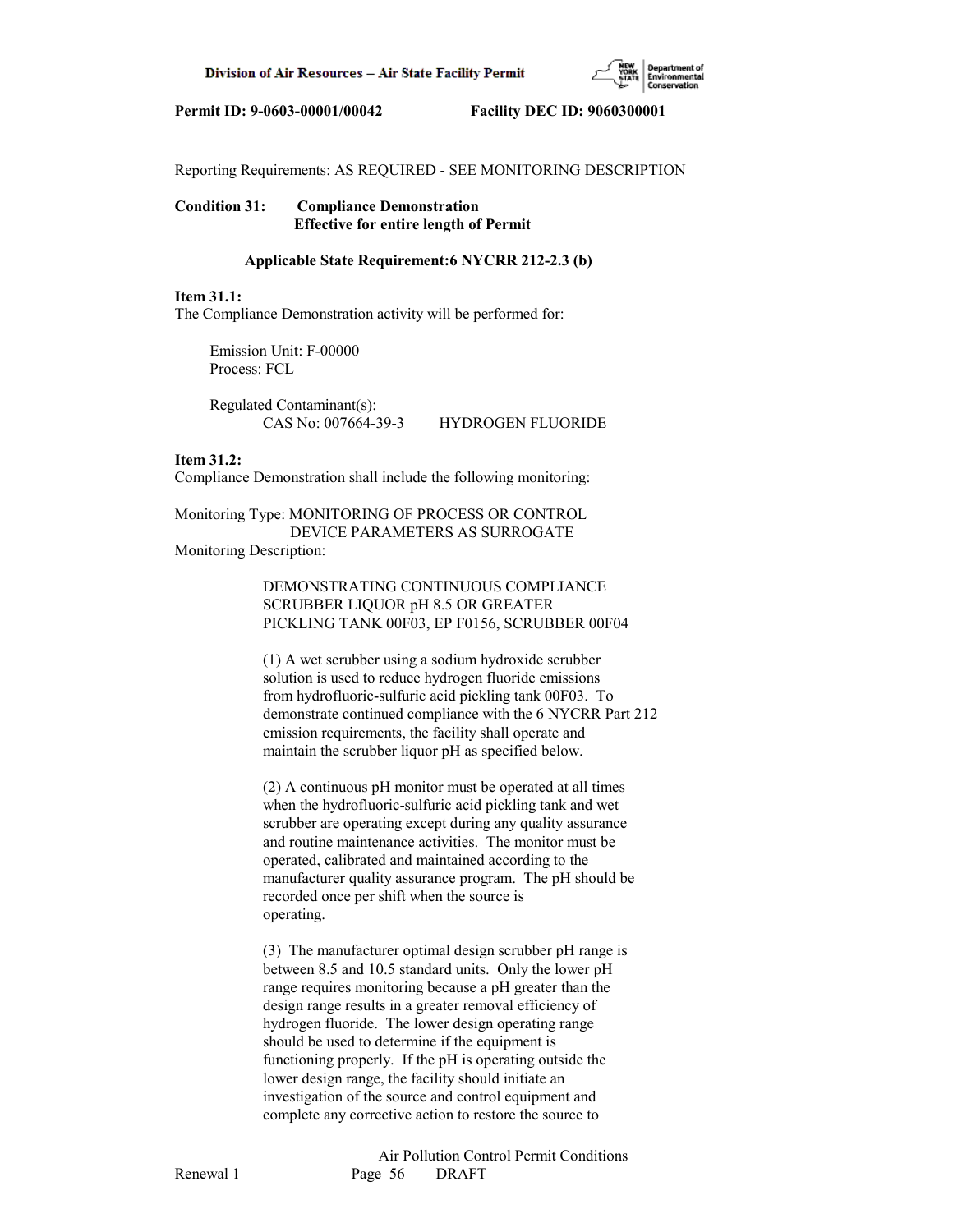Reporting Requirements: AS REQUIRED - SEE MONITORING DESCRIPTION

**Condition 31: Compliance Demonstration**
**Effective for entire length of Permit**

**Applicable State Requirement:6 NYCRR 212-2.3 (b)**

**Item 31.1:**
The Compliance Demonstration activity will be performed for:

Emission Unit: F-00000
Process: FCL

Regulated Contaminant(s):
CAS No: 007664-39-3 HYDROGEN FLUORIDE

**Item 31.2:**
Compliance Demonstration shall include the following monitoring:

Monitoring Type: MONITORING OF PROCESS OR CONTROL DEVICE PARAMETERS AS SURROGATE
Monitoring Description:

DEMONSTRATING CONTINUOUS COMPLIANCE
SCRUBBER LIQUOR pH 8.5 OR GREATER
PICKLING TANK 00F03, EP F0156, SCRUBBER 00F04

(1) A wet scrubber using a sodium hydroxide scrubber solution is used to reduce hydrogen fluoride emissions from hydrofluoric-sulfuric acid pickling tank 00F03. To demonstrate continued compliance with the 6 NYCRR Part 212 emission requirements, the facility shall operate and maintain the scrubber liquor pH as specified below.

(2) A continuous pH monitor must be operated at all times when the hydrofluoric-sulfuric acid pickling tank and wet scrubber are operating except during any quality assurance and routine maintenance activities. The monitor must be operated, calibrated and maintained according to the manufacturer quality assurance program. The pH should be recorded once per shift when the source is operating.

(3) The manufacturer optimal design scrubber pH range is between 8.5 and 10.5 standard units. Only the lower pH range requires monitoring because a pH greater than the design range results in a greater removal efficiency of hydrogen fluoride. The lower design operating range should be used to determine if the equipment is functioning properly. If the pH is operating outside the lower design range, the facility should initiate an investigation of the source and control equipment and complete any corrective action to restore the source to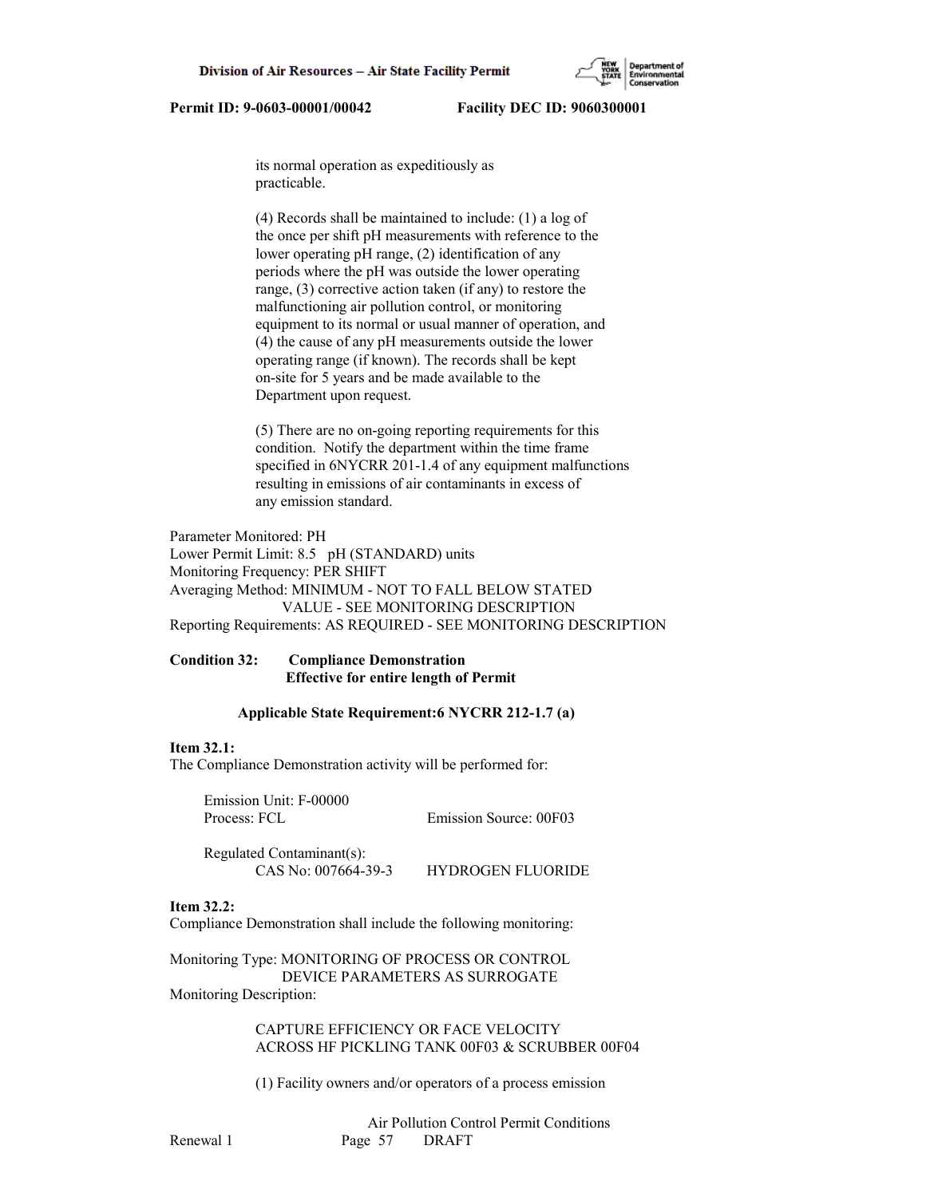its normal operation as expeditiously as practicable.

(4) Records shall be maintained to include: (1) a log of the once per shift pH measurements with reference to the lower operating pH range, (2) identification of any periods where the pH was outside the lower operating range, (3) corrective action taken (if any) to restore the malfunctioning air pollution control, or monitoring equipment to its normal or usual manner of operation, and (4) the cause of any pH measurements outside the lower operating range (if known). The records shall be kept on-site for 5 years and be made available to the Department upon request.

(5) There are no on-going reporting requirements for this condition. Notify the department within the time frame specified in 6NYCRR 201-1.4 of any equipment malfunctions resulting in emissions of air contaminants in excess of any emission standard.

Parameter Monitored: PH
Lower Permit Limit: 8.5 pH (STANDARD) units
Monitoring Frequency: PER SHIFT
Averaging Method: MINIMUM - NOT TO FALL BELOW STATED VALUE - SEE MONITORING DESCRIPTION
Reporting Requirements: AS REQUIRED - SEE MONITORING DESCRIPTION

**Condition 32: Compliance Demonstration**
**Effective for entire length of Permit**

**Applicable State Requirement:6 NYCRR 212-1.7 (a)**

**Item 32.1:**
The Compliance Demonstration activity will be performed for:

Emission Unit: F-00000
Process: FCL Emission Source: 00F03

Regulated Contaminant(s):
CAS No: 007664-39-3 HYDROGEN FLUORIDE

**Item 32.2:**
Compliance Demonstration shall include the following monitoring:

Monitoring Type: MONITORING OF PROCESS OR CONTROL DEVICE PARAMETERS AS SURROGATE
Monitoring Description:

CAPTURE EFFICIENCY OR FACE VELOCITY ACROSS HF PICKLING TANK 00F03 & SCRUBBER 00F04

(1) Facility owners and/or operators of a process emission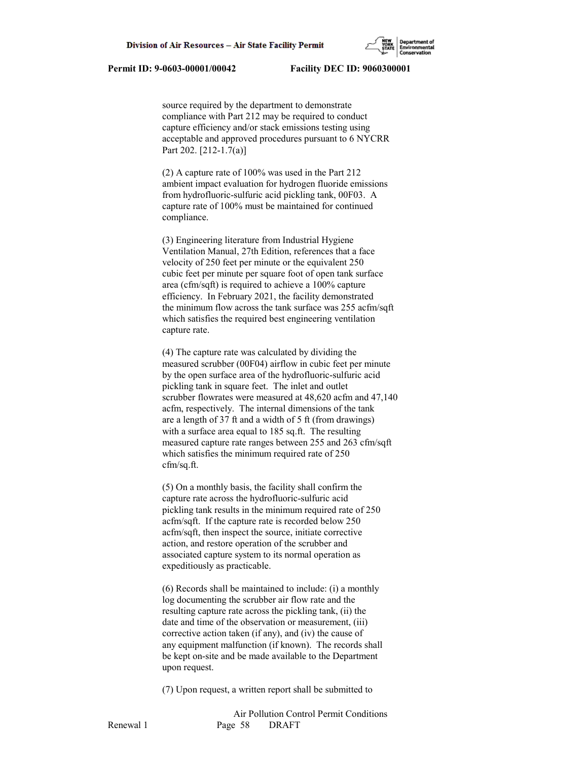source required by the department to demonstrate compliance with Part 212 may be required to conduct capture efficiency and/or stack emissions testing using acceptable and approved procedures pursuant to 6 NYCRR Part 202. [212-1.7(a)]

(2) A capture rate of 100% was used in the Part 212 ambient impact evaluation for hydrogen fluoride emissions from hydrofluoric-sulfuric acid pickling tank, 00F03. A capture rate of 100% must be maintained for continued compliance.

(3) Engineering literature from Industrial Hygiene Ventilation Manual, 27th Edition, references that a face velocity of 250 feet per minute or the equivalent 250 cubic feet per minute per square foot of open tank surface area (cfm/sqft) is required to achieve a 100% capture efficiency. In February 2021, the facility demonstrated the minimum flow across the tank surface was 255 acfm/sqft which satisfies the required best engineering ventilation capture rate.

(4) The capture rate was calculated by dividing the measured scrubber (00F04) airflow in cubic feet per minute by the open surface area of the hydrofluoric-sulfuric acid pickling tank in square feet. The inlet and outlet scrubber flowrates were measured at 48,620 acfm and 47,140 acfm, respectively. The internal dimensions of the tank are a length of 37 ft and a width of 5 ft (from drawings) with a surface area equal to 185 sq.ft. The resulting measured capture rate ranges between 255 and 263 cfm/sqft which satisfies the minimum required rate of 250 cfm/sq.ft.

(5) On a monthly basis, the facility shall confirm the capture rate across the hydrofluoric-sulfuric acid pickling tank results in the minimum required rate of 250 acfm/sqft. If the capture rate is recorded below 250 acfm/sqft, then inspect the source, initiate corrective action, and restore operation of the scrubber and associated capture system to its normal operation as expeditiously as practicable.

(6) Records shall be maintained to include: (i) a monthly log documenting the scrubber air flow rate and the resulting capture rate across the pickling tank, (ii) the date and time of the observation or measurement, (iii) corrective action taken (if any), and (iv) the cause of any equipment malfunction (if known). The records shall be kept on-site and be made available to the Department upon request.

(7) Upon request, a written report shall be submitted to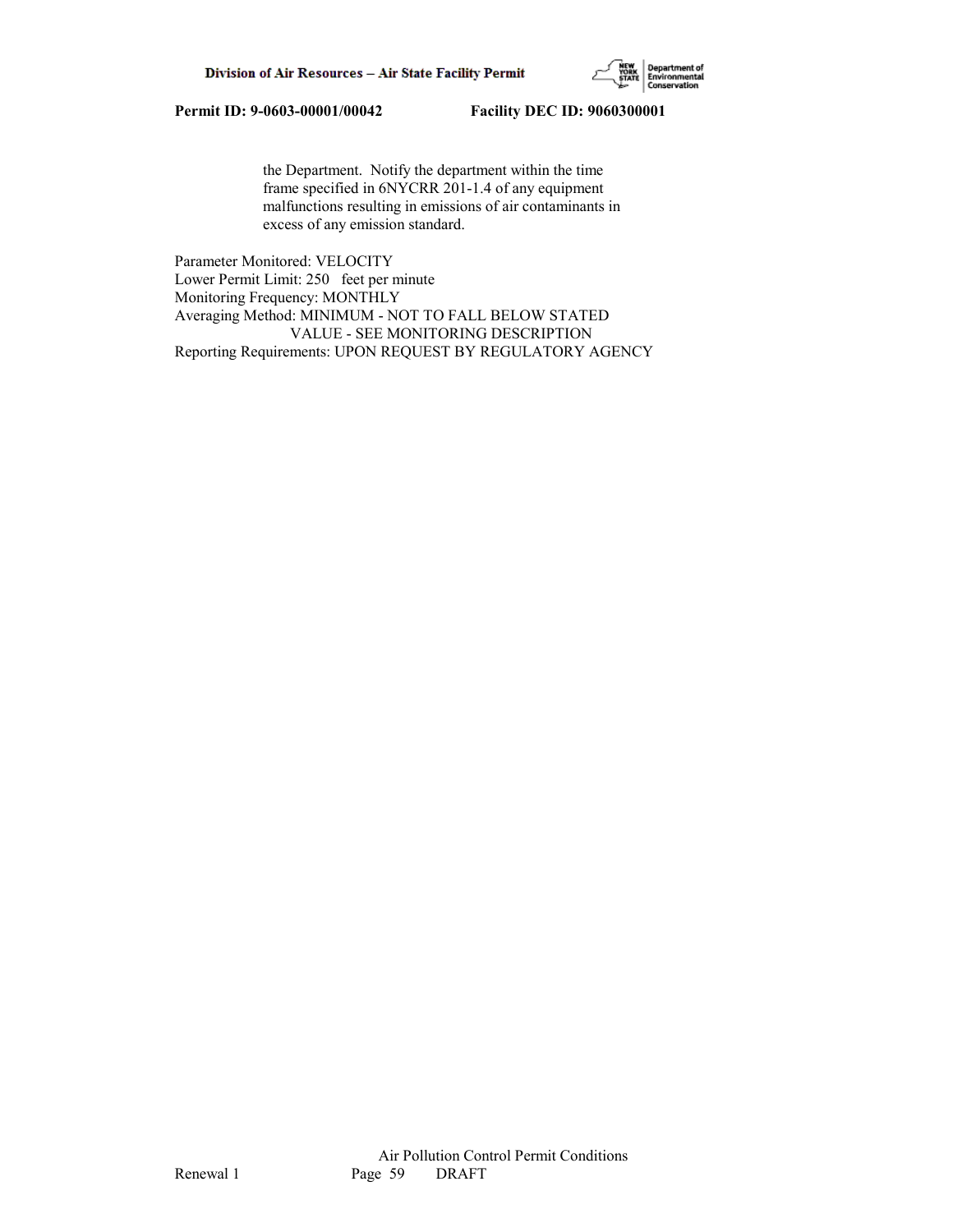the Department. Notify the department within the time frame specified in 6NYCRR 201-1.4 of any equipment malfunctions resulting in emissions of air contaminants in excess of any emission standard.

Parameter Monitored: VELOCITY
Lower Permit Limit: 250 feet per minute
Monitoring Frequency: MONTHLY
Averaging Method: MINIMUM - NOT TO FALL BELOW STATED VALUE - SEE MONITORING DESCRIPTION
Reporting Requirements: UPON REQUEST BY REGULATORY AGENCY